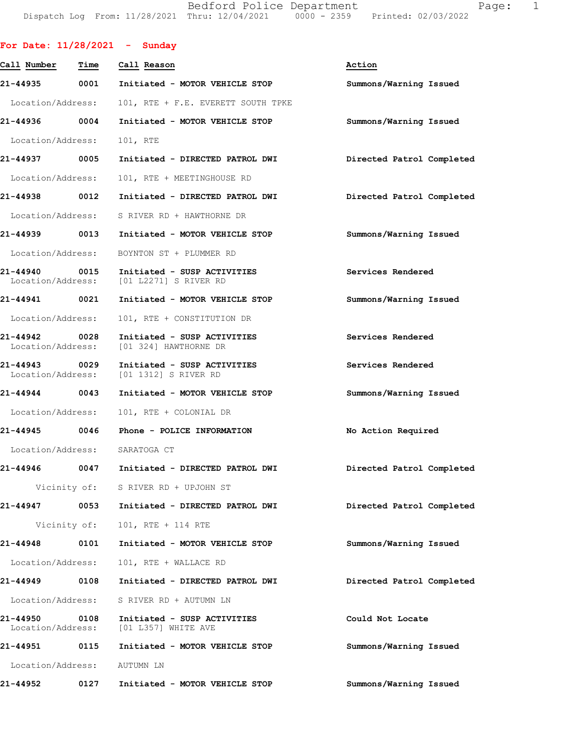Bedford Police Department
Dispatch Log From: 11/28/2021 Thru: 12/04/2021 0000 - 2359 Printed: 02/03/2022

## For Date: 11/28/2021 - Sunday

| Call Number | Time | Call Reason | Action |
|---|---|---|---|
| 21-44935 | 0001 | Initiated - MOTOR VEHICLE STOP | Summons/Warning Issued |
| | | Location/Address: 101, RTE + F.E. EVERETT SOUTH TPKE | |
| 21-44936 | 0004 | Initiated - MOTOR VEHICLE STOP | Summons/Warning Issued |
| | | Location/Address: 101, RTE | |
| 21-44937 | 0005 | Initiated - DIRECTED PATROL DWI | Directed Patrol Completed |
| | | Location/Address: 101, RTE + MEETINGHOUSE RD | |
| 21-44938 | 0012 | Initiated - DIRECTED PATROL DWI | Directed Patrol Completed |
| | | Location/Address: S RIVER RD + HAWTHORNE DR | |
| 21-44939 | 0013 | Initiated - MOTOR VEHICLE STOP | Summons/Warning Issued |
| | | Location/Address: BOYNTON ST + PLUMMER RD | |
| 21-44940 | 0015 | Initiated - SUSP ACTIVITIES | Services Rendered |
| | | Location/Address: [01 L2271] S RIVER RD | |
| 21-44941 | 0021 | Initiated - MOTOR VEHICLE STOP | Summons/Warning Issued |
| | | Location/Address: 101, RTE + CONSTITUTION DR | |
| 21-44942 | 0028 | Initiated - SUSP ACTIVITIES | Services Rendered |
| | | Location/Address: [01 324] HAWTHORNE DR | |
| 21-44943 | 0029 | Initiated - SUSP ACTIVITIES | Services Rendered |
| | | Location/Address: [01 1312] S RIVER RD | |
| 21-44944 | 0043 | Initiated - MOTOR VEHICLE STOP | Summons/Warning Issued |
| | | Location/Address: 101, RTE + COLONIAL DR | |
| 21-44945 | 0046 | Phone - POLICE INFORMATION | No Action Required |
| | | Location/Address: SARATOGA CT | |
| 21-44946 | 0047 | Initiated - DIRECTED PATROL DWI | Directed Patrol Completed |
| | | Vicinity of: S RIVER RD + UPJOHN ST | |
| 21-44947 | 0053 | Initiated - DIRECTED PATROL DWI | Directed Patrol Completed |
| | | Vicinity of: 101, RTE + 114 RTE | |
| 21-44948 | 0101 | Initiated - MOTOR VEHICLE STOP | Summons/Warning Issued |
| | | Location/Address: 101, RTE + WALLACE RD | |
| 21-44949 | 0108 | Initiated - DIRECTED PATROL DWI | Directed Patrol Completed |
| | | Location/Address: S RIVER RD + AUTUMN LN | |
| 21-44950 | 0108 | Initiated - SUSP ACTIVITIES | Could Not Locate |
| | | Location/Address: [01 L357] WHITE AVE | |
| 21-44951 | 0115 | Initiated - MOTOR VEHICLE STOP | Summons/Warning Issued |
| | | Location/Address: AUTUMN LN | |
| 21-44952 | 0127 | Initiated - MOTOR VEHICLE STOP | Summons/Warning Issued |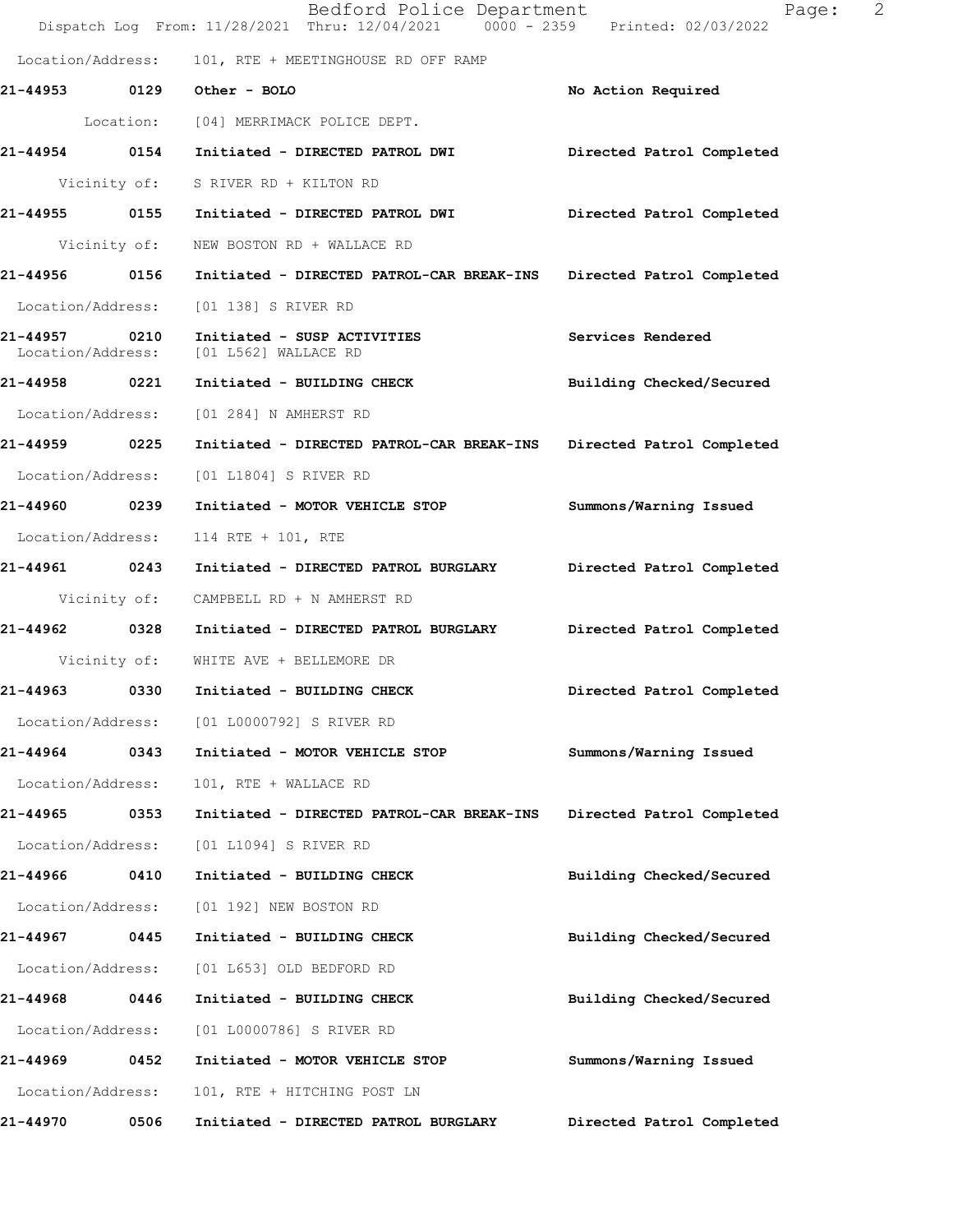Location/Address: 101, RTE + MEETINGHOUSE RD OFF RAMP

**21-44953 0129 Other - BOLO** No Action Required

Location: [04] MERRIMACK POLICE DEPT.

**21-44954 0154 Initiated - DIRECTED PATROL DWI** Directed Patrol Completed

Vicinity of: S RIVER RD + KILTON RD

**21-44955 0155 Initiated - DIRECTED PATROL DWI** Directed Patrol Completed

Vicinity of: NEW BOSTON RD + WALLACE RD

**21-44956 0156 Initiated - DIRECTED PATROL-CAR BREAK-INS** Directed Patrol Completed

Location/Address: [01 138] S RIVER RD

**21-44957 0210 Initiated - SUSP ACTIVITIES** Services Rendered

Location/Address: [01 L562] WALLACE RD

**21-44958 0221 Initiated - BUILDING CHECK** Building Checked/Secured

Location/Address: [01 284] N AMHERST RD

**21-44959 0225 Initiated - DIRECTED PATROL-CAR BREAK-INS** Directed Patrol Completed

Location/Address: [01 L1804] S RIVER RD

**21-44960 0239 Initiated - MOTOR VEHICLE STOP** Summons/Warning Issued

Location/Address: 114 RTE + 101, RTE

**21-44961 0243 Initiated - DIRECTED PATROL BURGLARY** Directed Patrol Completed

Vicinity of: CAMPBELL RD + N AMHERST RD

**21-44962 0328 Initiated - DIRECTED PATROL BURGLARY** Directed Patrol Completed

Vicinity of: WHITE AVE + BELLEMORE DR

**21-44963 0330 Initiated - BUILDING CHECK** Directed Patrol Completed

Location/Address: [01 L0000792] S RIVER RD

**21-44964 0343 Initiated - MOTOR VEHICLE STOP** Summons/Warning Issued

Location/Address: 101, RTE + WALLACE RD

**21-44965 0353 Initiated - DIRECTED PATROL-CAR BREAK-INS** Directed Patrol Completed

Location/Address: [01 L1094] S RIVER RD

**21-44966 0410 Initiated - BUILDING CHECK** Building Checked/Secured

Location/Address: [01 192] NEW BOSTON RD

**21-44967 0445 Initiated - BUILDING CHECK** Building Checked/Secured

Location/Address: [01 L653] OLD BEDFORD RD

**21-44968 0446 Initiated - BUILDING CHECK** Building Checked/Secured

Location/Address: [01 L0000786] S RIVER RD

**21-44969 0452 Initiated - MOTOR VEHICLE STOP** Summons/Warning Issued

Location/Address: 101, RTE + HITCHING POST LN

**21-44970 0506 Initiated - DIRECTED PATROL BURGLARY** Directed Patrol Completed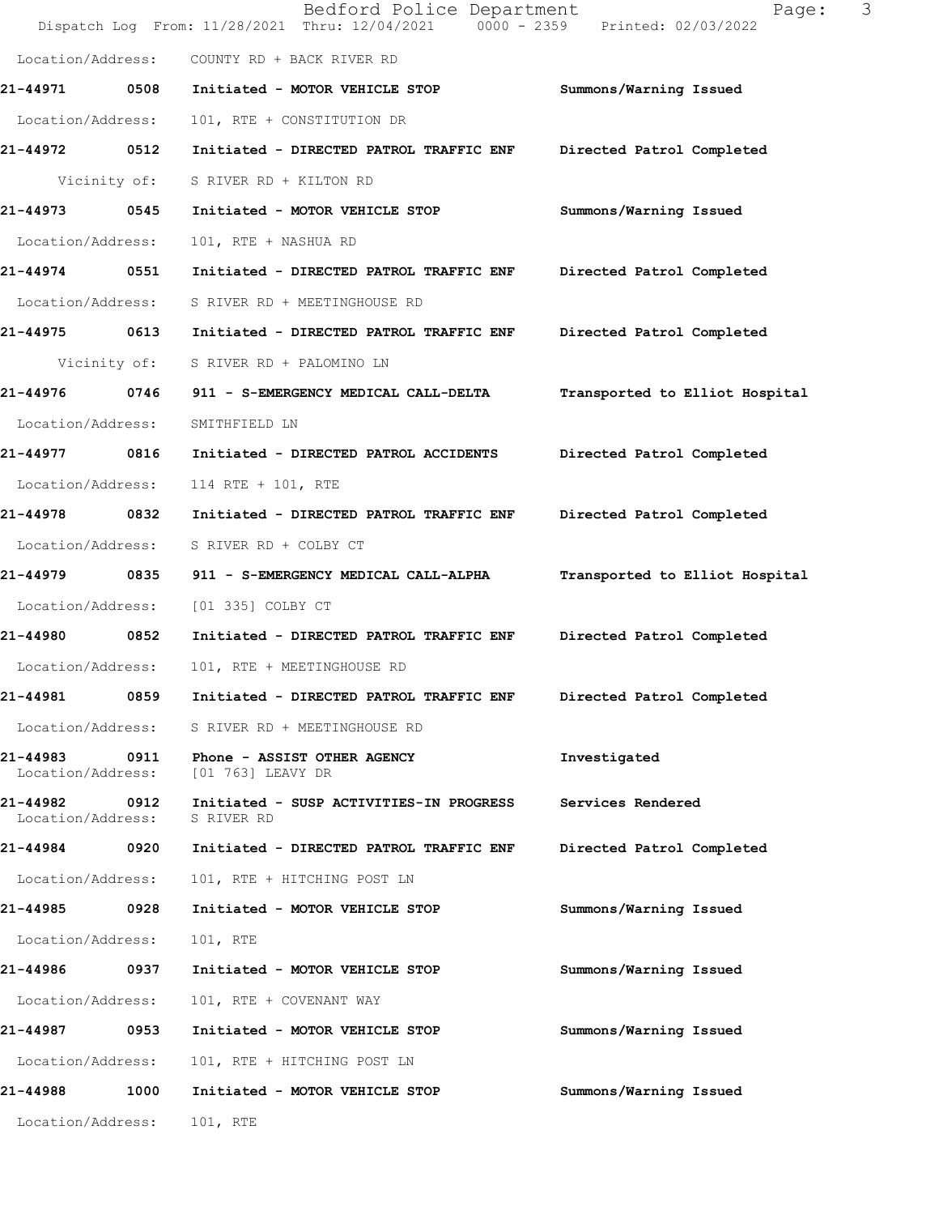Location/Address: COUNTY RD + BACK RIVER RD

**21-44971 0508 Initiated - MOTOR VEHICLE STOP** **Summons/Warning Issued**

Location/Address: 101, RTE + CONSTITUTION DR

**21-44972 0512 Initiated - DIRECTED PATROL TRAFFIC ENF** **Directed Patrol Completed**

Vicinity of: S RIVER RD + KILTON RD

**21-44973 0545 Initiated - MOTOR VEHICLE STOP** **Summons/Warning Issued**

Location/Address: 101, RTE + NASHUA RD

**21-44974 0551 Initiated - DIRECTED PATROL TRAFFIC ENF** **Directed Patrol Completed**

Location/Address: S RIVER RD + MEETINGHOUSE RD

**21-44975 0613 Initiated - DIRECTED PATROL TRAFFIC ENF** **Directed Patrol Completed**

Vicinity of: S RIVER RD + PALOMINO LN

**21-44976 0746 911 - S-EMERGENCY MEDICAL CALL-DELTA** **Transported to Elliot Hospital**

Location/Address: SMITHFIELD LN

**21-44977 0816 Initiated - DIRECTED PATROL ACCIDENTS** **Directed Patrol Completed**

Location/Address: 114 RTE + 101, RTE

**21-44978 0832 Initiated - DIRECTED PATROL TRAFFIC ENF** **Directed Patrol Completed**

Location/Address: S RIVER RD + COLBY CT

**21-44979 0835 911 - S-EMERGENCY MEDICAL CALL-ALPHA** **Transported to Elliot Hospital**

Location/Address: [01 335] COLBY CT

**21-44980 0852 Initiated - DIRECTED PATROL TRAFFIC ENF** **Directed Patrol Completed**

Location/Address: 101, RTE + MEETINGHOUSE RD

**21-44981 0859 Initiated - DIRECTED PATROL TRAFFIC ENF** **Directed Patrol Completed**

Location/Address: S RIVER RD + MEETINGHOUSE RD

**21-44983 0911 Phone - ASSIST OTHER AGENCY** **Investigated**
Location/Address: [01 763] LEAVY DR

**21-44982 0912 Initiated - SUSP ACTIVITIES-IN PROGRESS** **Services Rendered**
Location/Address: S RIVER RD

**21-44984 0920 Initiated - DIRECTED PATROL TRAFFIC ENF** **Directed Patrol Completed**

Location/Address: 101, RTE + HITCHING POST LN

**21-44985 0928 Initiated - MOTOR VEHICLE STOP** **Summons/Warning Issued**

Location/Address: 101, RTE

**21-44986 0937 Initiated - MOTOR VEHICLE STOP** **Summons/Warning Issued**

Location/Address: 101, RTE + COVENANT WAY

**21-44987 0953 Initiated - MOTOR VEHICLE STOP** **Summons/Warning Issued**

Location/Address: 101, RTE + HITCHING POST LN

**21-44988 1000 Initiated - MOTOR VEHICLE STOP** **Summons/Warning Issued**

Location/Address: 101, RTE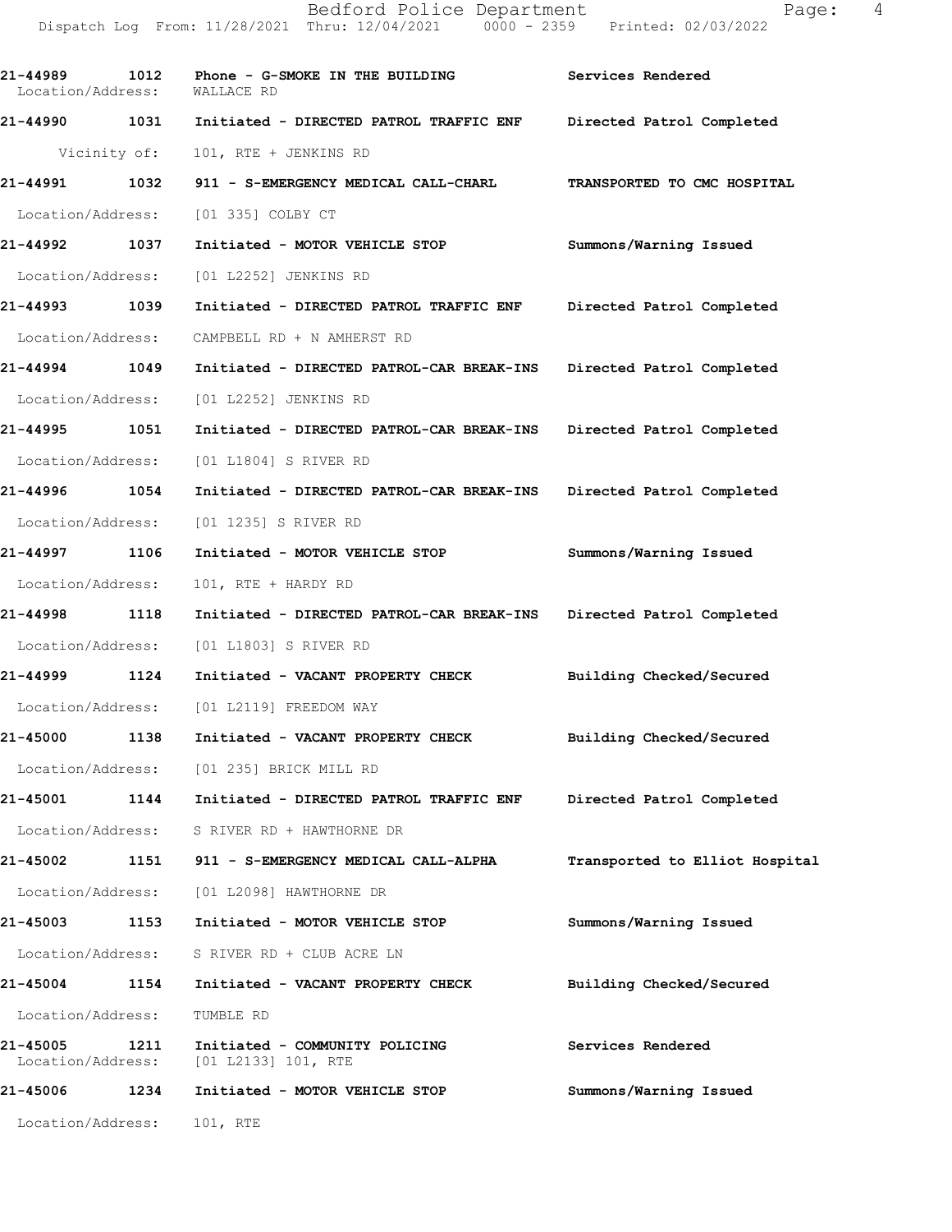**21-44989 1012 Phone - G-SMOKE IN THE BUILDING** Services Rendered
Location/Address: WALLACE RD

**21-44990 1031 Initiated - DIRECTED PATROL TRAFFIC ENF** Directed Patrol Completed
Vicinity of: 101, RTE + JENKINS RD

**21-44991 1032 911 - S-EMERGENCY MEDICAL CALL-CHARL** TRANSPORTED TO CMC HOSPITAL
Location/Address: [01 335] COLBY CT

**21-44992 1037 Initiated - MOTOR VEHICLE STOP** Summons/Warning Issued
Location/Address: [01 L2252] JENKINS RD

**21-44993 1039 Initiated - DIRECTED PATROL TRAFFIC ENF** Directed Patrol Completed
Location/Address: CAMPBELL RD + N AMHERST RD

**21-44994 1049 Initiated - DIRECTED PATROL-CAR BREAK-INS** Directed Patrol Completed
Location/Address: [01 L2252] JENKINS RD

**21-44995 1051 Initiated - DIRECTED PATROL-CAR BREAK-INS** Directed Patrol Completed
Location/Address: [01 L1804] S RIVER RD

**21-44996 1054 Initiated - DIRECTED PATROL-CAR BREAK-INS** Directed Patrol Completed
Location/Address: [01 1235] S RIVER RD

**21-44997 1106 Initiated - MOTOR VEHICLE STOP** Summons/Warning Issued
Location/Address: 101, RTE + HARDY RD

**21-44998 1118 Initiated - DIRECTED PATROL-CAR BREAK-INS** Directed Patrol Completed
Location/Address: [01 L1803] S RIVER RD

**21-44999 1124 Initiated - VACANT PROPERTY CHECK** Building Checked/Secured
Location/Address: [01 L2119] FREEDOM WAY

**21-45000 1138 Initiated - VACANT PROPERTY CHECK** Building Checked/Secured
Location/Address: [01 235] BRICK MILL RD

**21-45001 1144 Initiated - DIRECTED PATROL TRAFFIC ENF** Directed Patrol Completed
Location/Address: S RIVER RD + HAWTHORNE DR

**21-45002 1151 911 - S-EMERGENCY MEDICAL CALL-ALPHA** Transported to Elliot Hospital
Location/Address: [01 L2098] HAWTHORNE DR

**21-45003 1153 Initiated - MOTOR VEHICLE STOP** Summons/Warning Issued
Location/Address: S RIVER RD + CLUB ACRE LN

**21-45004 1154 Initiated - VACANT PROPERTY CHECK** Building Checked/Secured
Location/Address: TUMBLE RD

**21-45005 1211 Initiated - COMMUNITY POLICING** Services Rendered
Location/Address: [01 L2133] 101, RTE

**21-45006 1234 Initiated - MOTOR VEHICLE STOP** Summons/Warning Issued
Location/Address: 101, RTE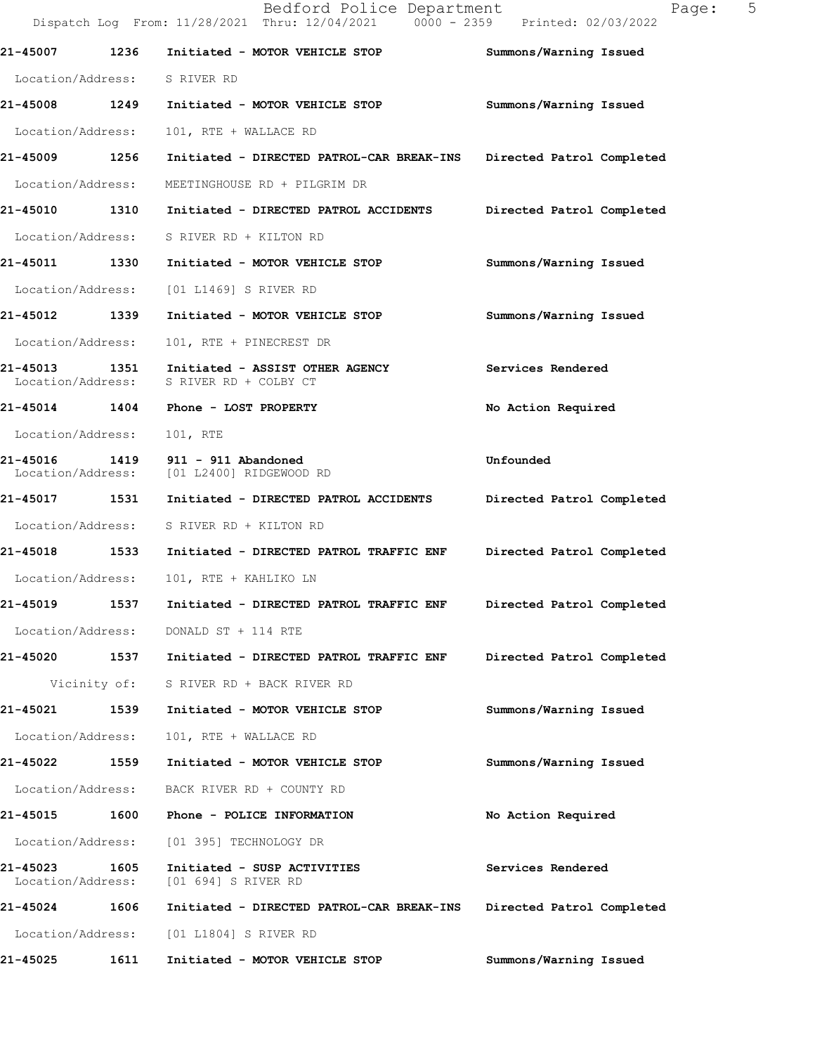| Call Number | Time | Call Reason | Action |
|---|---|---|---|
| **21-45007** | **1236** | **Initiated - MOTOR VEHICLE STOP** | **Summons/Warning Issued** |
| Location/Address: | | S RIVER RD | |
| **21-45008** | **1249** | **Initiated - MOTOR VEHICLE STOP** | **Summons/Warning Issued** |
| Location/Address: | | 101, RTE + WALLACE RD | |
| **21-45009** | **1256** | **Initiated - DIRECTED PATROL-CAR BREAK-INS** | **Directed Patrol Completed** |
| Location/Address: | | MEETINGHOUSE RD + PILGRIM DR | |
| **21-45010** | **1310** | **Initiated - DIRECTED PATROL ACCIDENTS** | **Directed Patrol Completed** |
| Location/Address: | | S RIVER RD + KILTON RD | |
| **21-45011** | **1330** | **Initiated - MOTOR VEHICLE STOP** | **Summons/Warning Issued** |
| Location/Address: | | [01 L1469] S RIVER RD | |
| **21-45012** | **1339** | **Initiated - MOTOR VEHICLE STOP** | **Summons/Warning Issued** |
| Location/Address: | | 101, RTE + PINECREST DR | |
| **21-45013** | **1351** | **Initiated - ASSIST OTHER AGENCY** | **Services Rendered** |
| Location/Address: | | S RIVER RD + COLBY CT | |
| **21-45014** | **1404** | **Phone - LOST PROPERTY** | **No Action Required** |
| Location/Address: | | 101, RTE | |
| **21-45016** | **1419** | **911 - 911 Abandoned** | **Unfounded** |
| Location/Address: | | [01 L2400] RIDGEWOOD RD | |
| **21-45017** | **1531** | **Initiated - DIRECTED PATROL ACCIDENTS** | **Directed Patrol Completed** |
| Location/Address: | | S RIVER RD + KILTON RD | |
| **21-45018** | **1533** | **Initiated - DIRECTED PATROL TRAFFIC ENF** | **Directed Patrol Completed** |
| Location/Address: | | 101, RTE + KAHLIKO LN | |
| **21-45019** | **1537** | **Initiated - DIRECTED PATROL TRAFFIC ENF** | **Directed Patrol Completed** |
| Location/Address: | | DONALD ST + 114 RTE | |
| **21-45020** | **1537** | **Initiated - DIRECTED PATROL TRAFFIC ENF** | **Directed Patrol Completed** |
| Vicinity of: | | S RIVER RD + BACK RIVER RD | |
| **21-45021** | **1539** | **Initiated - MOTOR VEHICLE STOP** | **Summons/Warning Issued** |
| Location/Address: | | 101, RTE + WALLACE RD | |
| **21-45022** | **1559** | **Initiated - MOTOR VEHICLE STOP** | **Summons/Warning Issued** |
| Location/Address: | | BACK RIVER RD + COUNTY RD | |
| **21-45015** | **1600** | **Phone - POLICE INFORMATION** | **No Action Required** |
| Location/Address: | | [01 395] TECHNOLOGY DR | |
| **21-45023** | **1605** | **Initiated - SUSP ACTIVITIES** | **Services Rendered** |
| Location/Address: | | [01 694] S RIVER RD | |
| **21-45024** | **1606** | **Initiated - DIRECTED PATROL-CAR BREAK-INS** | **Directed Patrol Completed** |
| Location/Address: | | [01 L1804] S RIVER RD | |
| **21-45025** | **1611** | **Initiated - MOTOR VEHICLE STOP** | **Summons/Warning Issued** |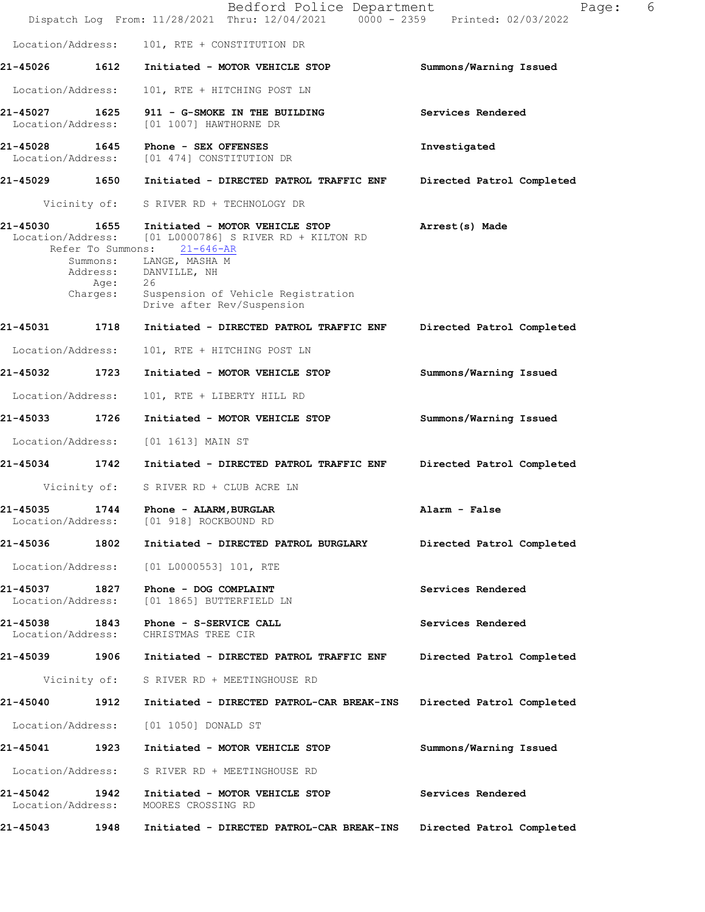Location/Address: 101, RTE + CONSTITUTION DR

**21-45026 1612 Initiated - MOTOR VEHICLE STOP** Summons/Warning Issued

Location/Address: 101, RTE + HITCHING POST LN

**21-45027 1625 911 - G-SMOKE IN THE BUILDING** Services Rendered
Location/Address: [01 1007] HAWTHORNE DR

**21-45028 1645 Phone - SEX OFFENSES** Investigated
Location/Address: [01 474] CONSTITUTION DR

**21-45029 1650 Initiated - DIRECTED PATROL TRAFFIC ENF** Directed Patrol Completed

Vicinity of: S RIVER RD + TECHNOLOGY DR

**21-45030 1655 Initiated - MOTOR VEHICLE STOP** Arrest(s) Made
Location/Address: [01 L0000786] S RIVER RD + KILTON RD
Refer To Summons: 21-646-AR
Summons: LANGE, MASHA M
Address: DANVILLE, NH
Age: 26
Charges: Suspension of Vehicle Registration
Drive after Rev/Suspension

**21-45031 1718 Initiated - DIRECTED PATROL TRAFFIC ENF** Directed Patrol Completed

Location/Address: 101, RTE + HITCHING POST LN

**21-45032 1723 Initiated - MOTOR VEHICLE STOP** Summons/Warning Issued

Location/Address: 101, RTE + LIBERTY HILL RD

**21-45033 1726 Initiated - MOTOR VEHICLE STOP** Summons/Warning Issued

Location/Address: [01 1613] MAIN ST

**21-45034 1742 Initiated - DIRECTED PATROL TRAFFIC ENF** Directed Patrol Completed

Vicinity of: S RIVER RD + CLUB ACRE LN

**21-45035 1744 Phone - ALARM,BURGLAR** Alarm - False
Location/Address: [01 918] ROCKBOUND RD

**21-45036 1802 Initiated - DIRECTED PATROL BURGLARY** Directed Patrol Completed

Location/Address: [01 L0000553] 101, RTE

**21-45037 1827 Phone - DOG COMPLAINT** Services Rendered
Location/Address: [01 1865] BUTTERFIELD LN

**21-45038 1843 Phone - S-SERVICE CALL** Services Rendered
Location/Address: CHRISTMAS TREE CIR

**21-45039 1906 Initiated - DIRECTED PATROL TRAFFIC ENF** Directed Patrol Completed

Vicinity of: S RIVER RD + MEETINGHOUSE RD

**21-45040 1912 Initiated - DIRECTED PATROL-CAR BREAK-INS** Directed Patrol Completed

Location/Address: [01 1050] DONALD ST

**21-45041 1923 Initiated - MOTOR VEHICLE STOP** Summons/Warning Issued

Location/Address: S RIVER RD + MEETINGHOUSE RD

**21-45042 1942 Initiated - MOTOR VEHICLE STOP** Services Rendered
Location/Address: MOORES CROSSING RD

**21-45043 1948 Initiated - DIRECTED PATROL-CAR BREAK-INS** Directed Patrol Completed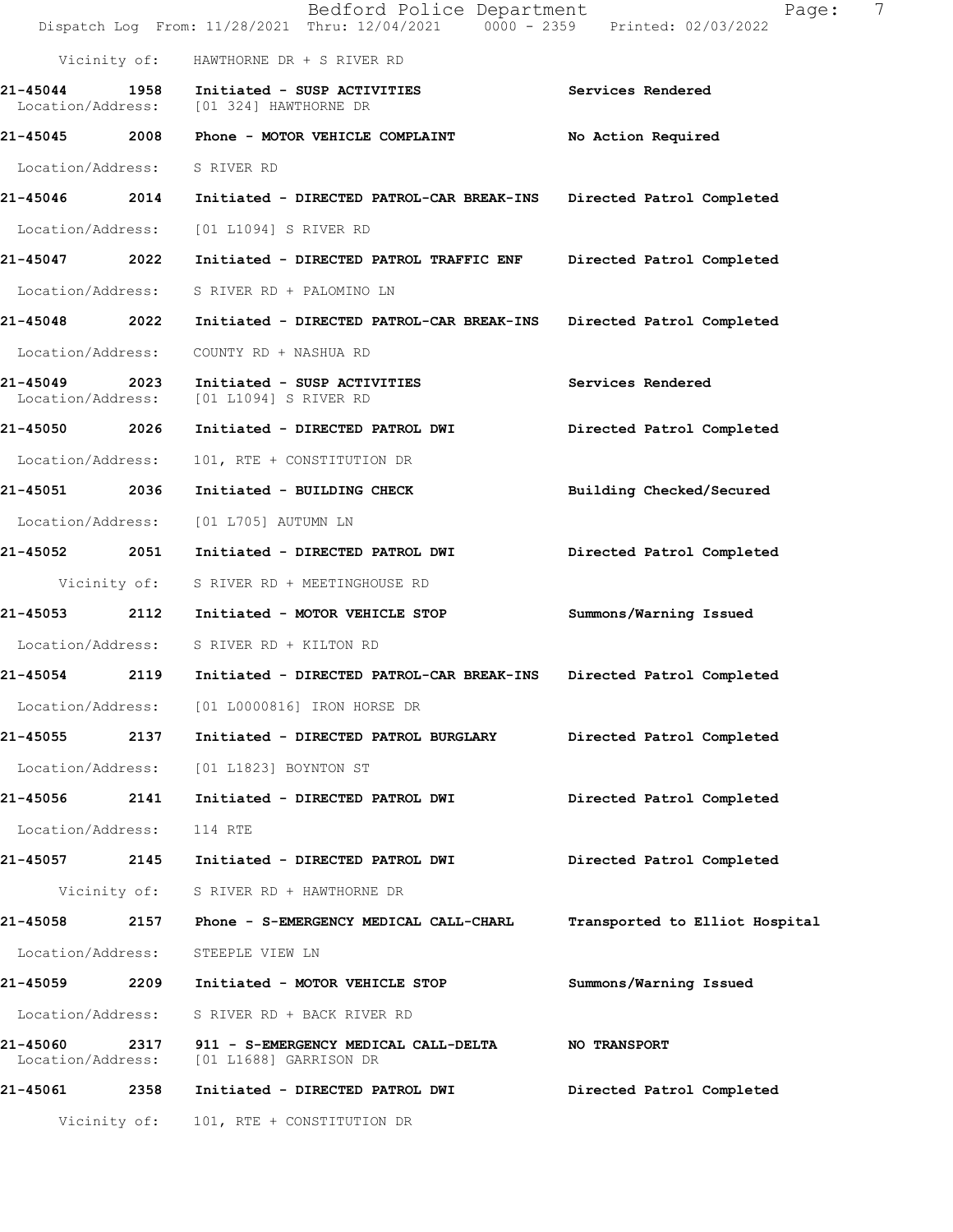Vicinity of: HAWTHORNE DR + S RIVER RD

**21-45044 1958 Initiated - SUSP ACTIVITIES** **Services Rendered**
Location/Address: [01 324] HAWTHORNE DR

**21-45045 2008 Phone - MOTOR VEHICLE COMPLAINT** **No Action Required**
Location/Address: S RIVER RD

**21-45046 2014 Initiated - DIRECTED PATROL-CAR BREAK-INS** **Directed Patrol Completed**
Location/Address: [01 L1094] S RIVER RD

**21-45047 2022 Initiated - DIRECTED PATROL TRAFFIC ENF** **Directed Patrol Completed**
Location/Address: S RIVER RD + PALOMINO LN

**21-45048 2022 Initiated - DIRECTED PATROL-CAR BREAK-INS** **Directed Patrol Completed**
Location/Address: COUNTY RD + NASHUA RD

**21-45049 2023 Initiated - SUSP ACTIVITIES** **Services Rendered**
Location/Address: [01 L1094] S RIVER RD

**21-45050 2026 Initiated - DIRECTED PATROL DWI** **Directed Patrol Completed**
Location/Address: 101, RTE + CONSTITUTION DR

**21-45051 2036 Initiated - BUILDING CHECK** **Building Checked/Secured**
Location/Address: [01 L705] AUTUMN LN

**21-45052 2051 Initiated - DIRECTED PATROL DWI** **Directed Patrol Completed**
Vicinity of: S RIVER RD + MEETINGHOUSE RD

**21-45053 2112 Initiated - MOTOR VEHICLE STOP** **Summons/Warning Issued**
Location/Address: S RIVER RD + KILTON RD

**21-45054 2119 Initiated - DIRECTED PATROL-CAR BREAK-INS** **Directed Patrol Completed**
Location/Address: [01 L0000816] IRON HORSE DR

**21-45055 2137 Initiated - DIRECTED PATROL BURGLARY** **Directed Patrol Completed**
Location/Address: [01 L1823] BOYNTON ST

**21-45056 2141 Initiated - DIRECTED PATROL DWI** **Directed Patrol Completed**
Location/Address: 114 RTE

**21-45057 2145 Initiated - DIRECTED PATROL DWI** **Directed Patrol Completed**
Vicinity of: S RIVER RD + HAWTHORNE DR

**21-45058 2157 Phone - S-EMERGENCY MEDICAL CALL-CHARL** **Transported to Elliot Hospital**
Location/Address: STEEPLE VIEW LN

**21-45059 2209 Initiated - MOTOR VEHICLE STOP** **Summons/Warning Issued**
Location/Address: S RIVER RD + BACK RIVER RD

**21-45060 2317 911 - S-EMERGENCY MEDICAL CALL-DELTA** **NO TRANSPORT**
Location/Address: [01 L1688] GARRISON DR

**21-45061 2358 Initiated - DIRECTED PATROL DWI** **Directed Patrol Completed**
Vicinity of: 101, RTE + CONSTITUTION DR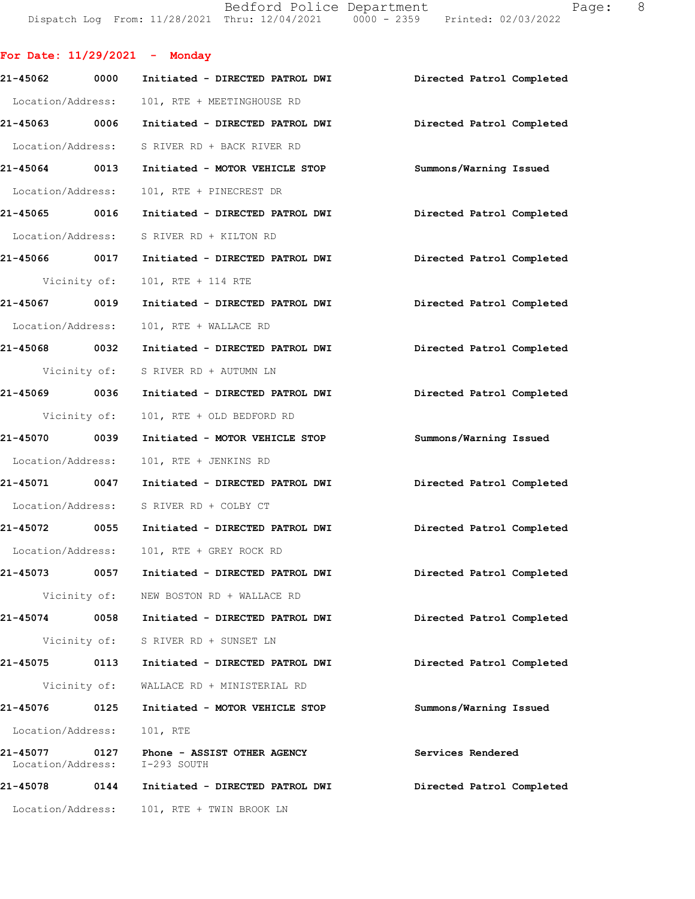## For Date: 11/29/2021 - Monday

**21-45062** 0000 **Initiated - DIRECTED PATROL DWI** — **Directed Patrol Completed**
Location/Address: 101, RTE + MEETINGHOUSE RD

**21-45063** 0006 **Initiated - DIRECTED PATROL DWI** — **Directed Patrol Completed**
Location/Address: S RIVER RD + BACK RIVER RD

**21-45064** 0013 **Initiated - MOTOR VEHICLE STOP** — **Summons/Warning Issued**
Location/Address: 101, RTE + PINECREST DR

**21-45065** 0016 **Initiated - DIRECTED PATROL DWI** — **Directed Patrol Completed**
Location/Address: S RIVER RD + KILTON RD

**21-45066** 0017 **Initiated - DIRECTED PATROL DWI** — **Directed Patrol Completed**
Vicinity of: 101, RTE + 114 RTE

**21-45067** 0019 **Initiated - DIRECTED PATROL DWI** — **Directed Patrol Completed**
Location/Address: 101, RTE + WALLACE RD

**21-45068** 0032 **Initiated - DIRECTED PATROL DWI** — **Directed Patrol Completed**
Vicinity of: S RIVER RD + AUTUMN LN

**21-45069** 0036 **Initiated - DIRECTED PATROL DWI** — **Directed Patrol Completed**
Vicinity of: 101, RTE + OLD BEDFORD RD

**21-45070** 0039 **Initiated - MOTOR VEHICLE STOP** — **Summons/Warning Issued**
Location/Address: 101, RTE + JENKINS RD

**21-45071** 0047 **Initiated - DIRECTED PATROL DWI** — **Directed Patrol Completed**
Location/Address: S RIVER RD + COLBY CT

**21-45072** 0055 **Initiated - DIRECTED PATROL DWI** — **Directed Patrol Completed**
Location/Address: 101, RTE + GREY ROCK RD

**21-45073** 0057 **Initiated - DIRECTED PATROL DWI** — **Directed Patrol Completed**
Vicinity of: NEW BOSTON RD + WALLACE RD

**21-45074** 0058 **Initiated - DIRECTED PATROL DWI** — **Directed Patrol Completed**
Vicinity of: S RIVER RD + SUNSET LN

**21-45075** 0113 **Initiated - DIRECTED PATROL DWI** — **Directed Patrol Completed**
Vicinity of: WALLACE RD + MINISTERIAL RD

**21-45076** 0125 **Initiated - MOTOR VEHICLE STOP** — **Summons/Warning Issued**
Location/Address: 101, RTE

**21-45077** 0127 **Phone - ASSIST OTHER AGENCY** — **Services Rendered**
Location/Address: I-293 SOUTH

**21-45078** 0144 **Initiated - DIRECTED PATROL DWI** — **Directed Patrol Completed**
Location/Address: 101, RTE + TWIN BROOK LN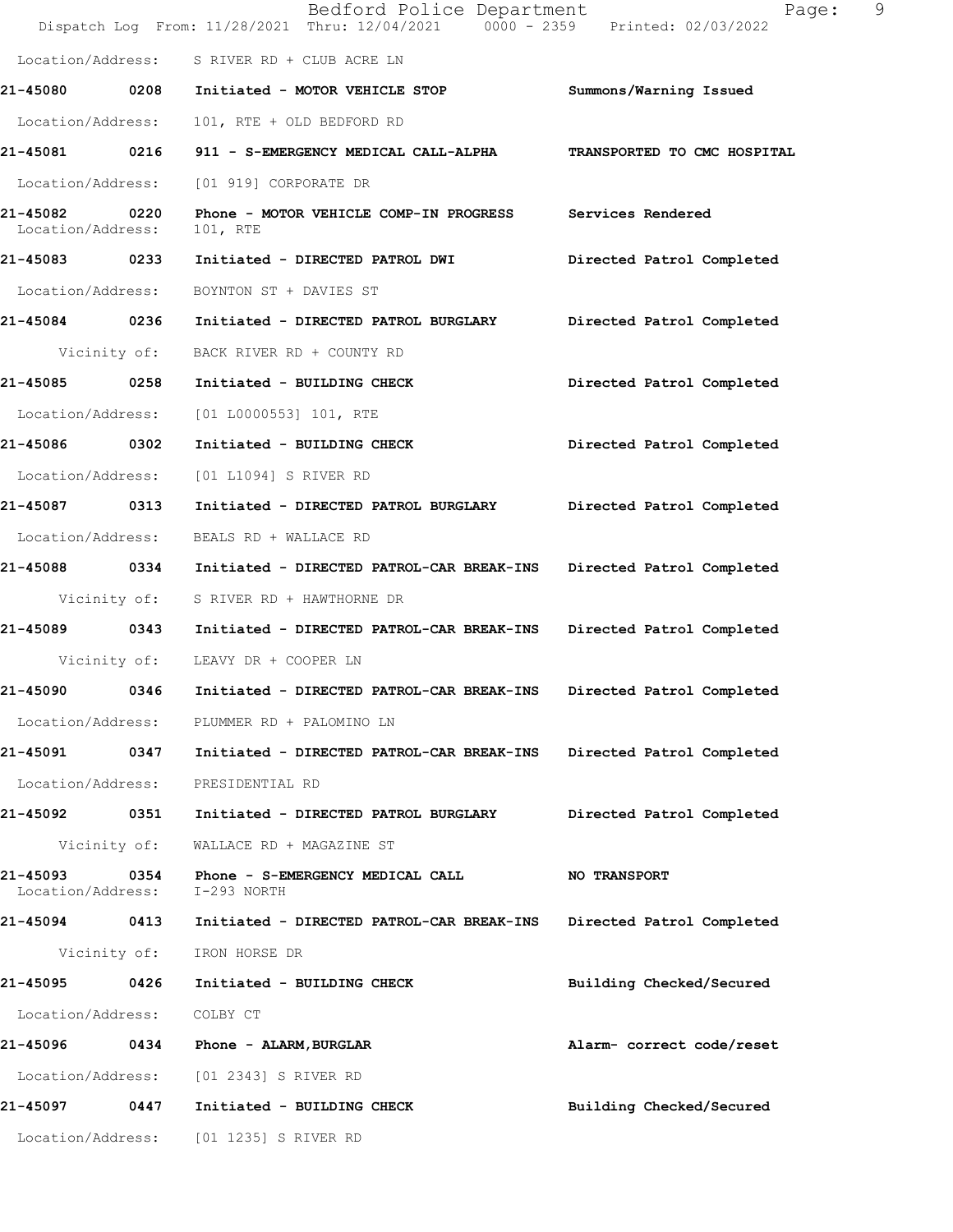Location/Address: S RIVER RD + CLUB ACRE LN

**21-45080 0208 Initiated - MOTOR VEHICLE STOP Summons/Warning Issued**

Location/Address: 101, RTE + OLD BEDFORD RD

**21-45081 0216 911 - S-EMERGENCY MEDICAL CALL-ALPHA TRANSPORTED TO CMC HOSPITAL**

Location/Address: [01 919] CORPORATE DR

**21-45082 0220 Phone - MOTOR VEHICLE COMP-IN PROGRESS Services Rendered**
Location/Address: 101, RTE

**21-45083 0233 Initiated - DIRECTED PATROL DWI Directed Patrol Completed**

Location/Address: BOYNTON ST + DAVIES ST

**21-45084 0236 Initiated - DIRECTED PATROL BURGLARY Directed Patrol Completed**

Vicinity of: BACK RIVER RD + COUNTY RD

**21-45085 0258 Initiated - BUILDING CHECK Directed Patrol Completed**

Location/Address: [01 L0000553] 101, RTE

**21-45086 0302 Initiated - BUILDING CHECK Directed Patrol Completed**

Location/Address: [01 L1094] S RIVER RD

**21-45087 0313 Initiated - DIRECTED PATROL BURGLARY Directed Patrol Completed**

Location/Address: BEALS RD + WALLACE RD

**21-45088 0334 Initiated - DIRECTED PATROL-CAR BREAK-INS Directed Patrol Completed**

Vicinity of: S RIVER RD + HAWTHORNE DR

**21-45089 0343 Initiated - DIRECTED PATROL-CAR BREAK-INS Directed Patrol Completed**

Vicinity of: LEAVY DR + COOPER LN

**21-45090 0346 Initiated - DIRECTED PATROL-CAR BREAK-INS Directed Patrol Completed**

Location/Address: PLUMMER RD + PALOMINO LN

**21-45091 0347 Initiated - DIRECTED PATROL-CAR BREAK-INS Directed Patrol Completed**

Location/Address: PRESIDENTIAL RD

**21-45092 0351 Initiated - DIRECTED PATROL BURGLARY Directed Patrol Completed**

Vicinity of: WALLACE RD + MAGAZINE ST

**21-45093 0354 Phone - S-EMERGENCY MEDICAL CALL NO TRANSPORT**
Location/Address: I-293 NORTH

**21-45094 0413 Initiated - DIRECTED PATROL-CAR BREAK-INS Directed Patrol Completed**

Vicinity of: IRON HORSE DR

**21-45095 0426 Initiated - BUILDING CHECK Building Checked/Secured**

Location/Address: COLBY CT

**21-45096 0434 Phone - ALARM,BURGLAR Alarm- correct code/reset**

Location/Address: [01 2343] S RIVER RD

**21-45097 0447 Initiated - BUILDING CHECK Building Checked/Secured**

Location/Address: [01 1235] S RIVER RD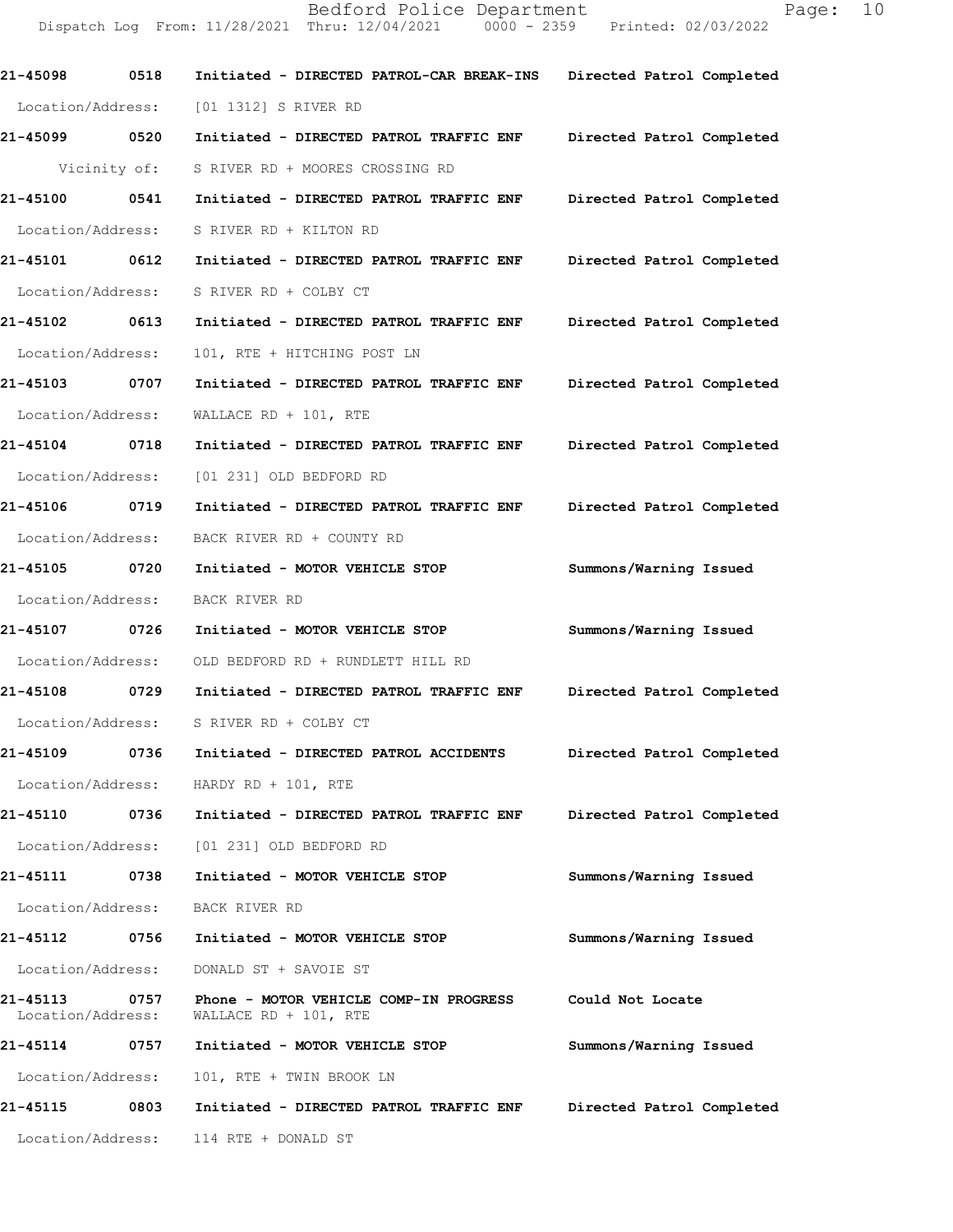**21-45098 0518 Initiated - DIRECTED PATROL-CAR BREAK-INS Directed Patrol Completed**

Location/Address: [01 1312] S RIVER RD

**21-45099 0520 Initiated - DIRECTED PATROL TRAFFIC ENF Directed Patrol Completed**

Vicinity of: S RIVER RD + MOORES CROSSING RD

**21-45100 0541 Initiated - DIRECTED PATROL TRAFFIC ENF Directed Patrol Completed**

Location/Address: S RIVER RD + KILTON RD

**21-45101 0612 Initiated - DIRECTED PATROL TRAFFIC ENF Directed Patrol Completed**

Location/Address: S RIVER RD + COLBY CT

**21-45102 0613 Initiated - DIRECTED PATROL TRAFFIC ENF Directed Patrol Completed**

Location/Address: 101, RTE + HITCHING POST LN

**21-45103 0707 Initiated - DIRECTED PATROL TRAFFIC ENF Directed Patrol Completed**

Location/Address: WALLACE RD + 101, RTE

**21-45104 0718 Initiated - DIRECTED PATROL TRAFFIC ENF Directed Patrol Completed**

Location/Address: [01 231] OLD BEDFORD RD

**21-45106 0719 Initiated - DIRECTED PATROL TRAFFIC ENF Directed Patrol Completed**

Location/Address: BACK RIVER RD + COUNTY RD

**21-45105 0720 Initiated - MOTOR VEHICLE STOP Summons/Warning Issued**

Location/Address: BACK RIVER RD

**21-45107 0726 Initiated - MOTOR VEHICLE STOP Summons/Warning Issued**

Location/Address: OLD BEDFORD RD + RUNDLETT HILL RD

**21-45108 0729 Initiated - DIRECTED PATROL TRAFFIC ENF Directed Patrol Completed**

Location/Address: S RIVER RD + COLBY CT

**21-45109 0736 Initiated - DIRECTED PATROL ACCIDENTS Directed Patrol Completed**

Location/Address: HARDY RD + 101, RTE

**21-45110 0736 Initiated - DIRECTED PATROL TRAFFIC ENF Directed Patrol Completed**

Location/Address: [01 231] OLD BEDFORD RD

**21-45111 0738 Initiated - MOTOR VEHICLE STOP Summons/Warning Issued**

Location/Address: BACK RIVER RD

**21-45112 0756 Initiated - MOTOR VEHICLE STOP Summons/Warning Issued**

Location/Address: DONALD ST + SAVOIE ST

**21-45113 0757 Phone - MOTOR VEHICLE COMP-IN PROGRESS Could Not Locate**

Location/Address: WALLACE RD + 101, RTE

**21-45114 0757 Initiated - MOTOR VEHICLE STOP Summons/Warning Issued**

Location/Address: 101, RTE + TWIN BROOK LN

**21-45115 0803 Initiated - DIRECTED PATROL TRAFFIC ENF Directed Patrol Completed**

Location/Address: 114 RTE + DONALD ST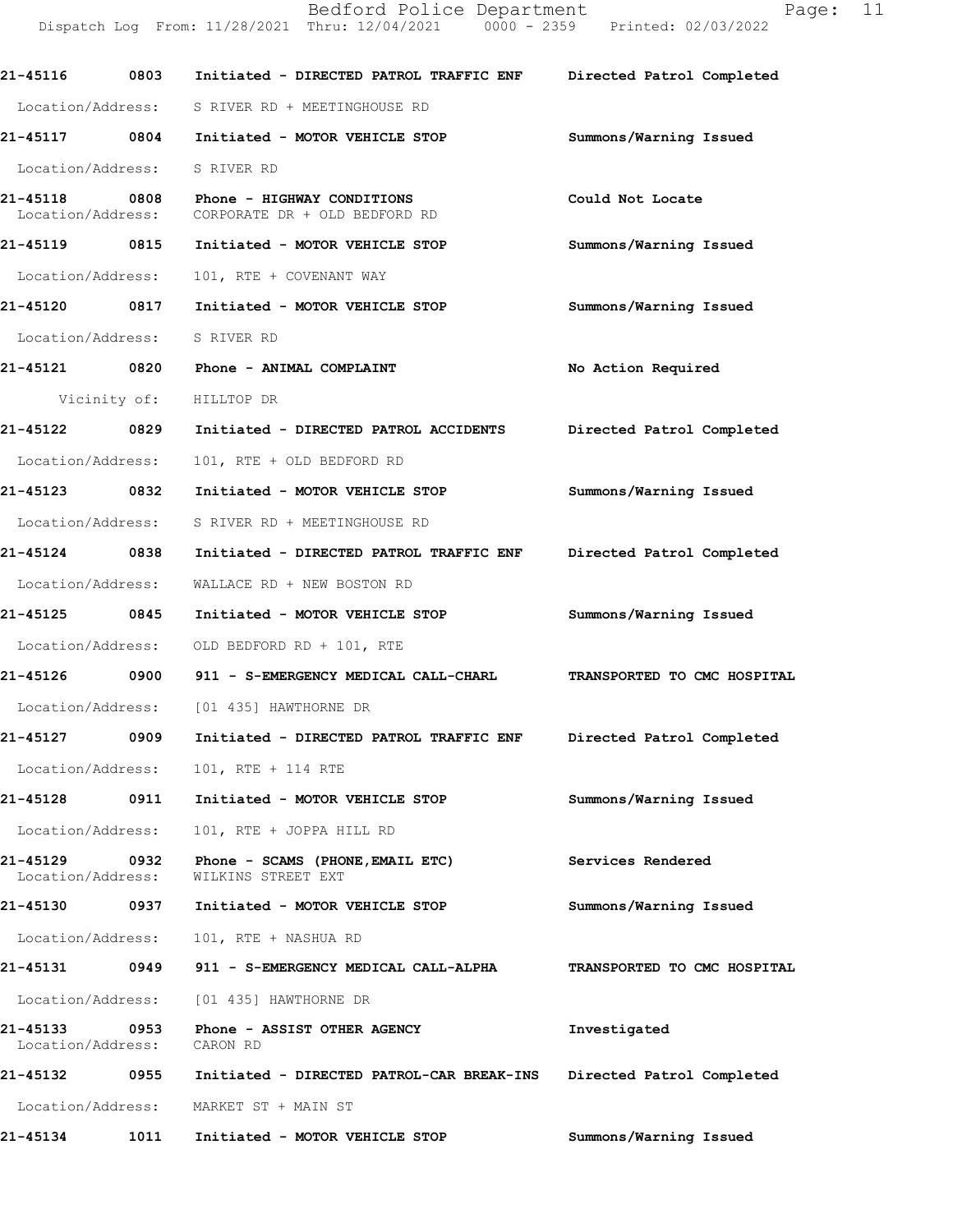**21-45116 0803 Initiated - DIRECTED PATROL TRAFFIC ENF — Directed Patrol Completed**

Location/Address: S RIVER RD + MEETINGHOUSE RD

**21-45117 0804 Initiated - MOTOR VEHICLE STOP — Summons/Warning Issued**

Location/Address: S RIVER RD

**21-45118 0808 Phone - HIGHWAY CONDITIONS — Could Not Locate**

Location/Address: CORPORATE DR + OLD BEDFORD RD

**21-45119 0815 Initiated - MOTOR VEHICLE STOP — Summons/Warning Issued**

Location/Address: 101, RTE + COVENANT WAY

**21-45120 0817 Initiated - MOTOR VEHICLE STOP — Summons/Warning Issued**

Location/Address: S RIVER RD

**21-45121 0820 Phone - ANIMAL COMPLAINT — No Action Required**

Vicinity of: HILLTOP DR

**21-45122 0829 Initiated - DIRECTED PATROL ACCIDENTS — Directed Patrol Completed**

Location/Address: 101, RTE + OLD BEDFORD RD

**21-45123 0832 Initiated - MOTOR VEHICLE STOP — Summons/Warning Issued**

Location/Address: S RIVER RD + MEETINGHOUSE RD

**21-45124 0838 Initiated - DIRECTED PATROL TRAFFIC ENF — Directed Patrol Completed**

Location/Address: WALLACE RD + NEW BOSTON RD

**21-45125 0845 Initiated - MOTOR VEHICLE STOP — Summons/Warning Issued**

Location/Address: OLD BEDFORD RD + 101, RTE

**21-45126 0900 911 - S-EMERGENCY MEDICAL CALL-CHARL — TRANSPORTED TO CMC HOSPITAL**

Location/Address: [01 435] HAWTHORNE DR

**21-45127 0909 Initiated - DIRECTED PATROL TRAFFIC ENF — Directed Patrol Completed**

Location/Address: 101, RTE + 114 RTE

**21-45128 0911 Initiated - MOTOR VEHICLE STOP — Summons/Warning Issued**

Location/Address: 101, RTE + JOPPA HILL RD

**21-45129 0932 Phone - SCAMS (PHONE,EMAIL ETC) — Services Rendered**

Location/Address: WILKINS STREET EXT

**21-45130 0937 Initiated - MOTOR VEHICLE STOP — Summons/Warning Issued**

Location/Address: 101, RTE + NASHUA RD

**21-45131 0949 911 - S-EMERGENCY MEDICAL CALL-ALPHA — TRANSPORTED TO CMC HOSPITAL**

Location/Address: [01 435] HAWTHORNE DR

**21-45133 0953 Phone - ASSIST OTHER AGENCY — Investigated**

Location/Address: CARON RD

**21-45132 0955 Initiated - DIRECTED PATROL-CAR BREAK-INS — Directed Patrol Completed**

Location/Address: MARKET ST + MAIN ST

**21-45134 1011 Initiated - MOTOR VEHICLE STOP — Summons/Warning Issued**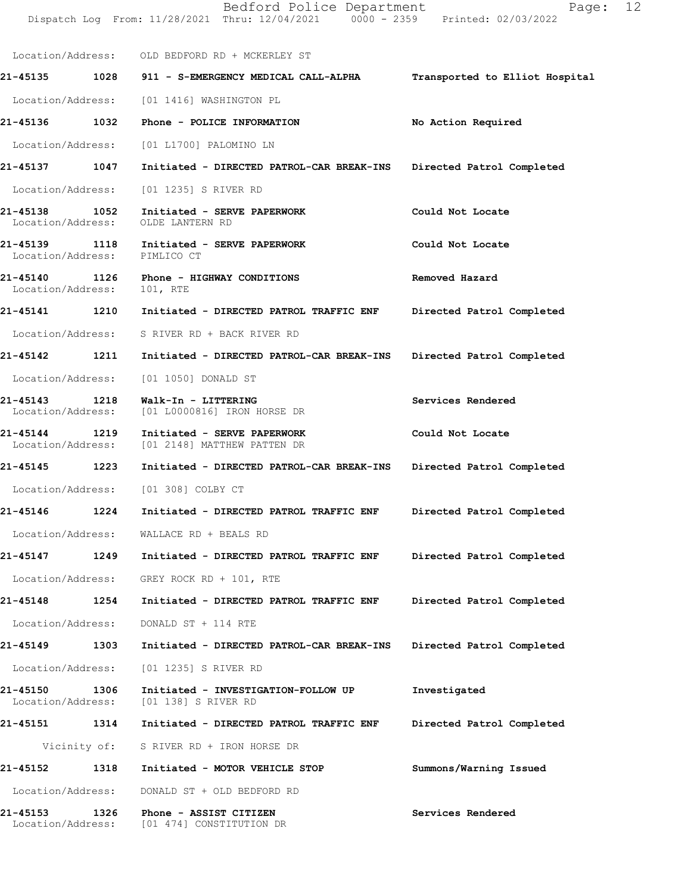Location/Address: OLD BEDFORD RD + MCKERLEY ST

**21-45135 1028 911 - S-EMERGENCY MEDICAL CALL-ALPHA** — Transported to Elliot Hospital
Location/Address: [01 1416] WASHINGTON PL

**21-45136 1032 Phone - POLICE INFORMATION** — No Action Required
Location/Address: [01 L1700] PALOMINO LN

**21-45137 1047 Initiated - DIRECTED PATROL-CAR BREAK-INS** — Directed Patrol Completed
Location/Address: [01 1235] S RIVER RD

**21-45138 1052 Initiated - SERVE PAPERWORK** — Could Not Locate
Location/Address: OLDE LANTERN RD

**21-45139 1118 Initiated - SERVE PAPERWORK** — Could Not Locate
Location/Address: PIMLICO CT

**21-45140 1126 Phone - HIGHWAY CONDITIONS** — Removed Hazard
Location/Address: 101, RTE

**21-45141 1210 Initiated - DIRECTED PATROL TRAFFIC ENF** — Directed Patrol Completed
Location/Address: S RIVER RD + BACK RIVER RD

**21-45142 1211 Initiated - DIRECTED PATROL-CAR BREAK-INS** — Directed Patrol Completed
Location/Address: [01 1050] DONALD ST

**21-45143 1218 Walk-In - LITTERING** — Services Rendered
Location/Address: [01 L0000816] IRON HORSE DR

**21-45144 1219 Initiated - SERVE PAPERWORK** — Could Not Locate
Location/Address: [01 2148] MATTHEW PATTEN DR

**21-45145 1223 Initiated - DIRECTED PATROL-CAR BREAK-INS** — Directed Patrol Completed
Location/Address: [01 308] COLBY CT

**21-45146 1224 Initiated - DIRECTED PATROL TRAFFIC ENF** — Directed Patrol Completed
Location/Address: WALLACE RD + BEALS RD

**21-45147 1249 Initiated - DIRECTED PATROL TRAFFIC ENF** — Directed Patrol Completed
Location/Address: GREY ROCK RD + 101, RTE

**21-45148 1254 Initiated - DIRECTED PATROL TRAFFIC ENF** — Directed Patrol Completed
Location/Address: DONALD ST + 114 RTE

**21-45149 1303 Initiated - DIRECTED PATROL-CAR BREAK-INS** — Directed Patrol Completed
Location/Address: [01 1235] S RIVER RD

**21-45150 1306 Initiated - INVESTIGATION-FOLLOW UP** — Investigated
Location/Address: [01 138] S RIVER RD

**21-45151 1314 Initiated - DIRECTED PATROL TRAFFIC ENF** — Directed Patrol Completed
Vicinity of: S RIVER RD + IRON HORSE DR

**21-45152 1318 Initiated - MOTOR VEHICLE STOP** — Summons/Warning Issued
Location/Address: DONALD ST + OLD BEDFORD RD

**21-45153 1326 Phone - ASSIST CITIZEN** — Services Rendered
Location/Address: [01 474] CONSTITUTION DR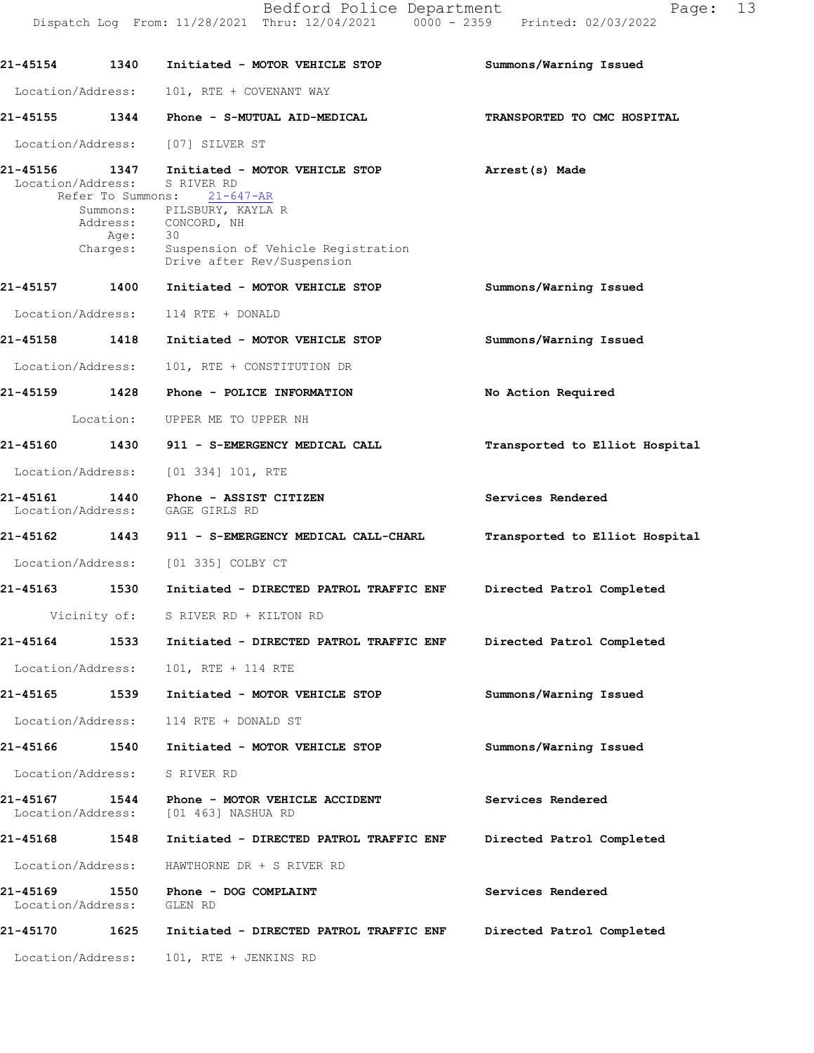**21-45154** 1340 **Initiated - MOTOR VEHICLE STOP** **Summons/Warning Issued**

Location/Address: 101, RTE + COVENANT WAY

**21-45155** 1344 **Phone - S-MUTUAL AID-MEDICAL** **TRANSPORTED TO CMC HOSPITAL**

Location/Address: [07] SILVER ST

**21-45156** 1347 **Initiated - MOTOR VEHICLE STOP** **Arrest(s) Made**
Location/Address: S RIVER RD
Refer To Summons: 21-647-AR
Summons: PILSBURY, KAYLA R
Address: CONCORD, NH
Age: 30
Charges: Suspension of Vehicle Registration
Drive after Rev/Suspension

**21-45157** 1400 **Initiated - MOTOR VEHICLE STOP** **Summons/Warning Issued**

Location/Address: 114 RTE + DONALD

**21-45158** 1418 **Initiated - MOTOR VEHICLE STOP** **Summons/Warning Issued**

Location/Address: 101, RTE + CONSTITUTION DR

**21-45159** 1428 **Phone - POLICE INFORMATION** **No Action Required**

Location: UPPER ME TO UPPER NH

**21-45160** 1430 **911 - S-EMERGENCY MEDICAL CALL** **Transported to Elliot Hospital**

Location/Address: [01 334] 101, RTE

**21-45161** 1440 **Phone - ASSIST CITIZEN** **Services Rendered**
Location/Address: GAGE GIRLS RD

**21-45162** 1443 **911 - S-EMERGENCY MEDICAL CALL-CHARL** **Transported to Elliot Hospital**

Location/Address: [01 335] COLBY CT

**21-45163** 1530 **Initiated - DIRECTED PATROL TRAFFIC ENF** **Directed Patrol Completed**

Vicinity of: S RIVER RD + KILTON RD

**21-45164** 1533 **Initiated - DIRECTED PATROL TRAFFIC ENF** **Directed Patrol Completed**

Location/Address: 101, RTE + 114 RTE

**21-45165** 1539 **Initiated - MOTOR VEHICLE STOP** **Summons/Warning Issued**

Location/Address: 114 RTE + DONALD ST

**21-45166** 1540 **Initiated - MOTOR VEHICLE STOP** **Summons/Warning Issued**

Location/Address: S RIVER RD

**21-45167** 1544 **Phone - MOTOR VEHICLE ACCIDENT** **Services Rendered**
Location/Address: [01 463] NASHUA RD

**21-45168** 1548 **Initiated - DIRECTED PATROL TRAFFIC ENF** **Directed Patrol Completed**

Location/Address: HAWTHORNE DR + S RIVER RD

**21-45169** 1550 **Phone - DOG COMPLAINT** **Services Rendered**
Location/Address: GLEN RD

**21-45170** 1625 **Initiated - DIRECTED PATROL TRAFFIC ENF** **Directed Patrol Completed**

Location/Address: 101, RTE + JENKINS RD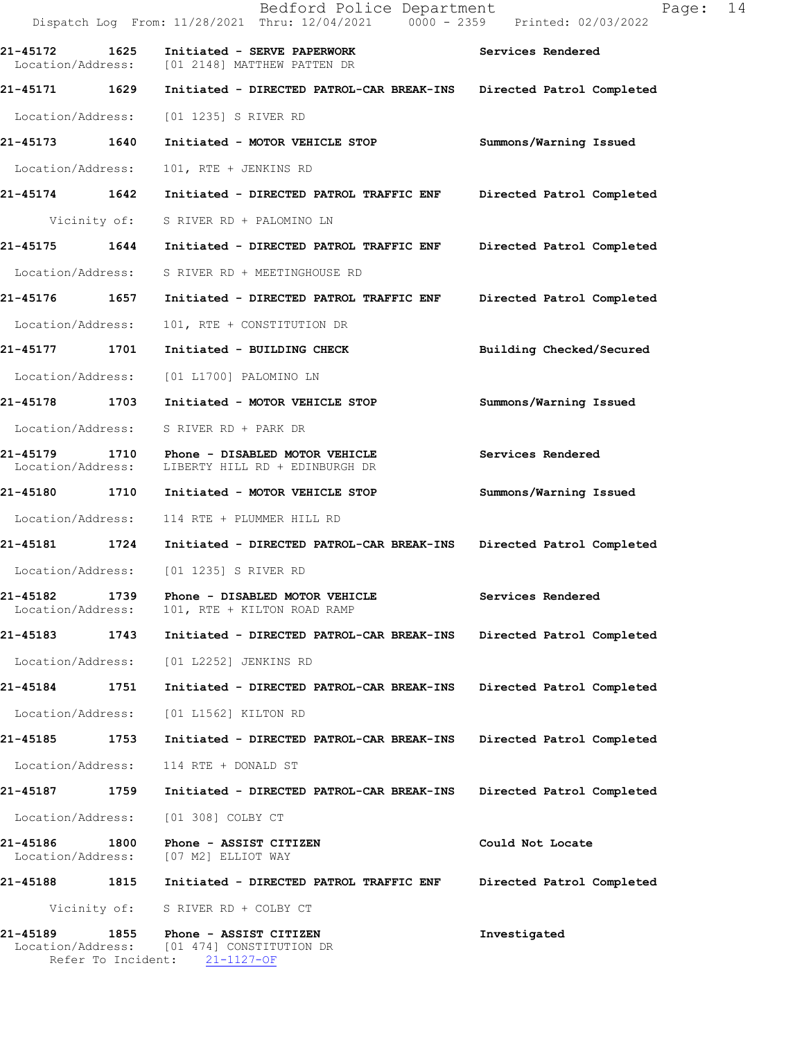21-45172 1625 Initiated - SERVE PAPERWORK Services Rendered
Location/Address: [01 2148] MATTHEW PATTEN DR

21-45171 1629 Initiated - DIRECTED PATROL-CAR BREAK-INS Directed Patrol Completed
Location/Address: [01 1235] S RIVER RD

21-45173 1640 Initiated - MOTOR VEHICLE STOP Summons/Warning Issued
Location/Address: 101, RTE + JENKINS RD

21-45174 1642 Initiated - DIRECTED PATROL TRAFFIC ENF Directed Patrol Completed
Vicinity of: S RIVER RD + PALOMINO LN

21-45175 1644 Initiated - DIRECTED PATROL TRAFFIC ENF Directed Patrol Completed
Location/Address: S RIVER RD + MEETINGHOUSE RD

21-45176 1657 Initiated - DIRECTED PATROL TRAFFIC ENF Directed Patrol Completed
Location/Address: 101, RTE + CONSTITUTION DR

21-45177 1701 Initiated - BUILDING CHECK Building Checked/Secured
Location/Address: [01 L1700] PALOMINO LN

21-45178 1703 Initiated - MOTOR VEHICLE STOP Summons/Warning Issued
Location/Address: S RIVER RD + PARK DR

21-45179 1710 Phone - DISABLED MOTOR VEHICLE Services Rendered
Location/Address: LIBERTY HILL RD + EDINBURGH DR

21-45180 1710 Initiated - MOTOR VEHICLE STOP Summons/Warning Issued
Location/Address: 114 RTE + PLUMMER HILL RD

21-45181 1724 Initiated - DIRECTED PATROL-CAR BREAK-INS Directed Patrol Completed
Location/Address: [01 1235] S RIVER RD

21-45182 1739 Phone - DISABLED MOTOR VEHICLE Services Rendered
Location/Address: 101, RTE + KILTON ROAD RAMP

21-45183 1743 Initiated - DIRECTED PATROL-CAR BREAK-INS Directed Patrol Completed
Location/Address: [01 L2252] JENKINS RD

21-45184 1751 Initiated - DIRECTED PATROL-CAR BREAK-INS Directed Patrol Completed
Location/Address: [01 L1562] KILTON RD

21-45185 1753 Initiated - DIRECTED PATROL-CAR BREAK-INS Directed Patrol Completed
Location/Address: 114 RTE + DONALD ST

21-45187 1759 Initiated - DIRECTED PATROL-CAR BREAK-INS Directed Patrol Completed
Location/Address: [01 308] COLBY CT

21-45186 1800 Phone - ASSIST CITIZEN Could Not Locate
Location/Address: [07 M2] ELLIOT WAY

21-45188 1815 Initiated - DIRECTED PATROL TRAFFIC ENF Directed Patrol Completed
Vicinity of: S RIVER RD + COLBY CT

21-45189 1855 Phone - ASSIST CITIZEN Investigated
Location/Address: [01 474] CONSTITUTION DR
Refer To Incident: 21-1127-OF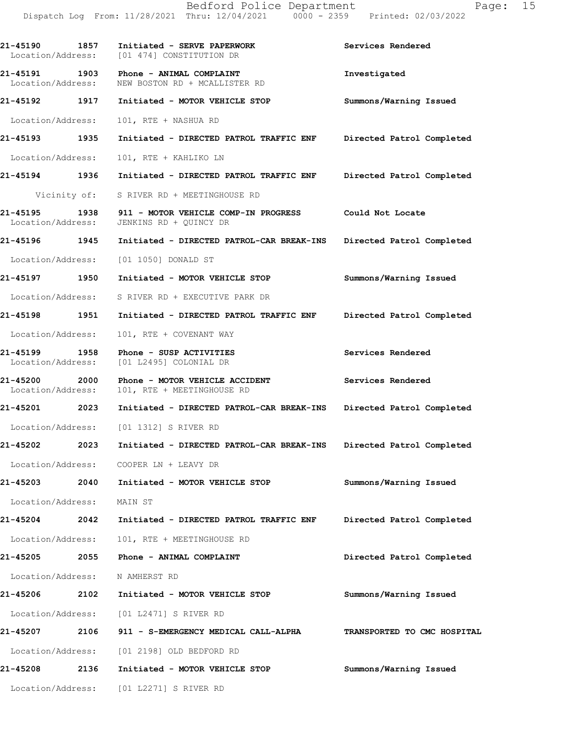| Call # | Time | Call Reason | Action |
|---|---|---|---|
| 21-45190 | 1857 | Initiated - SERVE PAPERWORK | Services Rendered |
| Location/Address: | | [01 474] CONSTITUTION DR | |
| 21-45191 | 1903 | Phone - ANIMAL COMPLAINT | Investigated |
| Location/Address: | | NEW BOSTON RD + MCALLISTER RD | |
| 21-45192 | 1917 | Initiated - MOTOR VEHICLE STOP | Summons/Warning Issued |
| Location/Address: | | 101, RTE + NASHUA RD | |
| 21-45193 | 1935 | Initiated - DIRECTED PATROL TRAFFIC ENF | Directed Patrol Completed |
| Location/Address: | | 101, RTE + KAHLIKO LN | |
| 21-45194 | 1936 | Initiated - DIRECTED PATROL TRAFFIC ENF | Directed Patrol Completed |
| Vicinity of: | | S RIVER RD + MEETINGHOUSE RD | |
| 21-45195 | 1938 | 911 - MOTOR VEHICLE COMP-IN PROGRESS | Could Not Locate |
| Location/Address: | | JENKINS RD + QUINCY DR | |
| 21-45196 | 1945 | Initiated - DIRECTED PATROL-CAR BREAK-INS | Directed Patrol Completed |
| Location/Address: | | [01 1050] DONALD ST | |
| 21-45197 | 1950 | Initiated - MOTOR VEHICLE STOP | Summons/Warning Issued |
| Location/Address: | | S RIVER RD + EXECUTIVE PARK DR | |
| 21-45198 | 1951 | Initiated - DIRECTED PATROL TRAFFIC ENF | Directed Patrol Completed |
| Location/Address: | | 101, RTE + COVENANT WAY | |
| 21-45199 | 1958 | Phone - SUSP ACTIVITIES | Services Rendered |
| Location/Address: | | [01 L2495] COLONIAL DR | |
| 21-45200 | 2000 | Phone - MOTOR VEHICLE ACCIDENT | Services Rendered |
| Location/Address: | | 101, RTE + MEETINGHOUSE RD | |
| 21-45201 | 2023 | Initiated - DIRECTED PATROL-CAR BREAK-INS | Directed Patrol Completed |
| Location/Address: | | [01 1312] S RIVER RD | |
| 21-45202 | 2023 | Initiated - DIRECTED PATROL-CAR BREAK-INS | Directed Patrol Completed |
| Location/Address: | | COOPER LN + LEAVY DR | |
| 21-45203 | 2040 | Initiated - MOTOR VEHICLE STOP | Summons/Warning Issued |
| Location/Address: | | MAIN ST | |
| 21-45204 | 2042 | Initiated - DIRECTED PATROL TRAFFIC ENF | Directed Patrol Completed |
| Location/Address: | | 101, RTE + MEETINGHOUSE RD | |
| 21-45205 | 2055 | Phone - ANIMAL COMPLAINT | Directed Patrol Completed |
| Location/Address: | | N AMHERST RD | |
| 21-45206 | 2102 | Initiated - MOTOR VEHICLE STOP | Summons/Warning Issued |
| Location/Address: | | [01 L2471] S RIVER RD | |
| 21-45207 | 2106 | 911 - S-EMERGENCY MEDICAL CALL-ALPHA | TRANSPORTED TO CMC HOSPITAL |
| Location/Address: | | [01 2198] OLD BEDFORD RD | |
| 21-45208 | 2136 | Initiated - MOTOR VEHICLE STOP | Summons/Warning Issued |
| Location/Address: | | [01 L2271] S RIVER RD | |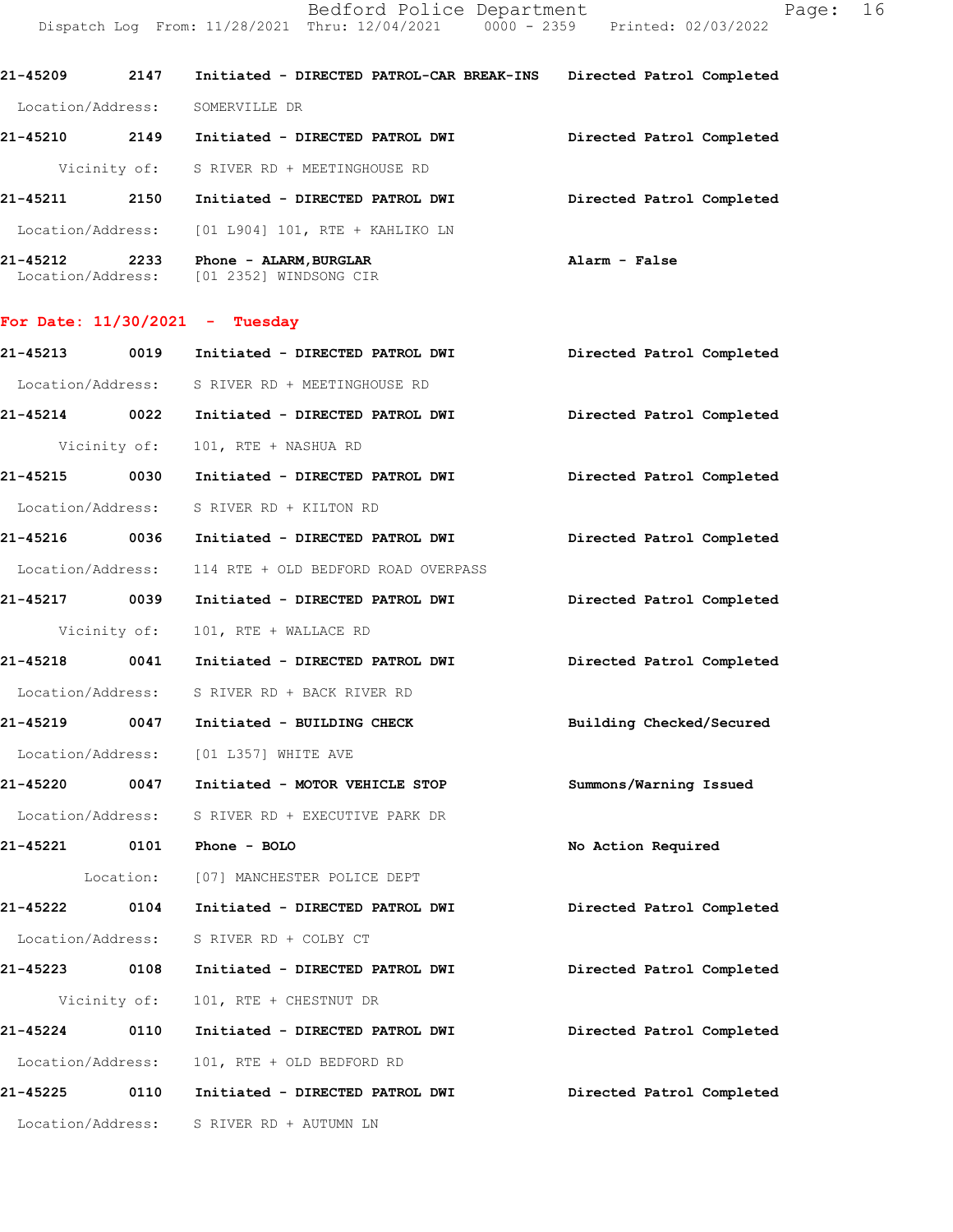21-45209 2147 Initiated - DIRECTED PATROL-CAR BREAK-INS Directed Patrol Completed

Location/Address: SOMERVILLE DR

21-45210 2149 Initiated - DIRECTED PATROL DWI Directed Patrol Completed

Vicinity of: S RIVER RD + MEETINGHOUSE RD

21-45211 2150 Initiated - DIRECTED PATROL DWI Directed Patrol Completed

Location/Address: [01 L904] 101, RTE + KAHLIKO LN

21-45212 2233 Phone - ALARM,BURGLAR Alarm - False

Location/Address: [01 2352] WINDSONG CIR

## For Date: 11/30/2021 - Tuesday

21-45213 0019 Initiated - DIRECTED PATROL DWI Directed Patrol Completed

Location/Address: S RIVER RD + MEETINGHOUSE RD

21-45214 0022 Initiated - DIRECTED PATROL DWI Directed Patrol Completed

Vicinity of: 101, RTE + NASHUA RD

21-45215 0030 Initiated - DIRECTED PATROL DWI Directed Patrol Completed

Location/Address: S RIVER RD + KILTON RD

21-45216 0036 Initiated - DIRECTED PATROL DWI Directed Patrol Completed

Location/Address: 114 RTE + OLD BEDFORD ROAD OVERPASS

21-45217 0039 Initiated - DIRECTED PATROL DWI Directed Patrol Completed

Vicinity of: 101, RTE + WALLACE RD

21-45218 0041 Initiated - DIRECTED PATROL DWI Directed Patrol Completed

Location/Address: S RIVER RD + BACK RIVER RD

21-45219 0047 Initiated - BUILDING CHECK Building Checked/Secured

Location/Address: [01 L357] WHITE AVE

21-45220 0047 Initiated - MOTOR VEHICLE STOP Summons/Warning Issued

Location/Address: S RIVER RD + EXECUTIVE PARK DR

21-45221 0101 Phone - BOLO No Action Required

Location: [07] MANCHESTER POLICE DEPT

21-45222 0104 Initiated - DIRECTED PATROL DWI Directed Patrol Completed

Location/Address: S RIVER RD + COLBY CT

21-45223 0108 Initiated - DIRECTED PATROL DWI Directed Patrol Completed

Vicinity of: 101, RTE + CHESTNUT DR

21-45224 0110 Initiated - DIRECTED PATROL DWI Directed Patrol Completed

Location/Address: 101, RTE + OLD BEDFORD RD

21-45225 0110 Initiated - DIRECTED PATROL DWI Directed Patrol Completed

Location/Address: S RIVER RD + AUTUMN LN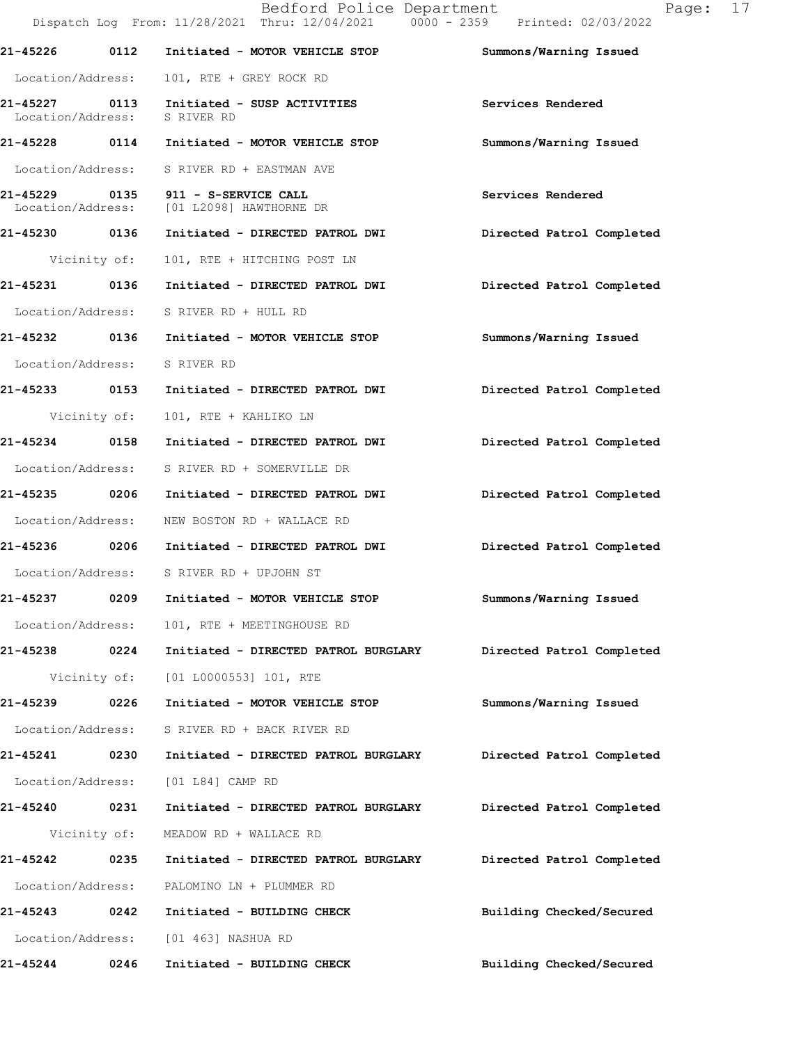| Call # | Time | Call Reason / Action | Disposition |
|---|---|---|---|
| 21-45226 | 0112 | Initiated - MOTOR VEHICLE STOP | Summons/Warning Issued |
| | | Location/Address: 101, RTE + GREY ROCK RD | |
| 21-45227 | 0113 | Initiated - SUSP ACTIVITIES | Services Rendered |
| | | Location/Address: S RIVER RD | |
| 21-45228 | 0114 | Initiated - MOTOR VEHICLE STOP | Summons/Warning Issued |
| | | Location/Address: S RIVER RD + EASTMAN AVE | |
| 21-45229 | 0135 | 911 - S-SERVICE CALL | Services Rendered |
| | | Location/Address: [01 L2098] HAWTHORNE DR | |
| 21-45230 | 0136 | Initiated - DIRECTED PATROL DWI | Directed Patrol Completed |
| | | Vicinity of: 101, RTE + HITCHING POST LN | |
| 21-45231 | 0136 | Initiated - DIRECTED PATROL DWI | Directed Patrol Completed |
| | | Location/Address: S RIVER RD + HULL RD | |
| 21-45232 | 0136 | Initiated - MOTOR VEHICLE STOP | Summons/Warning Issued |
| | | Location/Address: S RIVER RD | |
| 21-45233 | 0153 | Initiated - DIRECTED PATROL DWI | Directed Patrol Completed |
| | | Vicinity of: 101, RTE + KAHLIKO LN | |
| 21-45234 | 0158 | Initiated - DIRECTED PATROL DWI | Directed Patrol Completed |
| | | Location/Address: S RIVER RD + SOMERVILLE DR | |
| 21-45235 | 0206 | Initiated - DIRECTED PATROL DWI | Directed Patrol Completed |
| | | Location/Address: NEW BOSTON RD + WALLACE RD | |
| 21-45236 | 0206 | Initiated - DIRECTED PATROL DWI | Directed Patrol Completed |
| | | Location/Address: S RIVER RD + UPJOHN ST | |
| 21-45237 | 0209 | Initiated - MOTOR VEHICLE STOP | Summons/Warning Issued |
| | | Location/Address: 101, RTE + MEETINGHOUSE RD | |
| 21-45238 | 0224 | Initiated - DIRECTED PATROL BURGLARY | Directed Patrol Completed |
| | | Vicinity of: [01 L0000553] 101, RTE | |
| 21-45239 | 0226 | Initiated - MOTOR VEHICLE STOP | Summons/Warning Issued |
| | | Location/Address: S RIVER RD + BACK RIVER RD | |
| 21-45241 | 0230 | Initiated - DIRECTED PATROL BURGLARY | Directed Patrol Completed |
| | | Location/Address: [01 L84] CAMP RD | |
| 21-45240 | 0231 | Initiated - DIRECTED PATROL BURGLARY | Directed Patrol Completed |
| | | Vicinity of: MEADOW RD + WALLACE RD | |
| 21-45242 | 0235 | Initiated - DIRECTED PATROL BURGLARY | Directed Patrol Completed |
| | | Location/Address: PALOMINO LN + PLUMMER RD | |
| 21-45243 | 0242 | Initiated - BUILDING CHECK | Building Checked/Secured |
| | | Location/Address: [01 463] NASHUA RD | |
| 21-45244 | 0246 | Initiated - BUILDING CHECK | Building Checked/Secured |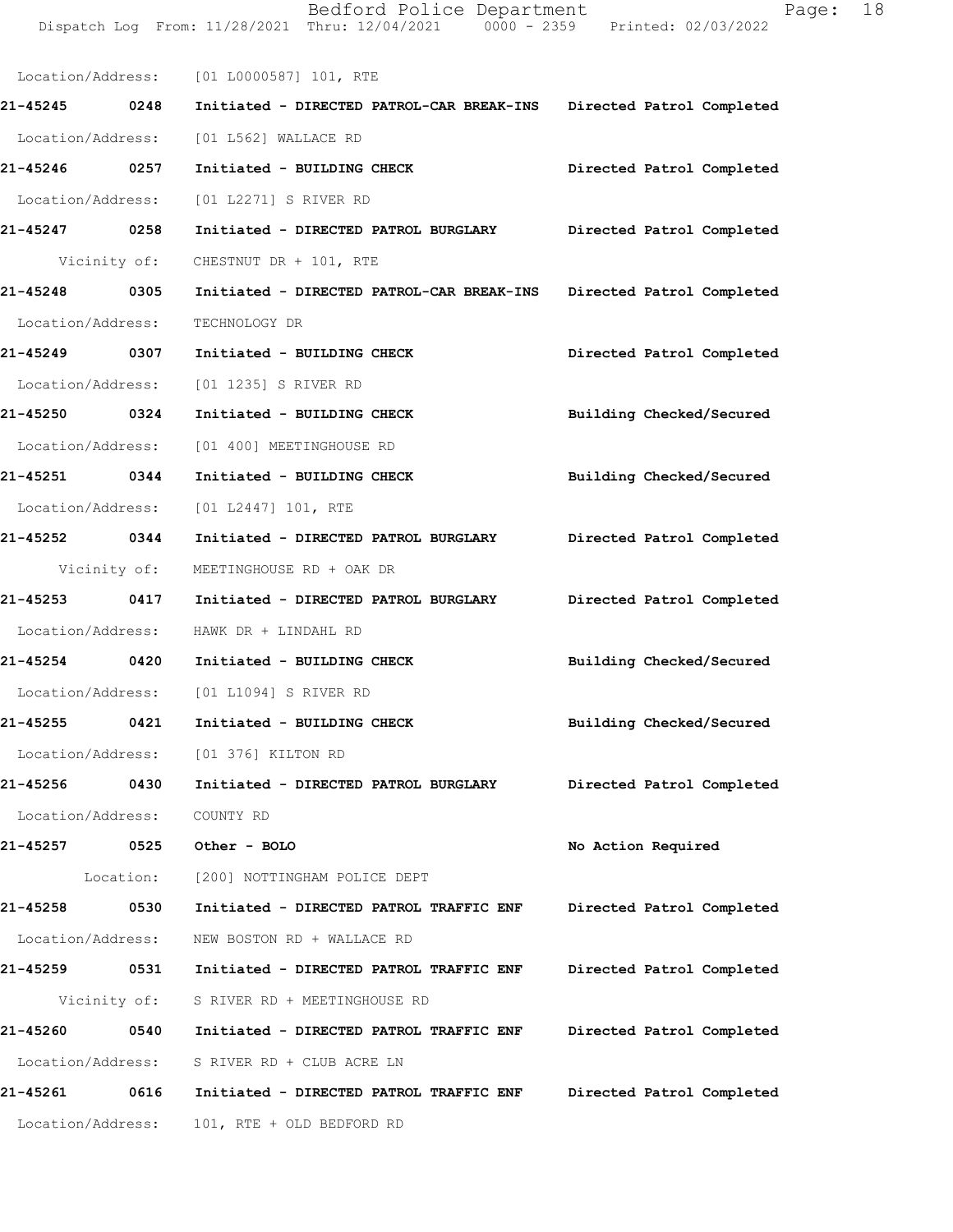Location/Address: [01 L0000587] 101, RTE

**21-45245 0248 Initiated - DIRECTED PATROL-CAR BREAK-INS** Directed Patrol Completed

Location/Address: [01 L562] WALLACE RD

**21-45246 0257 Initiated - BUILDING CHECK** Directed Patrol Completed

Location/Address: [01 L2271] S RIVER RD

**21-45247 0258 Initiated - DIRECTED PATROL BURGLARY** Directed Patrol Completed

Vicinity of: CHESTNUT DR + 101, RTE

**21-45248 0305 Initiated - DIRECTED PATROL-CAR BREAK-INS** Directed Patrol Completed

Location/Address: TECHNOLOGY DR

**21-45249 0307 Initiated - BUILDING CHECK** Directed Patrol Completed

Location/Address: [01 1235] S RIVER RD

**21-45250 0324 Initiated - BUILDING CHECK** Building Checked/Secured

Location/Address: [01 400] MEETINGHOUSE RD

**21-45251 0344 Initiated - BUILDING CHECK** Building Checked/Secured

Location/Address: [01 L2447] 101, RTE

**21-45252 0344 Initiated - DIRECTED PATROL BURGLARY** Directed Patrol Completed

Vicinity of: MEETINGHOUSE RD + OAK DR

**21-45253 0417 Initiated - DIRECTED PATROL BURGLARY** Directed Patrol Completed

Location/Address: HAWK DR + LINDAHL RD

**21-45254 0420 Initiated - BUILDING CHECK** Building Checked/Secured

Location/Address: [01 L1094] S RIVER RD

**21-45255 0421 Initiated - BUILDING CHECK** Building Checked/Secured

Location/Address: [01 376] KILTON RD

**21-45256 0430 Initiated - DIRECTED PATROL BURGLARY** Directed Patrol Completed

Location/Address: COUNTY RD

**21-45257 0525 Other - BOLO** No Action Required

Location: [200] NOTTINGHAM POLICE DEPT

**21-45258 0530 Initiated - DIRECTED PATROL TRAFFIC ENF** Directed Patrol Completed

Location/Address: NEW BOSTON RD + WALLACE RD

**21-45259 0531 Initiated - DIRECTED PATROL TRAFFIC ENF** Directed Patrol Completed

Vicinity of: S RIVER RD + MEETINGHOUSE RD

**21-45260 0540 Initiated - DIRECTED PATROL TRAFFIC ENF** Directed Patrol Completed

Location/Address: S RIVER RD + CLUB ACRE LN

**21-45261 0616 Initiated - DIRECTED PATROL TRAFFIC ENF** Directed Patrol Completed

Location/Address: 101, RTE + OLD BEDFORD RD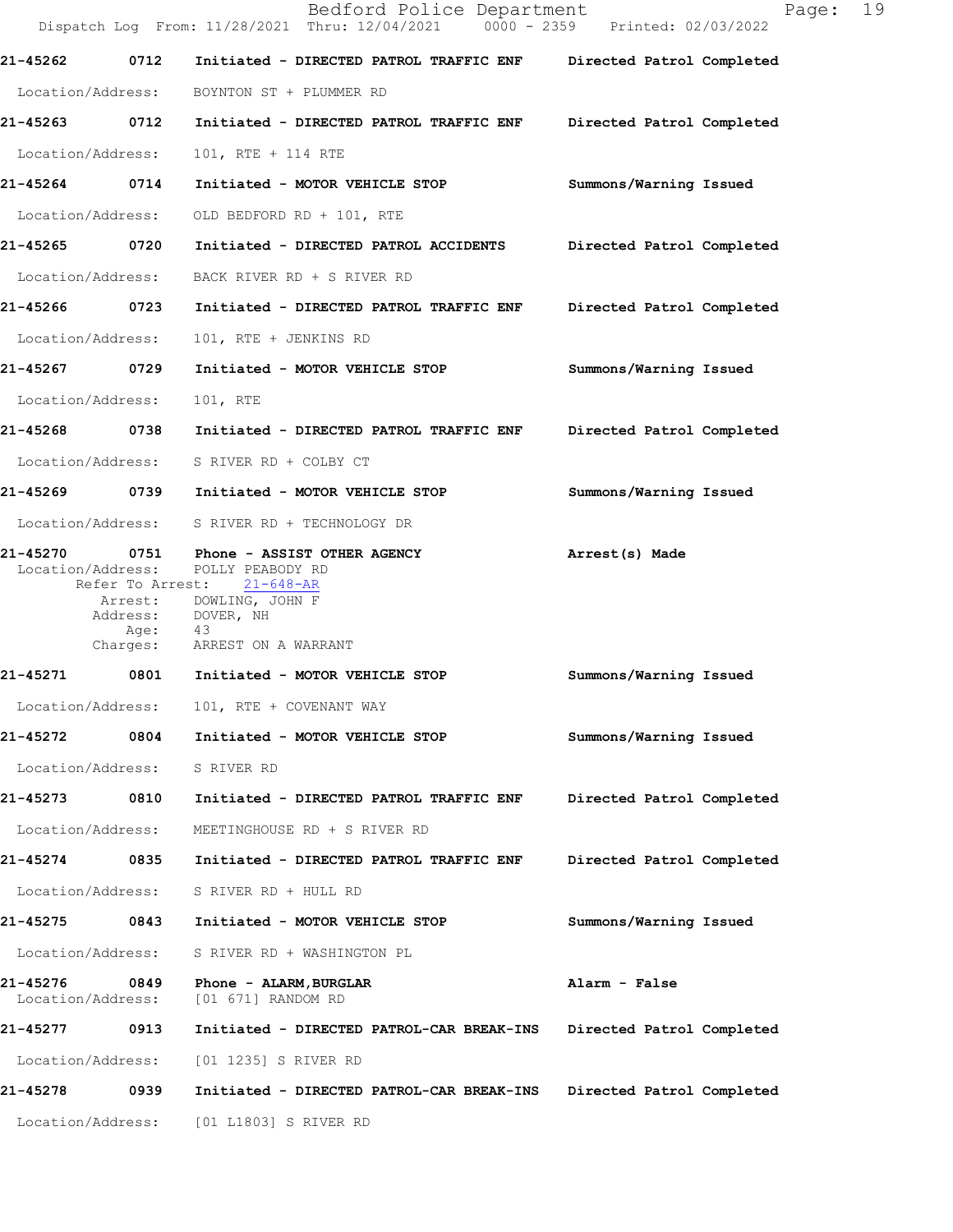**21-45262** 0712 Initiated - DIRECTED PATROL TRAFFIC ENF — Directed Patrol Completed

Location/Address: BOYNTON ST + PLUMMER RD

**21-45263** 0712 Initiated - DIRECTED PATROL TRAFFIC ENF — Directed Patrol Completed

Location/Address: 101, RTE + 114 RTE

**21-45264** 0714 Initiated - MOTOR VEHICLE STOP — Summons/Warning Issued

Location/Address: OLD BEDFORD RD + 101, RTE

**21-45265** 0720 Initiated - DIRECTED PATROL ACCIDENTS — Directed Patrol Completed

Location/Address: BACK RIVER RD + S RIVER RD

**21-45266** 0723 Initiated - DIRECTED PATROL TRAFFIC ENF — Directed Patrol Completed

Location/Address: 101, RTE + JENKINS RD

**21-45267** 0729 Initiated - MOTOR VEHICLE STOP — Summons/Warning Issued

Location/Address: 101, RTE

**21-45268** 0738 Initiated - DIRECTED PATROL TRAFFIC ENF — Directed Patrol Completed

Location/Address: S RIVER RD + COLBY CT

**21-45269** 0739 Initiated - MOTOR VEHICLE STOP — Summons/Warning Issued

Location/Address: S RIVER RD + TECHNOLOGY DR

**21-45270** 0751 Phone - ASSIST OTHER AGENCY — Arrest(s) Made

Location/Address: POLLY PEABODY RD
Refer To Arrest: 21-648-AR
Arrest: DOWLING, JOHN F
Address: DOVER, NH
Age: 43
Charges: ARREST ON A WARRANT

**21-45271** 0801 Initiated - MOTOR VEHICLE STOP — Summons/Warning Issued

Location/Address: 101, RTE + COVENANT WAY

**21-45272** 0804 Initiated - MOTOR VEHICLE STOP — Summons/Warning Issued

Location/Address: S RIVER RD

**21-45273** 0810 Initiated - DIRECTED PATROL TRAFFIC ENF — Directed Patrol Completed

Location/Address: MEETINGHOUSE RD + S RIVER RD

**21-45274** 0835 Initiated - DIRECTED PATROL TRAFFIC ENF — Directed Patrol Completed

Location/Address: S RIVER RD + HULL RD

**21-45275** 0843 Initiated - MOTOR VEHICLE STOP — Summons/Warning Issued

Location/Address: S RIVER RD + WASHINGTON PL

**21-45276** 0849 Phone - ALARM,BURGLAR — Alarm - False

Location/Address: [01 671] RANDOM RD

**21-45277** 0913 Initiated - DIRECTED PATROL-CAR BREAK-INS — Directed Patrol Completed

Location/Address: [01 1235] S RIVER RD

**21-45278** 0939 Initiated - DIRECTED PATROL-CAR BREAK-INS — Directed Patrol Completed

Location/Address: [01 L1803] S RIVER RD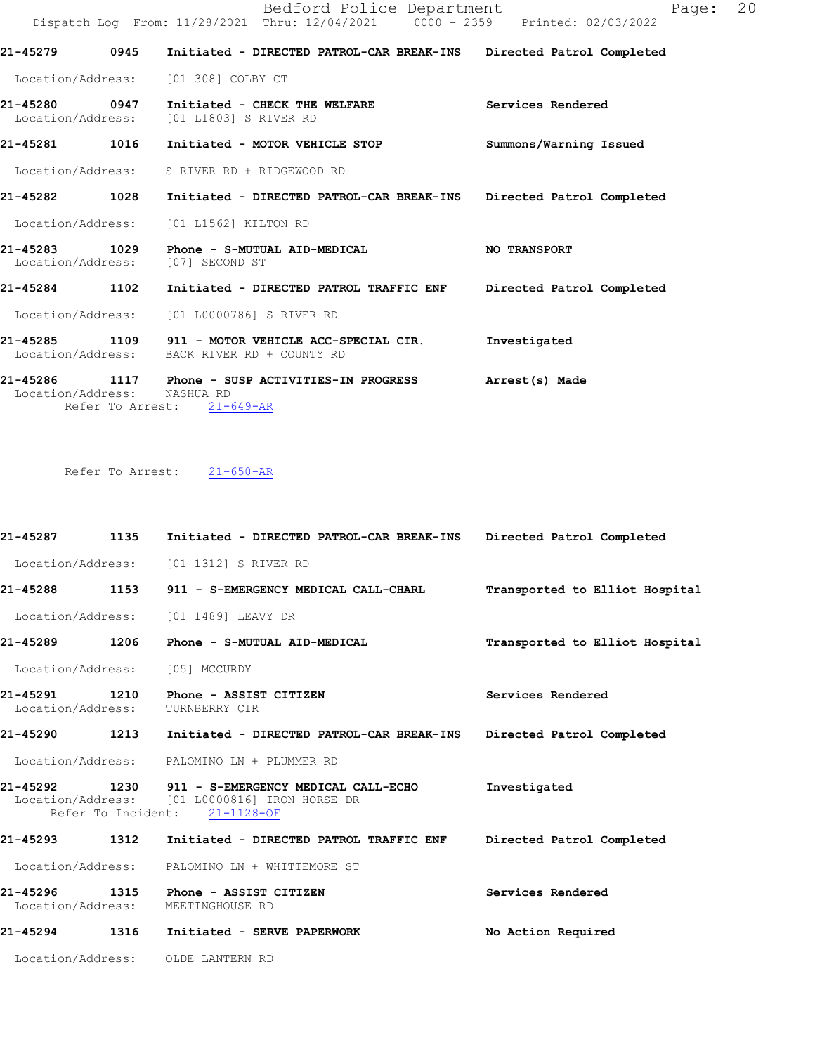21-45279 0945 Initiated - DIRECTED PATROL-CAR BREAK-INS Directed Patrol Completed

Location/Address: [01 308] COLBY CT

21-45280 0947 Initiated - CHECK THE WELFARE Services Rendered
Location/Address: [01 L1803] S RIVER RD

21-45281 1016 Initiated - MOTOR VEHICLE STOP Summons/Warning Issued

Location/Address: S RIVER RD + RIDGEWOOD RD

21-45282 1028 Initiated - DIRECTED PATROL-CAR BREAK-INS Directed Patrol Completed

Location/Address: [01 L1562] KILTON RD

21-45283 1029 Phone - S-MUTUAL AID-MEDICAL NO TRANSPORT
Location/Address: [07] SECOND ST

21-45284 1102 Initiated - DIRECTED PATROL TRAFFIC ENF Directed Patrol Completed

Location/Address: [01 L0000786] S RIVER RD

21-45285 1109 911 - MOTOR VEHICLE ACC-SPECIAL CIR. Investigated
Location/Address: BACK RIVER RD + COUNTY RD

21-45286 1117 Phone - SUSP ACTIVITIES-IN PROGRESS Arrest(s) Made
Location/Address: NASHUA RD
Refer To Arrest: 21-649-AR

Refer To Arrest: 21-650-AR

21-45287 1135 Initiated - DIRECTED PATROL-CAR BREAK-INS Directed Patrol Completed

Location/Address: [01 1312] S RIVER RD

21-45288 1153 911 - S-EMERGENCY MEDICAL CALL-CHARL Transported to Elliot Hospital

Location/Address: [01 1489] LEAVY DR

21-45289 1206 Phone - S-MUTUAL AID-MEDICAL Transported to Elliot Hospital

Location/Address: [05] MCCURDY

21-45291 1210 Phone - ASSIST CITIZEN Services Rendered
Location/Address: TURNBERRY CIR

21-45290 1213 Initiated - DIRECTED PATROL-CAR BREAK-INS Directed Patrol Completed

Location/Address: PALOMINO LN + PLUMMER RD

21-45292 1230 911 - S-EMERGENCY MEDICAL CALL-ECHO Investigated
Location/Address: [01 L0000816] IRON HORSE DR
Refer To Incident: 21-1128-OF

21-45293 1312 Initiated - DIRECTED PATROL TRAFFIC ENF Directed Patrol Completed

Location/Address: PALOMINO LN + WHITTEMORE ST

21-45296 1315 Phone - ASSIST CITIZEN Services Rendered
Location/Address: MEETINGHOUSE RD

21-45294 1316 Initiated - SERVE PAPERWORK No Action Required

Location/Address: OLDE LANTERN RD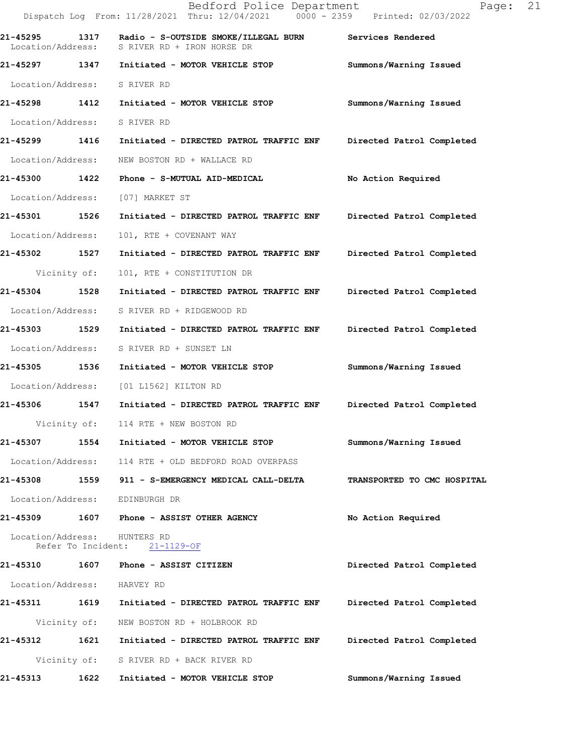21-45295 1317 Radio - S-OUTSIDE SMOKE/ILLEGAL BURN Services Rendered
Location/Address: S RIVER RD + IRON HORSE DR

21-45297 1347 Initiated - MOTOR VEHICLE STOP Summons/Warning Issued
Location/Address: S RIVER RD

21-45298 1412 Initiated - MOTOR VEHICLE STOP Summons/Warning Issued
Location/Address: S RIVER RD

21-45299 1416 Initiated - DIRECTED PATROL TRAFFIC ENF Directed Patrol Completed
Location/Address: NEW BOSTON RD + WALLACE RD

21-45300 1422 Phone - S-MUTUAL AID-MEDICAL No Action Required
Location/Address: [07] MARKET ST

21-45301 1526 Initiated - DIRECTED PATROL TRAFFIC ENF Directed Patrol Completed
Location/Address: 101, RTE + COVENANT WAY

21-45302 1527 Initiated - DIRECTED PATROL TRAFFIC ENF Directed Patrol Completed
Vicinity of: 101, RTE + CONSTITUTION DR

21-45304 1528 Initiated - DIRECTED PATROL TRAFFIC ENF Directed Patrol Completed
Location/Address: S RIVER RD + RIDGEWOOD RD

21-45303 1529 Initiated - DIRECTED PATROL TRAFFIC ENF Directed Patrol Completed
Location/Address: S RIVER RD + SUNSET LN

21-45305 1536 Initiated - MOTOR VEHICLE STOP Summons/Warning Issued
Location/Address: [01 L1562] KILTON RD

21-45306 1547 Initiated - DIRECTED PATROL TRAFFIC ENF Directed Patrol Completed
Vicinity of: 114 RTE + NEW BOSTON RD

21-45307 1554 Initiated - MOTOR VEHICLE STOP Summons/Warning Issued
Location/Address: 114 RTE + OLD BEDFORD ROAD OVERPASS

21-45308 1559 911 - S-EMERGENCY MEDICAL CALL-DELTA TRANSPORTED TO CMC HOSPITAL
Location/Address: EDINBURGH DR

21-45309 1607 Phone - ASSIST OTHER AGENCY No Action Required
Location/Address: HUNTERS RD
Refer To Incident: 21-1129-OF

21-45310 1607 Phone - ASSIST CITIZEN Directed Patrol Completed
Location/Address: HARVEY RD

21-45311 1619 Initiated - DIRECTED PATROL TRAFFIC ENF Directed Patrol Completed
Vicinity of: NEW BOSTON RD + HOLBROOK RD

21-45312 1621 Initiated - DIRECTED PATROL TRAFFIC ENF Directed Patrol Completed
Vicinity of: S RIVER RD + BACK RIVER RD

21-45313 1622 Initiated - MOTOR VEHICLE STOP Summons/Warning Issued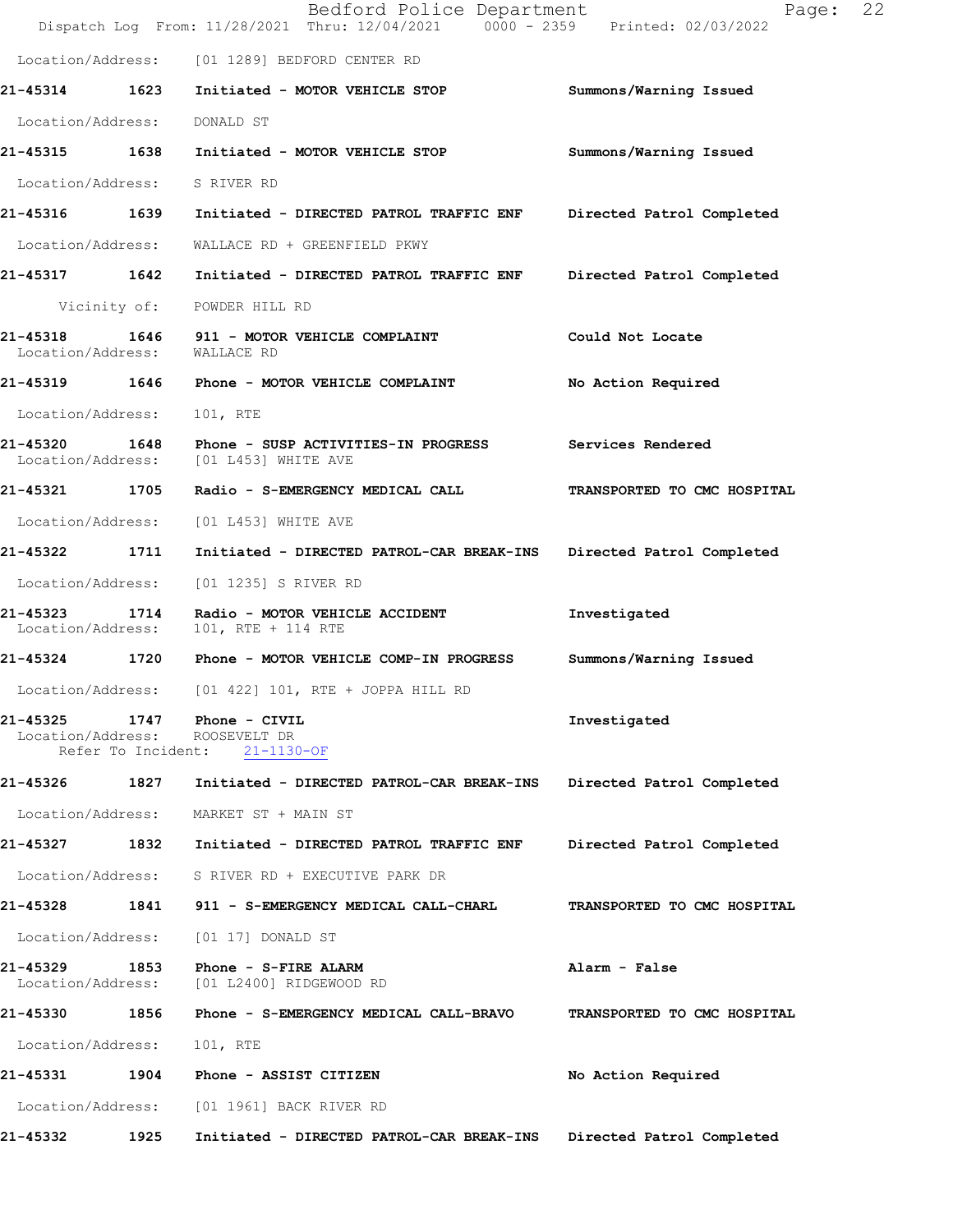Location/Address: [01 1289] BEDFORD CENTER RD

**21-45314 1623 Initiated - MOTOR VEHICLE STOP** — **Summons/Warning Issued**

Location/Address: DONALD ST

**21-45315 1638 Initiated - MOTOR VEHICLE STOP** — **Summons/Warning Issued**

Location/Address: S RIVER RD

**21-45316 1639 Initiated - DIRECTED PATROL TRAFFIC ENF** — **Directed Patrol Completed**

Location/Address: WALLACE RD + GREENFIELD PKWY

**21-45317 1642 Initiated - DIRECTED PATROL TRAFFIC ENF** — **Directed Patrol Completed**

Vicinity of: POWDER HILL RD

**21-45318 1646 911 - MOTOR VEHICLE COMPLAINT** — **Could Not Locate**
Location/Address: WALLACE RD

**21-45319 1646 Phone - MOTOR VEHICLE COMPLAINT** — **No Action Required**

Location/Address: 101, RTE

**21-45320 1648 Phone - SUSP ACTIVITIES-IN PROGRESS** — **Services Rendered**
Location/Address: [01 L453] WHITE AVE

**21-45321 1705 Radio - S-EMERGENCY MEDICAL CALL** — **TRANSPORTED TO CMC HOSPITAL**

Location/Address: [01 L453] WHITE AVE

**21-45322 1711 Initiated - DIRECTED PATROL-CAR BREAK-INS** — **Directed Patrol Completed**

Location/Address: [01 1235] S RIVER RD

**21-45323 1714 Radio - MOTOR VEHICLE ACCIDENT** — **Investigated**
Location/Address: 101, RTE + 114 RTE

**21-45324 1720 Phone - MOTOR VEHICLE COMP-IN PROGRESS** — **Summons/Warning Issued**

Location/Address: [01 422] 101, RTE + JOPPA HILL RD

**21-45325 1747 Phone - CIVIL** — **Investigated**
Location/Address: ROOSEVELT DR
Refer To Incident: 21-1130-OF

**21-45326 1827 Initiated - DIRECTED PATROL-CAR BREAK-INS** — **Directed Patrol Completed**

Location/Address: MARKET ST + MAIN ST

**21-45327 1832 Initiated - DIRECTED PATROL TRAFFIC ENF** — **Directed Patrol Completed**

Location/Address: S RIVER RD + EXECUTIVE PARK DR

**21-45328 1841 911 - S-EMERGENCY MEDICAL CALL-CHARL** — **TRANSPORTED TO CMC HOSPITAL**

Location/Address: [01 17] DONALD ST

**21-45329 1853 Phone - S-FIRE ALARM** — **Alarm - False**
Location/Address: [01 L2400] RIDGEWOOD RD

**21-45330 1856 Phone - S-EMERGENCY MEDICAL CALL-BRAVO** — **TRANSPORTED TO CMC HOSPITAL**

Location/Address: 101, RTE

**21-45331 1904 Phone - ASSIST CITIZEN** — **No Action Required**

Location/Address: [01 1961] BACK RIVER RD

**21-45332 1925 Initiated - DIRECTED PATROL-CAR BREAK-INS** — **Directed Patrol Completed**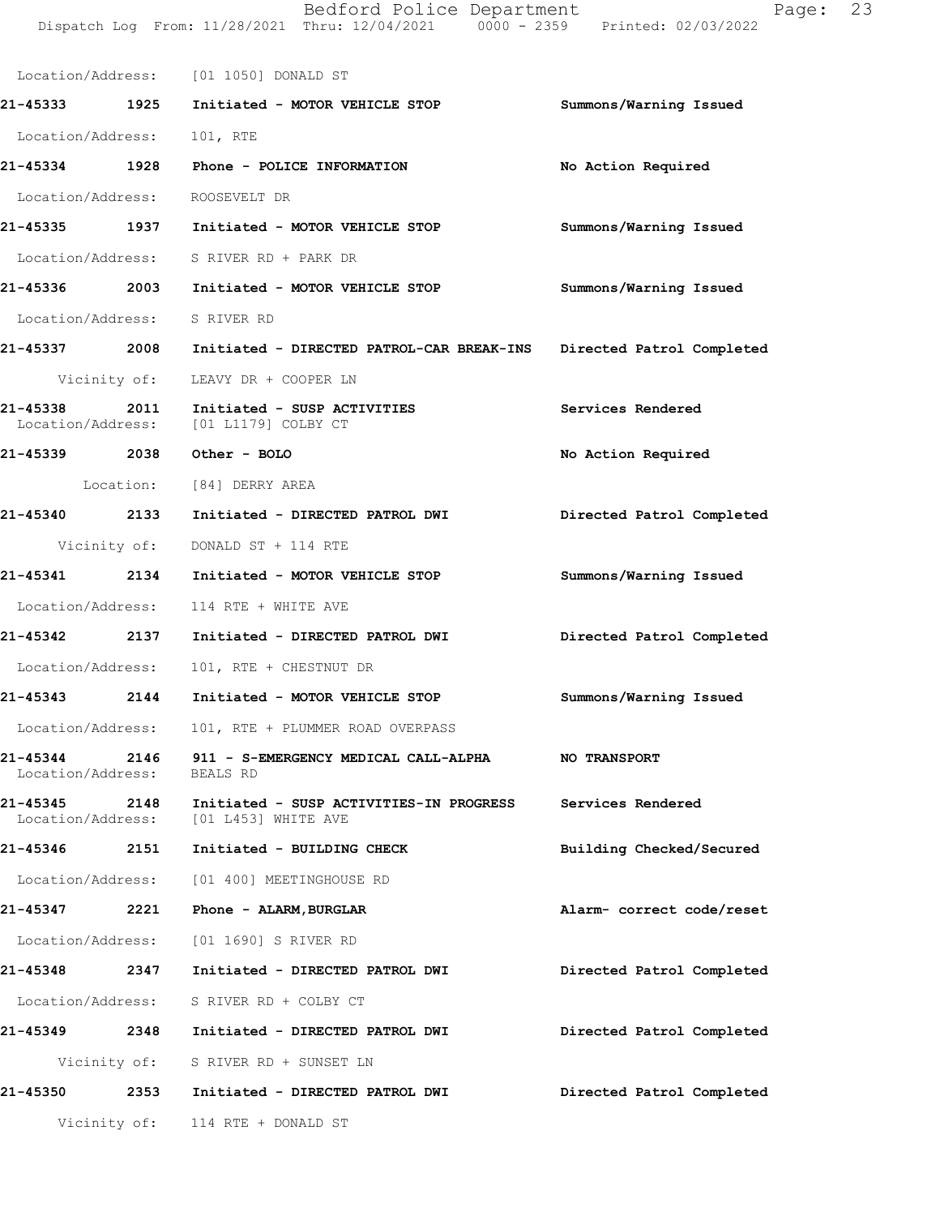Location/Address: [01 1050] DONALD ST

**21-45333 1925 Initiated - MOTOR VEHICLE STOP** — **Summons/Warning Issued**
Location/Address: 101, RTE

**21-45334 1928 Phone - POLICE INFORMATION** — **No Action Required**
Location/Address: ROOSEVELT DR

**21-45335 1937 Initiated - MOTOR VEHICLE STOP** — **Summons/Warning Issued**
Location/Address: S RIVER RD + PARK DR

**21-45336 2003 Initiated - MOTOR VEHICLE STOP** — **Summons/Warning Issued**
Location/Address: S RIVER RD

**21-45337 2008 Initiated - DIRECTED PATROL-CAR BREAK-INS** — **Directed Patrol Completed**
Vicinity of: LEAVY DR + COOPER LN

**21-45338 2011 Initiated - SUSP ACTIVITIES** — **Services Rendered**
Location/Address: [01 L1179] COLBY CT

**21-45339 2038 Other - BOLO** — **No Action Required**
Location: [84] DERRY AREA

**21-45340 2133 Initiated - DIRECTED PATROL DWI** — **Directed Patrol Completed**
Vicinity of: DONALD ST + 114 RTE

**21-45341 2134 Initiated - MOTOR VEHICLE STOP** — **Summons/Warning Issued**
Location/Address: 114 RTE + WHITE AVE

**21-45342 2137 Initiated - DIRECTED PATROL DWI** — **Directed Patrol Completed**
Location/Address: 101, RTE + CHESTNUT DR

**21-45343 2144 Initiated - MOTOR VEHICLE STOP** — **Summons/Warning Issued**
Location/Address: 101, RTE + PLUMMER ROAD OVERPASS

**21-45344 2146 911 - S-EMERGENCY MEDICAL CALL-ALPHA** — **NO TRANSPORT**
Location/Address: BEALS RD

**21-45345 2148 Initiated - SUSP ACTIVITIES-IN PROGRESS** — **Services Rendered**
Location/Address: [01 L453] WHITE AVE

**21-45346 2151 Initiated - BUILDING CHECK** — **Building Checked/Secured**
Location/Address: [01 400] MEETINGHOUSE RD

**21-45347 2221 Phone - ALARM,BURGLAR** — **Alarm- correct code/reset**
Location/Address: [01 1690] S RIVER RD

**21-45348 2347 Initiated - DIRECTED PATROL DWI** — **Directed Patrol Completed**
Location/Address: S RIVER RD + COLBY CT

**21-45349 2348 Initiated - DIRECTED PATROL DWI** — **Directed Patrol Completed**
Vicinity of: S RIVER RD + SUNSET LN

**21-45350 2353 Initiated - DIRECTED PATROL DWI** — **Directed Patrol Completed**
Vicinity of: 114 RTE + DONALD ST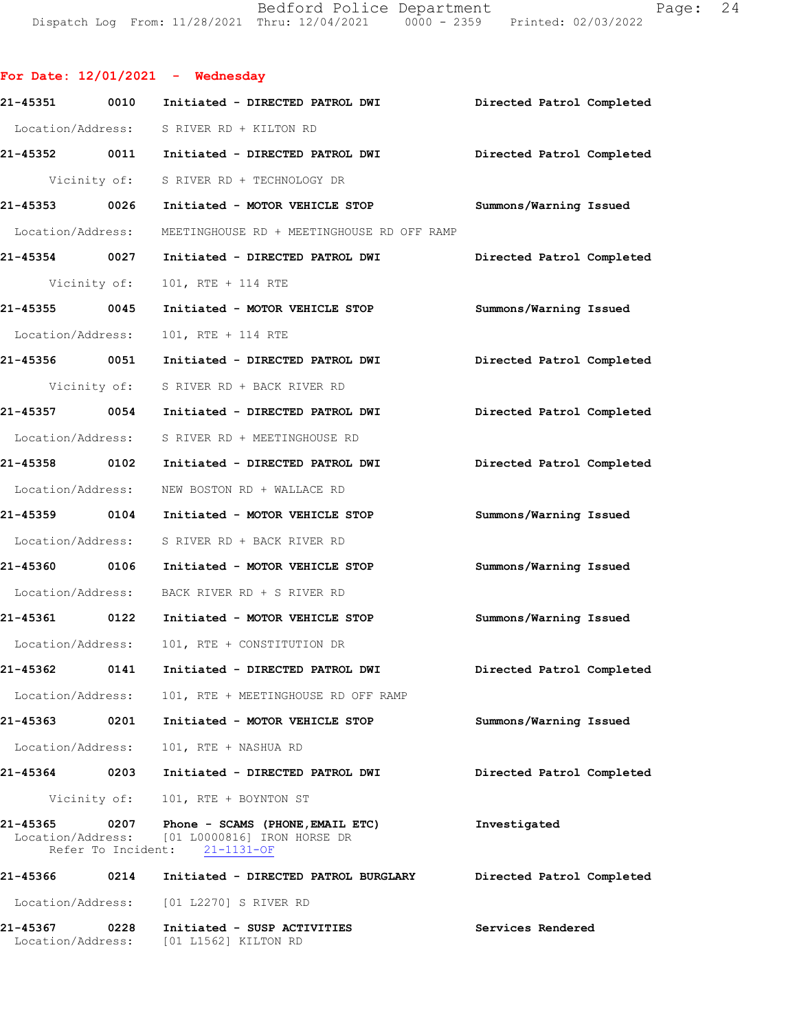**For Date: 12/01/2021 - Wednesday**

**21-45351 0010 Initiated - DIRECTED PATROL DWI** Directed Patrol Completed
Location/Address: S RIVER RD + KILTON RD

**21-45352 0011 Initiated - DIRECTED PATROL DWI** Directed Patrol Completed
Vicinity of: S RIVER RD + TECHNOLOGY DR

**21-45353 0026 Initiated - MOTOR VEHICLE STOP** Summons/Warning Issued
Location/Address: MEETINGHOUSE RD + MEETINGHOUSE RD OFF RAMP

**21-45354 0027 Initiated - DIRECTED PATROL DWI** Directed Patrol Completed
Vicinity of: 101, RTE + 114 RTE

**21-45355 0045 Initiated - MOTOR VEHICLE STOP** Summons/Warning Issued
Location/Address: 101, RTE + 114 RTE

**21-45356 0051 Initiated - DIRECTED PATROL DWI** Directed Patrol Completed
Vicinity of: S RIVER RD + BACK RIVER RD

**21-45357 0054 Initiated - DIRECTED PATROL DWI** Directed Patrol Completed
Location/Address: S RIVER RD + MEETINGHOUSE RD

**21-45358 0102 Initiated - DIRECTED PATROL DWI** Directed Patrol Completed
Location/Address: NEW BOSTON RD + WALLACE RD

**21-45359 0104 Initiated - MOTOR VEHICLE STOP** Summons/Warning Issued
Location/Address: S RIVER RD + BACK RIVER RD

**21-45360 0106 Initiated - MOTOR VEHICLE STOP** Summons/Warning Issued
Location/Address: BACK RIVER RD + S RIVER RD

**21-45361 0122 Initiated - MOTOR VEHICLE STOP** Summons/Warning Issued
Location/Address: 101, RTE + CONSTITUTION DR

**21-45362 0141 Initiated - DIRECTED PATROL DWI** Directed Patrol Completed
Location/Address: 101, RTE + MEETINGHOUSE RD OFF RAMP

**21-45363 0201 Initiated - MOTOR VEHICLE STOP** Summons/Warning Issued
Location/Address: 101, RTE + NASHUA RD

**21-45364 0203 Initiated - DIRECTED PATROL DWI** Directed Patrol Completed
Vicinity of: 101, RTE + BOYNTON ST

**21-45365 0207 Phone - SCAMS (PHONE,EMAIL ETC)** Investigated
Location/Address: [01 L0000816] IRON HORSE DR
Refer To Incident: 21-1131-OF

**21-45366 0214 Initiated - DIRECTED PATROL BURGLARY** Directed Patrol Completed
Location/Address: [01 L2270] S RIVER RD

**21-45367 0228 Initiated - SUSP ACTIVITIES** Services Rendered
Location/Address: [01 L1562] KILTON RD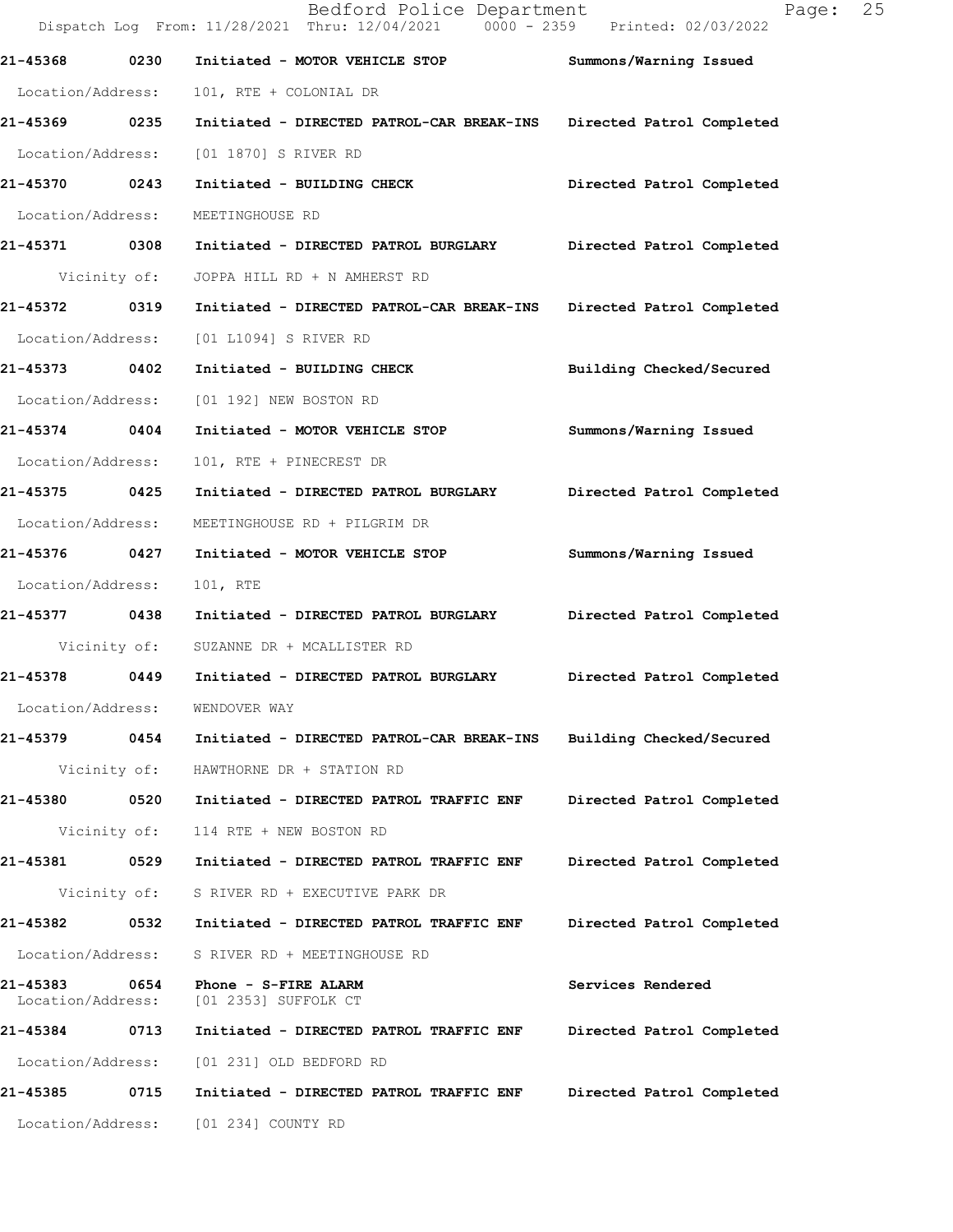21-45368 0230 Initiated - MOTOR VEHICLE STOP Summons/Warning Issued

Location/Address: 101, RTE + COLONIAL DR

21-45369 0235 Initiated - DIRECTED PATROL-CAR BREAK-INS Directed Patrol Completed

Location/Address: [01 1870] S RIVER RD

21-45370 0243 Initiated - BUILDING CHECK Directed Patrol Completed

Location/Address: MEETINGHOUSE RD

21-45371 0308 Initiated - DIRECTED PATROL BURGLARY Directed Patrol Completed

Vicinity of: JOPPA HILL RD + N AMHERST RD

21-45372 0319 Initiated - DIRECTED PATROL-CAR BREAK-INS Directed Patrol Completed

Location/Address: [01 L1094] S RIVER RD

21-45373 0402 Initiated - BUILDING CHECK Building Checked/Secured

Location/Address: [01 192] NEW BOSTON RD

21-45374 0404 Initiated - MOTOR VEHICLE STOP Summons/Warning Issued

Location/Address: 101, RTE + PINECREST DR

21-45375 0425 Initiated - DIRECTED PATROL BURGLARY Directed Patrol Completed

Location/Address: MEETINGHOUSE RD + PILGRIM DR

21-45376 0427 Initiated - MOTOR VEHICLE STOP Summons/Warning Issued

Location/Address: 101, RTE

21-45377 0438 Initiated - DIRECTED PATROL BURGLARY Directed Patrol Completed

Vicinity of: SUZANNE DR + MCALLISTER RD

21-45378 0449 Initiated - DIRECTED PATROL BURGLARY Directed Patrol Completed

Location/Address: WENDOVER WAY

21-45379 0454 Initiated - DIRECTED PATROL-CAR BREAK-INS Building Checked/Secured

Vicinity of: HAWTHORNE DR + STATION RD

21-45380 0520 Initiated - DIRECTED PATROL TRAFFIC ENF Directed Patrol Completed

Vicinity of: 114 RTE + NEW BOSTON RD

21-45381 0529 Initiated - DIRECTED PATROL TRAFFIC ENF Directed Patrol Completed

Vicinity of: S RIVER RD + EXECUTIVE PARK DR

21-45382 0532 Initiated - DIRECTED PATROL TRAFFIC ENF Directed Patrol Completed

Location/Address: S RIVER RD + MEETINGHOUSE RD

21-45383 0654 Phone - S-FIRE ALARM Services Rendered

Location/Address: [01 2353] SUFFOLK CT

21-45384 0713 Initiated - DIRECTED PATROL TRAFFIC ENF Directed Patrol Completed

Location/Address: [01 231] OLD BEDFORD RD

21-45385 0715 Initiated - DIRECTED PATROL TRAFFIC ENF Directed Patrol Completed

Location/Address: [01 234] COUNTY RD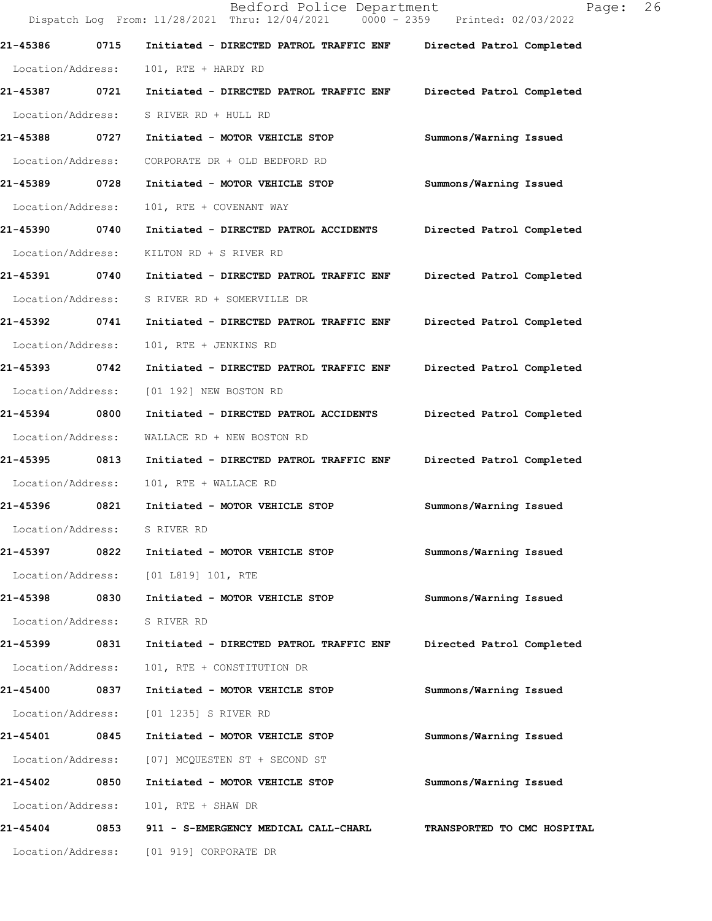**21-45386 0715 Initiated - DIRECTED PATROL TRAFFIC ENF Directed Patrol Completed**

Location/Address: 101, RTE + HARDY RD

**21-45387 0721 Initiated - DIRECTED PATROL TRAFFIC ENF Directed Patrol Completed**

Location/Address: S RIVER RD + HULL RD

**21-45388 0727 Initiated - MOTOR VEHICLE STOP Summons/Warning Issued**

Location/Address: CORPORATE DR + OLD BEDFORD RD

**21-45389 0728 Initiated - MOTOR VEHICLE STOP Summons/Warning Issued**

Location/Address: 101, RTE + COVENANT WAY

**21-45390 0740 Initiated - DIRECTED PATROL ACCIDENTS Directed Patrol Completed**

Location/Address: KILTON RD + S RIVER RD

**21-45391 0740 Initiated - DIRECTED PATROL TRAFFIC ENF Directed Patrol Completed**

Location/Address: S RIVER RD + SOMERVILLE DR

**21-45392 0741 Initiated - DIRECTED PATROL TRAFFIC ENF Directed Patrol Completed**

Location/Address: 101, RTE + JENKINS RD

**21-45393 0742 Initiated - DIRECTED PATROL TRAFFIC ENF Directed Patrol Completed**

Location/Address: [01 192] NEW BOSTON RD

**21-45394 0800 Initiated - DIRECTED PATROL ACCIDENTS Directed Patrol Completed**

Location/Address: WALLACE RD + NEW BOSTON RD

**21-45395 0813 Initiated - DIRECTED PATROL TRAFFIC ENF Directed Patrol Completed**

Location/Address: 101, RTE + WALLACE RD

**21-45396 0821 Initiated - MOTOR VEHICLE STOP Summons/Warning Issued**

Location/Address: S RIVER RD

**21-45397 0822 Initiated - MOTOR VEHICLE STOP Summons/Warning Issued**

Location/Address: [01 L819] 101, RTE

**21-45398 0830 Initiated - MOTOR VEHICLE STOP Summons/Warning Issued**

Location/Address: S RIVER RD

**21-45399 0831 Initiated - DIRECTED PATROL TRAFFIC ENF Directed Patrol Completed**

Location/Address: 101, RTE + CONSTITUTION DR

**21-45400 0837 Initiated - MOTOR VEHICLE STOP Summons/Warning Issued**

Location/Address: [01 1235] S RIVER RD

**21-45401 0845 Initiated - MOTOR VEHICLE STOP Summons/Warning Issued**

Location/Address: [07] MCQUESTEN ST + SECOND ST

**21-45402 0850 Initiated - MOTOR VEHICLE STOP Summons/Warning Issued**

Location/Address: 101, RTE + SHAW DR

**21-45404 0853 911 - S-EMERGENCY MEDICAL CALL-CHARL TRANSPORTED TO CMC HOSPITAL**

Location/Address: [01 919] CORPORATE DR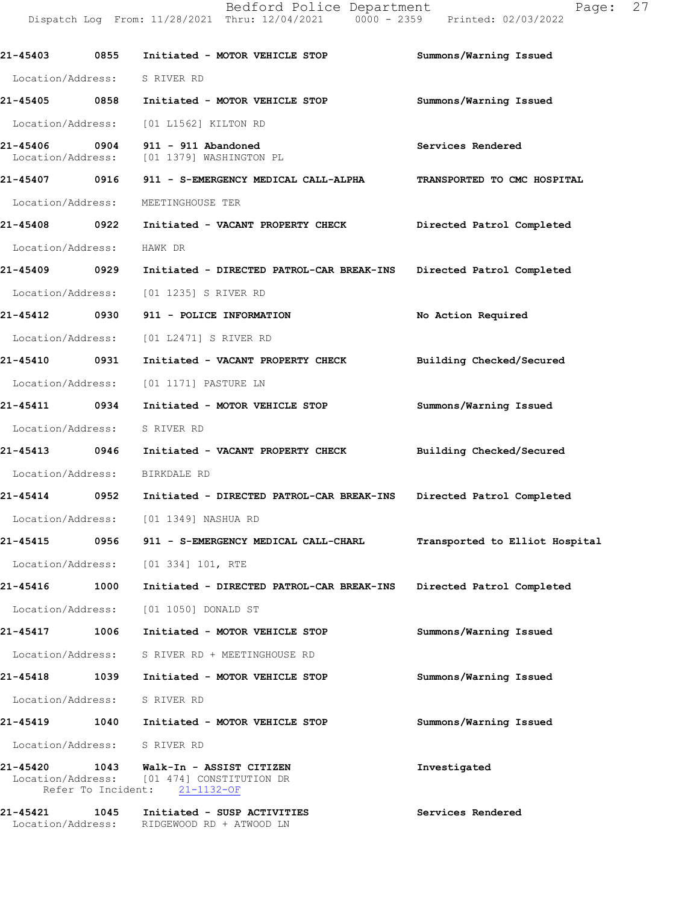21-45403 0855 Initiated - MOTOR VEHICLE STOP Summons/Warning Issued
Location/Address: S RIVER RD

21-45405 0858 Initiated - MOTOR VEHICLE STOP Summons/Warning Issued
Location/Address: [01 L1562] KILTON RD

21-45406 0904 911 - 911 Abandoned Services Rendered
Location/Address: [01 1379] WASHINGTON PL

21-45407 0916 911 - S-EMERGENCY MEDICAL CALL-ALPHA TRANSPORTED TO CMC HOSPITAL
Location/Address: MEETINGHOUSE TER

21-45408 0922 Initiated - VACANT PROPERTY CHECK Directed Patrol Completed
Location/Address: HAWK DR

21-45409 0929 Initiated - DIRECTED PATROL-CAR BREAK-INS Directed Patrol Completed
Location/Address: [01 1235] S RIVER RD

21-45412 0930 911 - POLICE INFORMATION No Action Required
Location/Address: [01 L2471] S RIVER RD

21-45410 0931 Initiated - VACANT PROPERTY CHECK Building Checked/Secured
Location/Address: [01 1171] PASTURE LN

21-45411 0934 Initiated - MOTOR VEHICLE STOP Summons/Warning Issued
Location/Address: S RIVER RD

21-45413 0946 Initiated - VACANT PROPERTY CHECK Building Checked/Secured
Location/Address: BIRKDALE RD

21-45414 0952 Initiated - DIRECTED PATROL-CAR BREAK-INS Directed Patrol Completed
Location/Address: [01 1349] NASHUA RD

21-45415 0956 911 - S-EMERGENCY MEDICAL CALL-CHARL Transported to Elliot Hospital
Location/Address: [01 334] 101, RTE

21-45416 1000 Initiated - DIRECTED PATROL-CAR BREAK-INS Directed Patrol Completed
Location/Address: [01 1050] DONALD ST

21-45417 1006 Initiated - MOTOR VEHICLE STOP Summons/Warning Issued
Location/Address: S RIVER RD + MEETINGHOUSE RD

21-45418 1039 Initiated - MOTOR VEHICLE STOP Summons/Warning Issued
Location/Address: S RIVER RD

21-45419 1040 Initiated - MOTOR VEHICLE STOP Summons/Warning Issued
Location/Address: S RIVER RD

21-45420 1043 Walk-In - ASSIST CITIZEN Investigated
Location/Address: [01 474] CONSTITUTION DR
Refer To Incident: 21-1132-OF

21-45421 1045 Initiated - SUSP ACTIVITIES Services Rendered
Location/Address: RIDGEWOOD RD + ATWOOD LN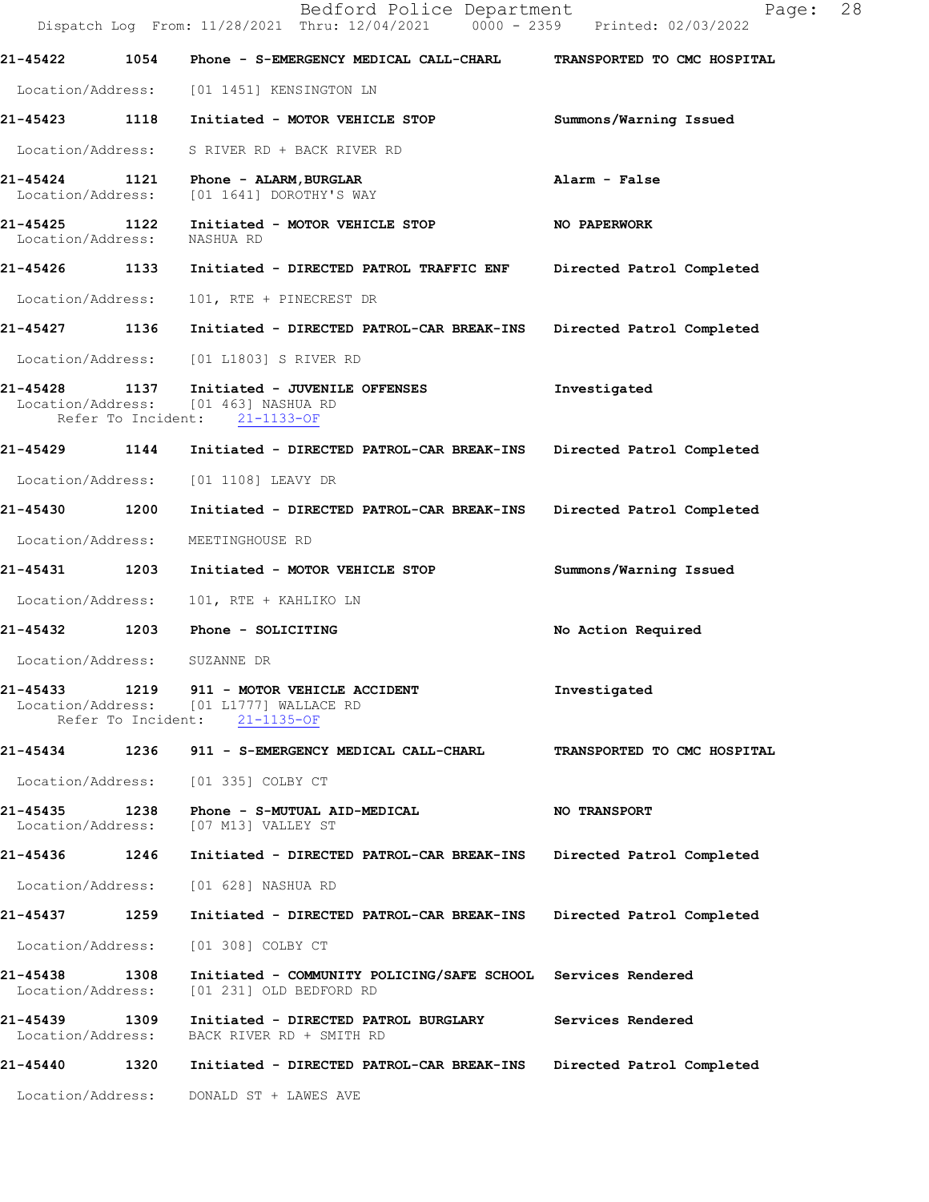21-45422 1054 Phone - S-EMERGENCY MEDICAL CALL-CHARL TRANSPORTED TO CMC HOSPITAL

Location/Address: [01 1451] KENSINGTON LN

21-45423 1118 Initiated - MOTOR VEHICLE STOP Summons/Warning Issued

Location/Address: S RIVER RD + BACK RIVER RD

21-45424 1121 Phone - ALARM,BURGLAR Alarm - False
Location/Address: [01 1641] DOROTHY'S WAY

21-45425 1122 Initiated - MOTOR VEHICLE STOP NO PAPERWORK
Location/Address: NASHUA RD

21-45426 1133 Initiated - DIRECTED PATROL TRAFFIC ENF Directed Patrol Completed

Location/Address: 101, RTE + PINECREST DR

21-45427 1136 Initiated - DIRECTED PATROL-CAR BREAK-INS Directed Patrol Completed

Location/Address: [01 L1803] S RIVER RD

21-45428 1137 Initiated - JUVENILE OFFENSES Investigated
Location/Address: [01 463] NASHUA RD
Refer To Incident: 21-1133-OF

21-45429 1144 Initiated - DIRECTED PATROL-CAR BREAK-INS Directed Patrol Completed

Location/Address: [01 1108] LEAVY DR

21-45430 1200 Initiated - DIRECTED PATROL-CAR BREAK-INS Directed Patrol Completed

Location/Address: MEETINGHOUSE RD

21-45431 1203 Initiated - MOTOR VEHICLE STOP Summons/Warning Issued

Location/Address: 101, RTE + KAHLIKO LN

21-45432 1203 Phone - SOLICITING No Action Required

Location/Address: SUZANNE DR

21-45433 1219 911 - MOTOR VEHICLE ACCIDENT Investigated
Location/Address: [01 L1777] WALLACE RD
Refer To Incident: 21-1135-OF

21-45434 1236 911 - S-EMERGENCY MEDICAL CALL-CHARL TRANSPORTED TO CMC HOSPITAL

Location/Address: [01 335] COLBY CT

21-45435 1238 Phone - S-MUTUAL AID-MEDICAL NO TRANSPORT
Location/Address: [07 M13] VALLEY ST

21-45436 1246 Initiated - DIRECTED PATROL-CAR BREAK-INS Directed Patrol Completed

Location/Address: [01 628] NASHUA RD

21-45437 1259 Initiated - DIRECTED PATROL-CAR BREAK-INS Directed Patrol Completed

Location/Address: [01 308] COLBY CT

21-45438 1308 Initiated - COMMUNITY POLICING/SAFE SCHOOL Services Rendered
Location/Address: [01 231] OLD BEDFORD RD

21-45439 1309 Initiated - DIRECTED PATROL BURGLARY Services Rendered
Location/Address: BACK RIVER RD + SMITH RD

21-45440 1320 Initiated - DIRECTED PATROL-CAR BREAK-INS Directed Patrol Completed

Location/Address: DONALD ST + LAWES AVE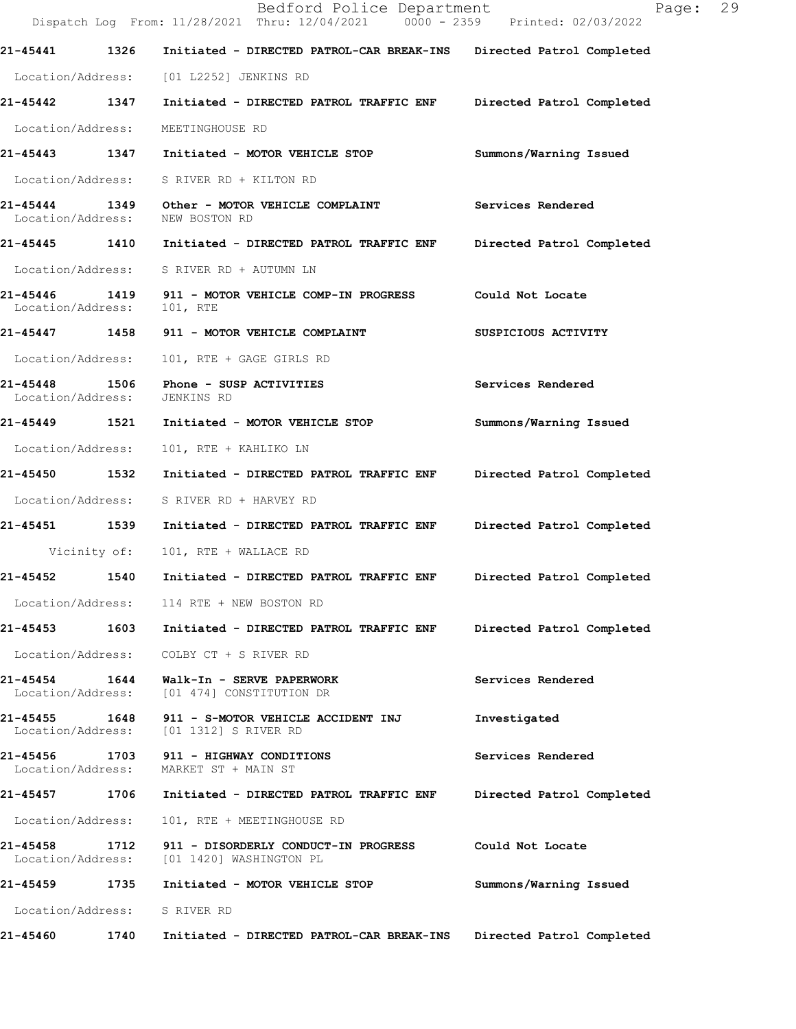| Call Number | Time | Call Reason | Action |
|---|---|---|---|
| 21-45441 | 1326 | Initiated - DIRECTED PATROL-CAR BREAK-INS | Directed Patrol Completed |
| Location/Address: | | [01 L2252] JENKINS RD | |
| 21-45442 | 1347 | Initiated - DIRECTED PATROL TRAFFIC ENF | Directed Patrol Completed |
| Location/Address: | | MEETINGHOUSE RD | |
| 21-45443 | 1347 | Initiated - MOTOR VEHICLE STOP | Summons/Warning Issued |
| Location/Address: | | S RIVER RD + KILTON RD | |
| 21-45444 | 1349 | Other - MOTOR VEHICLE COMPLAINT | Services Rendered |
| Location/Address: | | NEW BOSTON RD | |
| 21-45445 | 1410 | Initiated - DIRECTED PATROL TRAFFIC ENF | Directed Patrol Completed |
| Location/Address: | | S RIVER RD + AUTUMN LN | |
| 21-45446 | 1419 | 911 - MOTOR VEHICLE COMP-IN PROGRESS | Could Not Locate |
| Location/Address: | | 101, RTE | |
| 21-45447 | 1458 | 911 - MOTOR VEHICLE COMPLAINT | SUSPICIOUS ACTIVITY |
| Location/Address: | | 101, RTE + GAGE GIRLS RD | |
| 21-45448 | 1506 | Phone - SUSP ACTIVITIES | Services Rendered |
| Location/Address: | | JENKINS RD | |
| 21-45449 | 1521 | Initiated - MOTOR VEHICLE STOP | Summons/Warning Issued |
| Location/Address: | | 101, RTE + KAHLIKO LN | |
| 21-45450 | 1532 | Initiated - DIRECTED PATROL TRAFFIC ENF | Directed Patrol Completed |
| Location/Address: | | S RIVER RD + HARVEY RD | |
| 21-45451 | 1539 | Initiated - DIRECTED PATROL TRAFFIC ENF | Directed Patrol Completed |
| Vicinity of: | | 101, RTE + WALLACE RD | |
| 21-45452 | 1540 | Initiated - DIRECTED PATROL TRAFFIC ENF | Directed Patrol Completed |
| Location/Address: | | 114 RTE + NEW BOSTON RD | |
| 21-45453 | 1603 | Initiated - DIRECTED PATROL TRAFFIC ENF | Directed Patrol Completed |
| Location/Address: | | COLBY CT + S RIVER RD | |
| 21-45454 | 1644 | Walk-In - SERVE PAPERWORK | Services Rendered |
| Location/Address: | | [01 474] CONSTITUTION DR | |
| 21-45455 | 1648 | 911 - S-MOTOR VEHICLE ACCIDENT INJ | Investigated |
| Location/Address: | | [01 1312] S RIVER RD | |
| 21-45456 | 1703 | 911 - HIGHWAY CONDITIONS | Services Rendered |
| Location/Address: | | MARKET ST + MAIN ST | |
| 21-45457 | 1706 | Initiated - DIRECTED PATROL TRAFFIC ENF | Directed Patrol Completed |
| Location/Address: | | 101, RTE + MEETINGHOUSE RD | |
| 21-45458 | 1712 | 911 - DISORDERLY CONDUCT-IN PROGRESS | Could Not Locate |
| Location/Address: | | [01 1420] WASHINGTON PL | |
| 21-45459 | 1735 | Initiated - MOTOR VEHICLE STOP | Summons/Warning Issued |
| Location/Address: | | S RIVER RD | |
| 21-45460 | 1740 | Initiated - DIRECTED PATROL-CAR BREAK-INS | Directed Patrol Completed |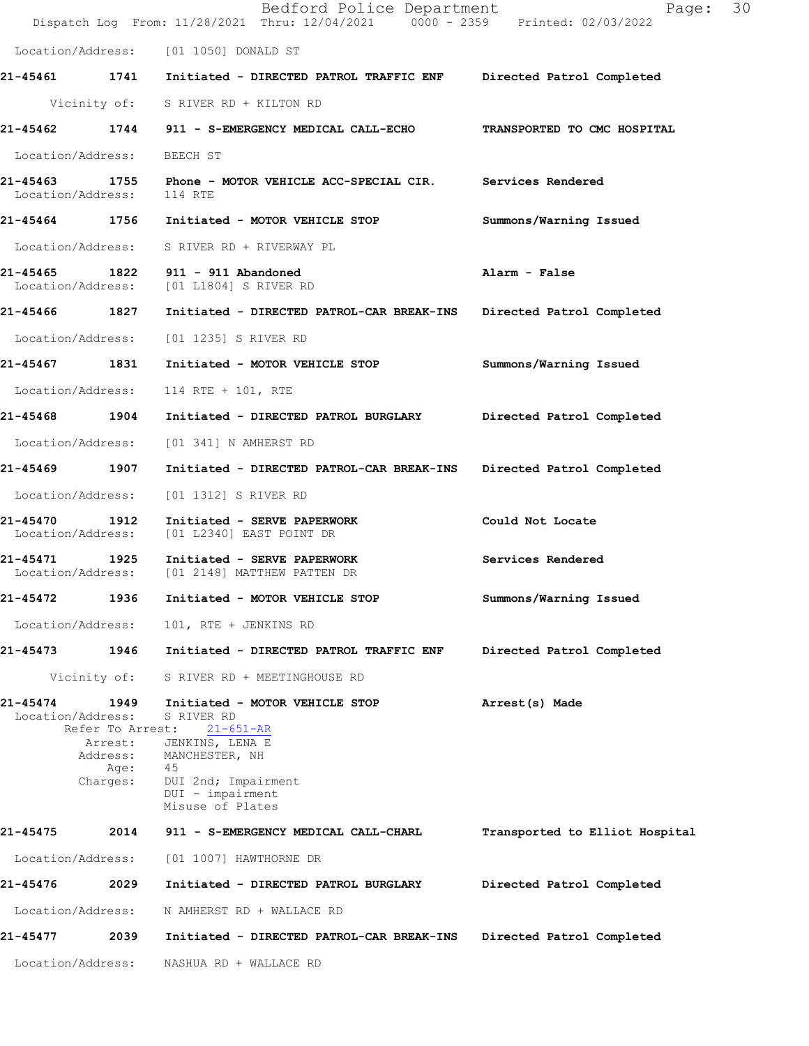Location/Address: [01 1050] DONALD ST

**21-45461 1741 Initiated - DIRECTED PATROL TRAFFIC ENF — Directed Patrol Completed**

Vicinity of: S RIVER RD + KILTON RD

**21-45462 1744 911 - S-EMERGENCY MEDICAL CALL-ECHO — TRANSPORTED TO CMC HOSPITAL**

Location/Address: BEECH ST

**21-45463 1755 Phone - MOTOR VEHICLE ACC-SPECIAL CIR. — Services Rendered**

Location/Address: 114 RTE

**21-45464 1756 Initiated - MOTOR VEHICLE STOP — Summons/Warning Issued**

Location/Address: S RIVER RD + RIVERWAY PL

**21-45465 1822 911 - 911 Abandoned — Alarm - False**

Location/Address: [01 L1804] S RIVER RD

**21-45466 1827 Initiated - DIRECTED PATROL-CAR BREAK-INS — Directed Patrol Completed**

Location/Address: [01 1235] S RIVER RD

**21-45467 1831 Initiated - MOTOR VEHICLE STOP — Summons/Warning Issued**

Location/Address: 114 RTE + 101, RTE

**21-45468 1904 Initiated - DIRECTED PATROL BURGLARY — Directed Patrol Completed**

Location/Address: [01 341] N AMHERST RD

**21-45469 1907 Initiated - DIRECTED PATROL-CAR BREAK-INS — Directed Patrol Completed**

Location/Address: [01 1312] S RIVER RD

**21-45470 1912 Initiated - SERVE PAPERWORK — Could Not Locate**

Location/Address: [01 L2340] EAST POINT DR

**21-45471 1925 Initiated - SERVE PAPERWORK — Services Rendered**

Location/Address: [01 2148] MATTHEW PATTEN DR

**21-45472 1936 Initiated - MOTOR VEHICLE STOP — Summons/Warning Issued**

Location/Address: 101, RTE + JENKINS RD

**21-45473 1946 Initiated - DIRECTED PATROL TRAFFIC ENF — Directed Patrol Completed**

Vicinity of: S RIVER RD + MEETINGHOUSE RD

**21-45474 1949 Initiated - MOTOR VEHICLE STOP — Arrest(s) Made**

Location/Address: S RIVER RD
Refer To Arrest: 21-651-AR
Arrest: JENKINS, LENA E
Address: MANCHESTER, NH
Age: 45
Charges: DUI 2nd; Impairment
DUI - impairment
Misuse of Plates

**21-45475 2014 911 - S-EMERGENCY MEDICAL CALL-CHARL — Transported to Elliot Hospital**

Location/Address: [01 1007] HAWTHORNE DR

**21-45476 2029 Initiated - DIRECTED PATROL BURGLARY — Directed Patrol Completed**

Location/Address: N AMHERST RD + WALLACE RD

**21-45477 2039 Initiated - DIRECTED PATROL-CAR BREAK-INS — Directed Patrol Completed**

Location/Address: NASHUA RD + WALLACE RD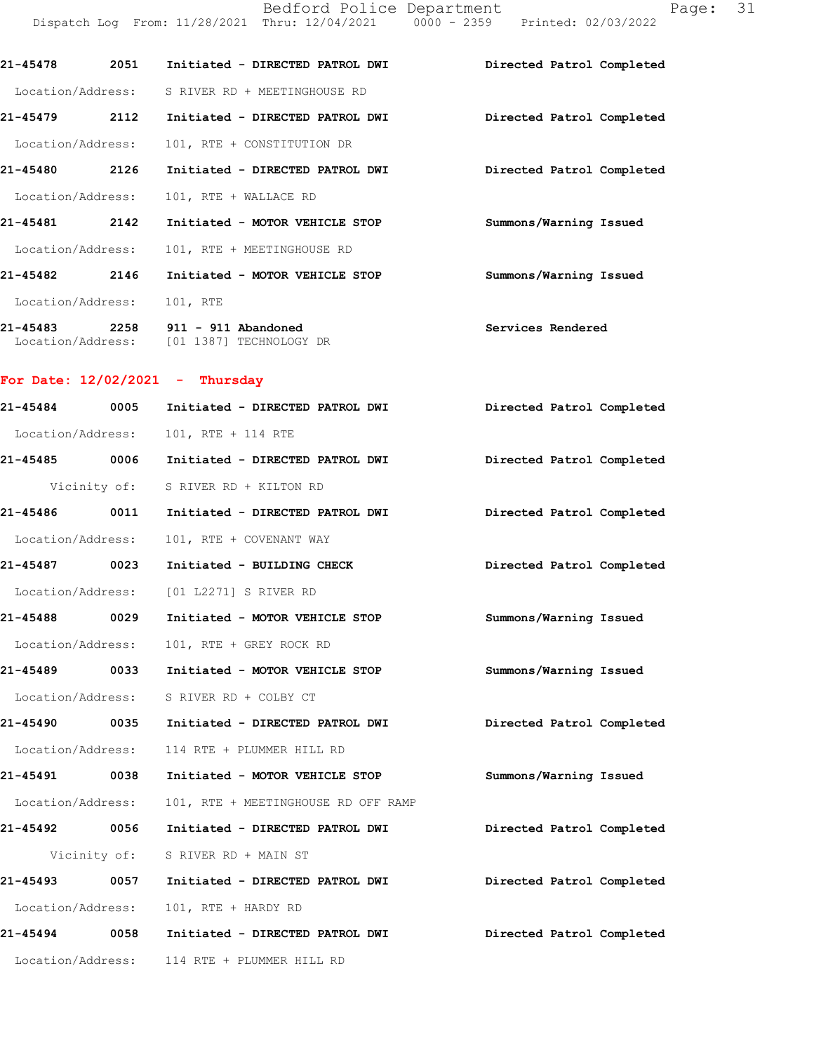| | | | |
|---|---|---|---|
| 21-45478 | 2051 | Initiated - DIRECTED PATROL DWI | Directed Patrol Completed |
| Location/Address: | S RIVER RD + MEETINGHOUSE RD | | |
| 21-45479 | 2112 | Initiated - DIRECTED PATROL DWI | Directed Patrol Completed |
| Location/Address: | 101, RTE + CONSTITUTION DR | | |
| 21-45480 | 2126 | Initiated - DIRECTED PATROL DWI | Directed Patrol Completed |
| Location/Address: | 101, RTE + WALLACE RD | | |
| 21-45481 | 2142 | Initiated - MOTOR VEHICLE STOP | Summons/Warning Issued |
| Location/Address: | 101, RTE + MEETINGHOUSE RD | | |
| 21-45482 | 2146 | Initiated - MOTOR VEHICLE STOP | Summons/Warning Issued |
| Location/Address: | 101, RTE | | |
| 21-45483 | 2258 | 911 - 911 Abandoned | Services Rendered |
| Location/Address: | [01 1387] TECHNOLOGY DR | | |

**For Date: 12/02/2021 - Thursday**

| | | | |
|---|---|---|---|
| 21-45484 | 0005 | Initiated - DIRECTED PATROL DWI | Directed Patrol Completed |
| Location/Address: | 101, RTE + 114 RTE | | |
| 21-45485 | 0006 | Initiated - DIRECTED PATROL DWI | Directed Patrol Completed |
| Vicinity of: | S RIVER RD + KILTON RD | | |
| 21-45486 | 0011 | Initiated - DIRECTED PATROL DWI | Directed Patrol Completed |
| Location/Address: | 101, RTE + COVENANT WAY | | |
| 21-45487 | 0023 | Initiated - BUILDING CHECK | Directed Patrol Completed |
| Location/Address: | [01 L2271] S RIVER RD | | |
| 21-45488 | 0029 | Initiated - MOTOR VEHICLE STOP | Summons/Warning Issued |
| Location/Address: | 101, RTE + GREY ROCK RD | | |
| 21-45489 | 0033 | Initiated - MOTOR VEHICLE STOP | Summons/Warning Issued |
| Location/Address: | S RIVER RD + COLBY CT | | |
| 21-45490 | 0035 | Initiated - DIRECTED PATROL DWI | Directed Patrol Completed |
| Location/Address: | 114 RTE + PLUMMER HILL RD | | |
| 21-45491 | 0038 | Initiated - MOTOR VEHICLE STOP | Summons/Warning Issued |
| Location/Address: | 101, RTE + MEETINGHOUSE RD OFF RAMP | | |
| 21-45492 | 0056 | Initiated - DIRECTED PATROL DWI | Directed Patrol Completed |
| Vicinity of: | S RIVER RD + MAIN ST | | |
| 21-45493 | 0057 | Initiated - DIRECTED PATROL DWI | Directed Patrol Completed |
| Location/Address: | 101, RTE + HARDY RD | | |
| 21-45494 | 0058 | Initiated - DIRECTED PATROL DWI | Directed Patrol Completed |
| Location/Address: | 114 RTE + PLUMMER HILL RD | | |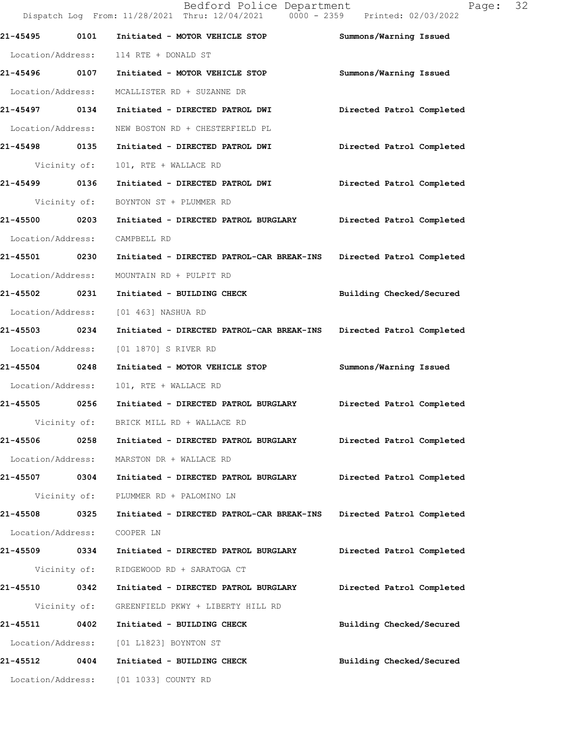21-45495 0101 Initiated - MOTOR VEHICLE STOP Summons/Warning Issued

Location/Address: 114 RTE + DONALD ST

21-45496 0107 Initiated - MOTOR VEHICLE STOP Summons/Warning Issued

Location/Address: MCALLISTER RD + SUZANNE DR

21-45497 0134 Initiated - DIRECTED PATROL DWI Directed Patrol Completed

Location/Address: NEW BOSTON RD + CHESTERFIELD PL

21-45498 0135 Initiated - DIRECTED PATROL DWI Directed Patrol Completed

Vicinity of: 101, RTE + WALLACE RD

21-45499 0136 Initiated - DIRECTED PATROL DWI Directed Patrol Completed

Vicinity of: BOYNTON ST + PLUMMER RD

21-45500 0203 Initiated - DIRECTED PATROL BURGLARY Directed Patrol Completed

Location/Address: CAMPBELL RD

21-45501 0230 Initiated - DIRECTED PATROL-CAR BREAK-INS Directed Patrol Completed

Location/Address: MOUNTAIN RD + PULPIT RD

21-45502 0231 Initiated - BUILDING CHECK Building Checked/Secured

Location/Address: [01 463] NASHUA RD

21-45503 0234 Initiated - DIRECTED PATROL-CAR BREAK-INS Directed Patrol Completed

Location/Address: [01 1870] S RIVER RD

21-45504 0248 Initiated - MOTOR VEHICLE STOP Summons/Warning Issued

Location/Address: 101, RTE + WALLACE RD

21-45505 0256 Initiated - DIRECTED PATROL BURGLARY Directed Patrol Completed

Vicinity of: BRICK MILL RD + WALLACE RD

21-45506 0258 Initiated - DIRECTED PATROL BURGLARY Directed Patrol Completed

Location/Address: MARSTON DR + WALLACE RD

21-45507 0304 Initiated - DIRECTED PATROL BURGLARY Directed Patrol Completed

Vicinity of: PLUMMER RD + PALOMINO LN

21-45508 0325 Initiated - DIRECTED PATROL-CAR BREAK-INS Directed Patrol Completed

Location/Address: COOPER LN

21-45509 0334 Initiated - DIRECTED PATROL BURGLARY Directed Patrol Completed

Vicinity of: RIDGEWOOD RD + SARATOGA CT

21-45510 0342 Initiated - DIRECTED PATROL BURGLARY Directed Patrol Completed

Vicinity of: GREENFIELD PKWY + LIBERTY HILL RD

21-45511 0402 Initiated - BUILDING CHECK Building Checked/Secured

Location/Address: [01 L1823] BOYNTON ST

21-45512 0404 Initiated - BUILDING CHECK Building Checked/Secured

Location/Address: [01 1033] COUNTY RD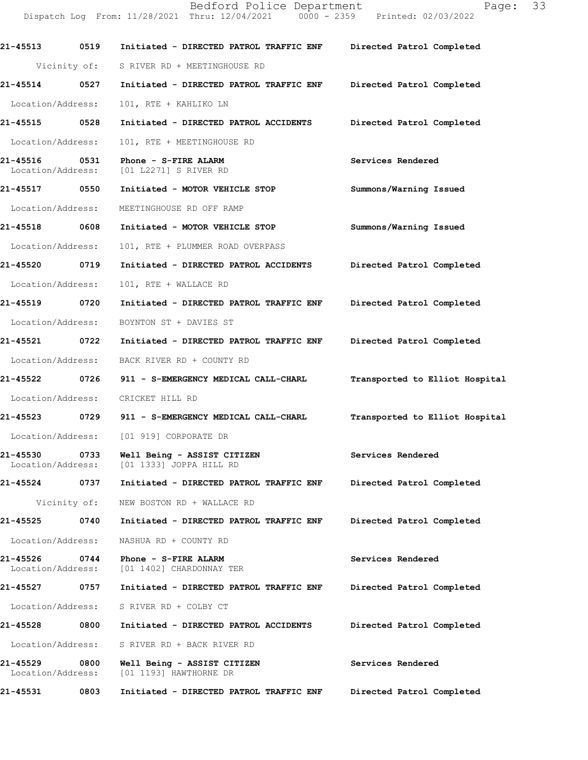| Call Number | Time | Call Reason | Action |
|---|---|---|---|
| 21-45513 | 0519 | Initiated - DIRECTED PATROL TRAFFIC ENF | Directed Patrol Completed |
| Vicinity of: | | S RIVER RD + MEETINGHOUSE RD | |
| 21-45514 | 0527 | Initiated - DIRECTED PATROL TRAFFIC ENF | Directed Patrol Completed |
| Location/Address: | | 101, RTE + KAHLIKO LN | |
| 21-45515 | 0528 | Initiated - DIRECTED PATROL ACCIDENTS | Directed Patrol Completed |
| Location/Address: | | 101, RTE + MEETINGHOUSE RD | |
| 21-45516 | 0531 | Phone - S-FIRE ALARM | Services Rendered |
| Location/Address: | | [01 L2271] S RIVER RD | |
| 21-45517 | 0550 | Initiated - MOTOR VEHICLE STOP | Summons/Warning Issued |
| Location/Address: | | MEETINGHOUSE RD OFF RAMP | |
| 21-45518 | 0608 | Initiated - MOTOR VEHICLE STOP | Summons/Warning Issued |
| Location/Address: | | 101, RTE + PLUMMER ROAD OVERPASS | |
| 21-45520 | 0719 | Initiated - DIRECTED PATROL ACCIDENTS | Directed Patrol Completed |
| Location/Address: | | 101, RTE + WALLACE RD | |
| 21-45519 | 0720 | Initiated - DIRECTED PATROL TRAFFIC ENF | Directed Patrol Completed |
| Location/Address: | | BOYNTON ST + DAVIES ST | |
| 21-45521 | 0722 | Initiated - DIRECTED PATROL TRAFFIC ENF | Directed Patrol Completed |
| Location/Address: | | BACK RIVER RD + COUNTY RD | |
| 21-45522 | 0726 | 911 - S-EMERGENCY MEDICAL CALL-CHARL | Transported to Elliot Hospital |
| Location/Address: | | CRICKET HILL RD | |
| 21-45523 | 0729 | 911 - S-EMERGENCY MEDICAL CALL-CHARL | Transported to Elliot Hospital |
| Location/Address: | | [01 919] CORPORATE DR | |
| 21-45530 | 0733 | Well Being - ASSIST CITIZEN | Services Rendered |
| Location/Address: | | [01 1333] JOPPA HILL RD | |
| 21-45524 | 0737 | Initiated - DIRECTED PATROL TRAFFIC ENF | Directed Patrol Completed |
| Vicinity of: | | NEW BOSTON RD + WALLACE RD | |
| 21-45525 | 0740 | Initiated - DIRECTED PATROL TRAFFIC ENF | Directed Patrol Completed |
| Location/Address: | | NASHUA RD + COUNTY RD | |
| 21-45526 | 0744 | Phone - S-FIRE ALARM | Services Rendered |
| Location/Address: | | [01 1402] CHARDONNAY TER | |
| 21-45527 | 0757 | Initiated - DIRECTED PATROL TRAFFIC ENF | Directed Patrol Completed |
| Location/Address: | | S RIVER RD + COLBY CT | |
| 21-45528 | 0800 | Initiated - DIRECTED PATROL ACCIDENTS | Directed Patrol Completed |
| Location/Address: | | S RIVER RD + BACK RIVER RD | |
| 21-45529 | 0800 | Well Being - ASSIST CITIZEN | Services Rendered |
| Location/Address: | | [01 1193] HAWTHORNE DR | |
| 21-45531 | 0803 | Initiated - DIRECTED PATROL TRAFFIC ENF | Directed Patrol Completed |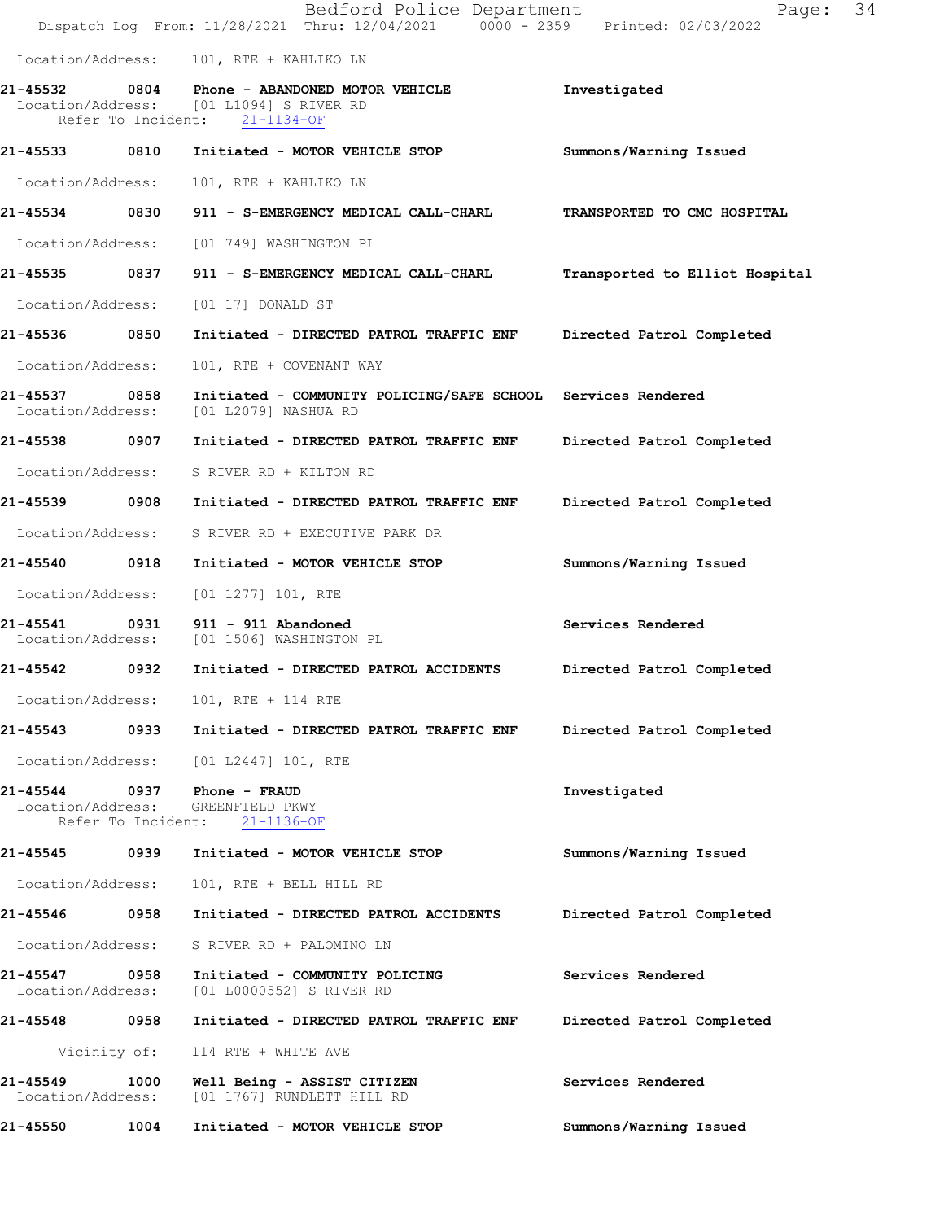Location/Address: 101, RTE + KAHLIKO LN

**21-45532 0804 Phone - ABANDONED MOTOR VEHICLE** Investigated
Location/Address: [01 L1094] S RIVER RD
Refer To Incident: 21-1134-OF

**21-45533 0810 Initiated - MOTOR VEHICLE STOP** Summons/Warning Issued
Location/Address: 101, RTE + KAHLIKO LN

**21-45534 0830 911 - S-EMERGENCY MEDICAL CALL-CHARL** TRANSPORTED TO CMC HOSPITAL
Location/Address: [01 749] WASHINGTON PL

**21-45535 0837 911 - S-EMERGENCY MEDICAL CALL-CHARL** Transported to Elliot Hospital
Location/Address: [01 17] DONALD ST

**21-45536 0850 Initiated - DIRECTED PATROL TRAFFIC ENF** Directed Patrol Completed
Location/Address: 101, RTE + COVENANT WAY

**21-45537 0858 Initiated - COMMUNITY POLICING/SAFE SCHOOL** Services Rendered
Location/Address: [01 L2079] NASHUA RD

**21-45538 0907 Initiated - DIRECTED PATROL TRAFFIC ENF** Directed Patrol Completed
Location/Address: S RIVER RD + KILTON RD

**21-45539 0908 Initiated - DIRECTED PATROL TRAFFIC ENF** Directed Patrol Completed
Location/Address: S RIVER RD + EXECUTIVE PARK DR

**21-45540 0918 Initiated - MOTOR VEHICLE STOP** Summons/Warning Issued
Location/Address: [01 1277] 101, RTE

**21-45541 0931 911 - 911 Abandoned** Services Rendered
Location/Address: [01 1506] WASHINGTON PL

**21-45542 0932 Initiated - DIRECTED PATROL ACCIDENTS** Directed Patrol Completed
Location/Address: 101, RTE + 114 RTE

**21-45543 0933 Initiated - DIRECTED PATROL TRAFFIC ENF** Directed Patrol Completed
Location/Address: [01 L2447] 101, RTE

**21-45544 0937 Phone - FRAUD** Investigated
Location/Address: GREENFIELD PKWY
Refer To Incident: 21-1136-OF

**21-45545 0939 Initiated - MOTOR VEHICLE STOP** Summons/Warning Issued
Location/Address: 101, RTE + BELL HILL RD

**21-45546 0958 Initiated - DIRECTED PATROL ACCIDENTS** Directed Patrol Completed
Location/Address: S RIVER RD + PALOMINO LN

**21-45547 0958 Initiated - COMMUNITY POLICING** Services Rendered
Location/Address: [01 L0000552] S RIVER RD

**21-45548 0958 Initiated - DIRECTED PATROL TRAFFIC ENF** Directed Patrol Completed
Vicinity of: 114 RTE + WHITE AVE

**21-45549 1000 Well Being - ASSIST CITIZEN** Services Rendered
Location/Address: [01 1767] RUNDLETT HILL RD

**21-45550 1004 Initiated - MOTOR VEHICLE STOP** Summons/Warning Issued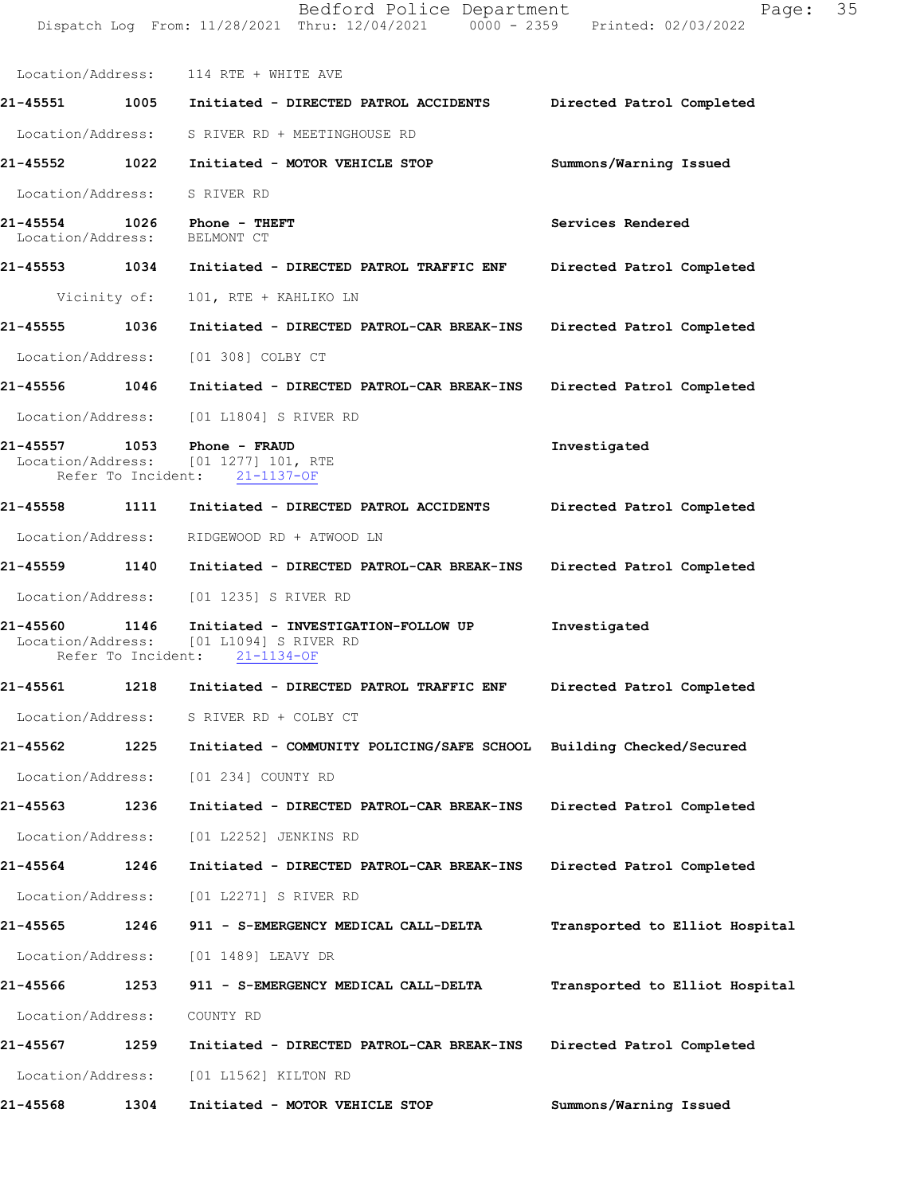Location/Address: 114 RTE + WHITE AVE

**21-45551** 1005 **Initiated - DIRECTED PATROL ACCIDENTS** Directed Patrol Completed

Location/Address: S RIVER RD + MEETINGHOUSE RD

**21-45552** 1022 **Initiated - MOTOR VEHICLE STOP** Summons/Warning Issued

Location/Address: S RIVER RD

**21-45554** 1026 **Phone - THEFT** Services Rendered
Location/Address: BELMONT CT

**21-45553** 1034 **Initiated - DIRECTED PATROL TRAFFIC ENF** Directed Patrol Completed

Vicinity of: 101, RTE + KAHLIKO LN

**21-45555** 1036 **Initiated - DIRECTED PATROL-CAR BREAK-INS** Directed Patrol Completed

Location/Address: [01 308] COLBY CT

**21-45556** 1046 **Initiated - DIRECTED PATROL-CAR BREAK-INS** Directed Patrol Completed

Location/Address: [01 L1804] S RIVER RD

**21-45557** 1053 **Phone - FRAUD** Investigated
Location/Address: [01 1277] 101, RTE
Refer To Incident: 21-1137-OF

**21-45558** 1111 **Initiated - DIRECTED PATROL ACCIDENTS** Directed Patrol Completed

Location/Address: RIDGEWOOD RD + ATWOOD LN

**21-45559** 1140 **Initiated - DIRECTED PATROL-CAR BREAK-INS** Directed Patrol Completed

Location/Address: [01 1235] S RIVER RD

**21-45560** 1146 **Initiated - INVESTIGATION-FOLLOW UP** Investigated
Location/Address: [01 L1094] S RIVER RD
Refer To Incident: 21-1134-OF

**21-45561** 1218 **Initiated - DIRECTED PATROL TRAFFIC ENF** Directed Patrol Completed

Location/Address: S RIVER RD + COLBY CT

**21-45562** 1225 **Initiated - COMMUNITY POLICING/SAFE SCHOOL** Building Checked/Secured

Location/Address: [01 234] COUNTY RD

**21-45563** 1236 **Initiated - DIRECTED PATROL-CAR BREAK-INS** Directed Patrol Completed

Location/Address: [01 L2252] JENKINS RD

**21-45564** 1246 **Initiated - DIRECTED PATROL-CAR BREAK-INS** Directed Patrol Completed

Location/Address: [01 L2271] S RIVER RD

**21-45565** 1246 **911 - S-EMERGENCY MEDICAL CALL-DELTA** Transported to Elliot Hospital

Location/Address: [01 1489] LEAVY DR

**21-45566** 1253 **911 - S-EMERGENCY MEDICAL CALL-DELTA** Transported to Elliot Hospital

Location/Address: COUNTY RD

**21-45567** 1259 **Initiated - DIRECTED PATROL-CAR BREAK-INS** Directed Patrol Completed

Location/Address: [01 L1562] KILTON RD

**21-45568** 1304 **Initiated - MOTOR VEHICLE STOP** Summons/Warning Issued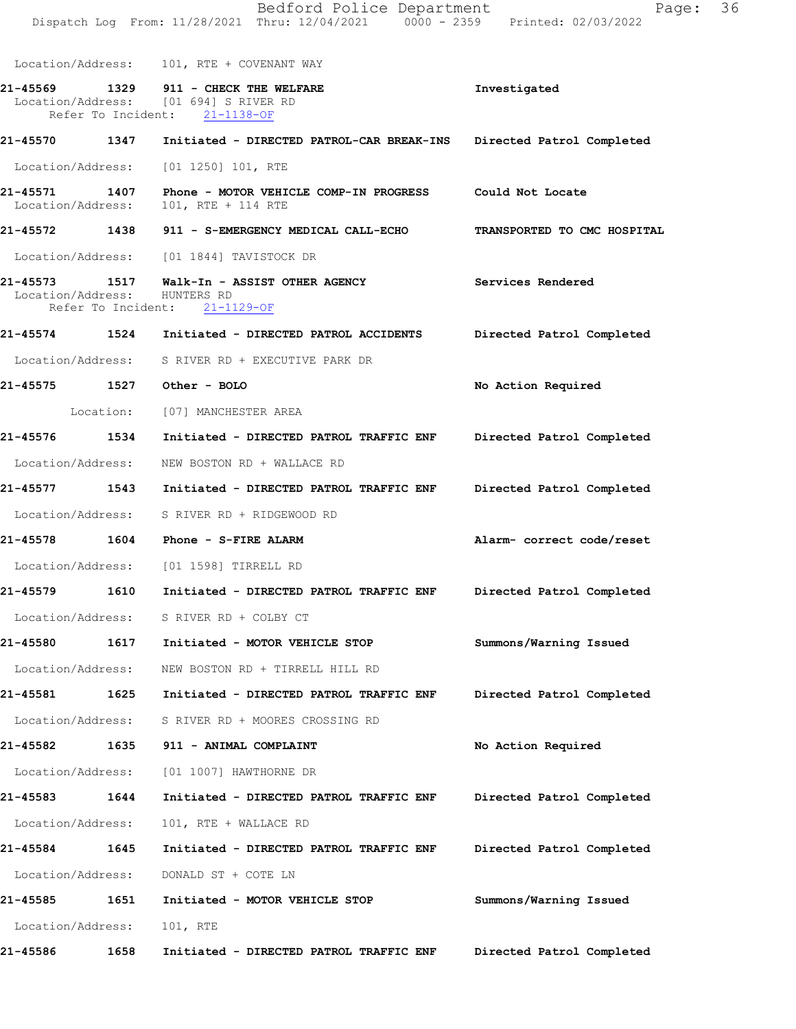Location/Address: 101, RTE + COVENANT WAY

**21-45569** 1329 **911 - CHECK THE WELFARE** — **Investigated**
Location/Address: [01 694] S RIVER RD
Refer To Incident: 21-1138-OF

**21-45570** 1347 **Initiated - DIRECTED PATROL-CAR BREAK-INS** — **Directed Patrol Completed**
Location/Address: [01 1250] 101, RTE

**21-45571** 1407 **Phone - MOTOR VEHICLE COMP-IN PROGRESS** — **Could Not Locate**
Location/Address: 101, RTE + 114 RTE

**21-45572** 1438 **911 - S-EMERGENCY MEDICAL CALL-ECHO** — **TRANSPORTED TO CMC HOSPITAL**
Location/Address: [01 1844] TAVISTOCK DR

**21-45573** 1517 **Walk-In - ASSIST OTHER AGENCY** — **Services Rendered**
Location/Address: HUNTERS RD
Refer To Incident: 21-1129-OF

**21-45574** 1524 **Initiated - DIRECTED PATROL ACCIDENTS** — **Directed Patrol Completed**
Location/Address: S RIVER RD + EXECUTIVE PARK DR

**21-45575** 1527 **Other - BOLO** — **No Action Required**
Location: [07] MANCHESTER AREA

**21-45576** 1534 **Initiated - DIRECTED PATROL TRAFFIC ENF** — **Directed Patrol Completed**
Location/Address: NEW BOSTON RD + WALLACE RD

**21-45577** 1543 **Initiated - DIRECTED PATROL TRAFFIC ENF** — **Directed Patrol Completed**
Location/Address: S RIVER RD + RIDGEWOOD RD

**21-45578** 1604 **Phone - S-FIRE ALARM** — **Alarm- correct code/reset**
Location/Address: [01 1598] TIRRELL RD

**21-45579** 1610 **Initiated - DIRECTED PATROL TRAFFIC ENF** — **Directed Patrol Completed**
Location/Address: S RIVER RD + COLBY CT

**21-45580** 1617 **Initiated - MOTOR VEHICLE STOP** — **Summons/Warning Issued**
Location/Address: NEW BOSTON RD + TIRRELL HILL RD

**21-45581** 1625 **Initiated - DIRECTED PATROL TRAFFIC ENF** — **Directed Patrol Completed**
Location/Address: S RIVER RD + MOORES CROSSING RD

**21-45582** 1635 **911 - ANIMAL COMPLAINT** — **No Action Required**
Location/Address: [01 1007] HAWTHORNE DR

**21-45583** 1644 **Initiated - DIRECTED PATROL TRAFFIC ENF** — **Directed Patrol Completed**
Location/Address: 101, RTE + WALLACE RD

**21-45584** 1645 **Initiated - DIRECTED PATROL TRAFFIC ENF** — **Directed Patrol Completed**
Location/Address: DONALD ST + COTE LN

**21-45585** 1651 **Initiated - MOTOR VEHICLE STOP** — **Summons/Warning Issued**
Location/Address: 101, RTE

**21-45586** 1658 **Initiated - DIRECTED PATROL TRAFFIC ENF** — **Directed Patrol Completed**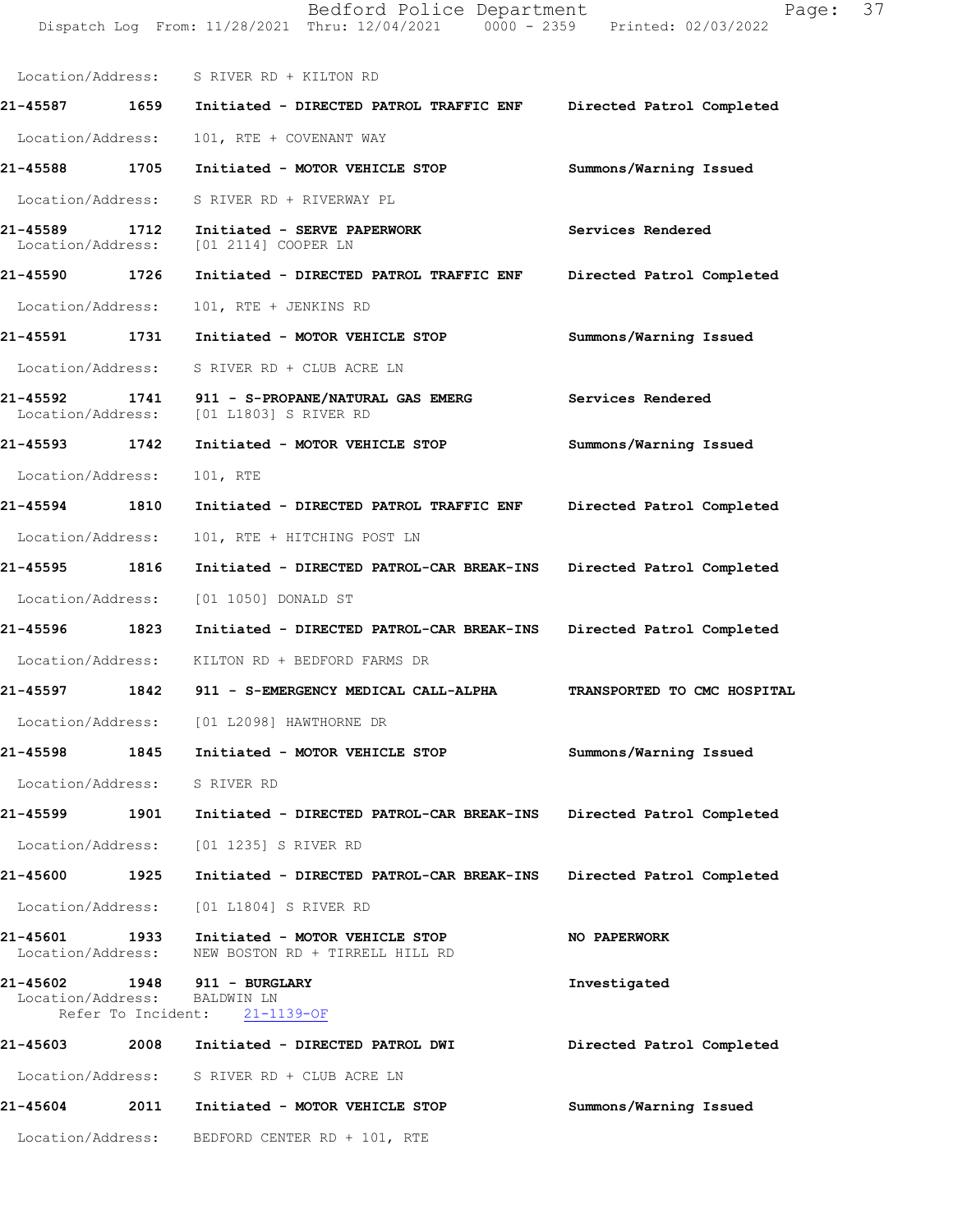Location/Address: S RIVER RD + KILTON RD

**21-45587 1659 Initiated - DIRECTED PATROL TRAFFIC ENF** Directed Patrol Completed

Location/Address: 101, RTE + COVENANT WAY

**21-45588 1705 Initiated - MOTOR VEHICLE STOP** Summons/Warning Issued

Location/Address: S RIVER RD + RIVERWAY PL

**21-45589 1712 Initiated - SERVE PAPERWORK** Services Rendered
Location/Address: [01 2114] COOPER LN

**21-45590 1726 Initiated - DIRECTED PATROL TRAFFIC ENF** Directed Patrol Completed

Location/Address: 101, RTE + JENKINS RD

**21-45591 1731 Initiated - MOTOR VEHICLE STOP** Summons/Warning Issued

Location/Address: S RIVER RD + CLUB ACRE LN

**21-45592 1741 911 - S-PROPANE/NATURAL GAS EMERG** Services Rendered
Location/Address: [01 L1803] S RIVER RD

**21-45593 1742 Initiated - MOTOR VEHICLE STOP** Summons/Warning Issued

Location/Address: 101, RTE

**21-45594 1810 Initiated - DIRECTED PATROL TRAFFIC ENF** Directed Patrol Completed

Location/Address: 101, RTE + HITCHING POST LN

**21-45595 1816 Initiated - DIRECTED PATROL-CAR BREAK-INS** Directed Patrol Completed

Location/Address: [01 1050] DONALD ST

**21-45596 1823 Initiated - DIRECTED PATROL-CAR BREAK-INS** Directed Patrol Completed

Location/Address: KILTON RD + BEDFORD FARMS DR

**21-45597 1842 911 - S-EMERGENCY MEDICAL CALL-ALPHA** TRANSPORTED TO CMC HOSPITAL

Location/Address: [01 L2098] HAWTHORNE DR

**21-45598 1845 Initiated - MOTOR VEHICLE STOP** Summons/Warning Issued

Location/Address: S RIVER RD

**21-45599 1901 Initiated - DIRECTED PATROL-CAR BREAK-INS** Directed Patrol Completed

Location/Address: [01 1235] S RIVER RD

**21-45600 1925 Initiated - DIRECTED PATROL-CAR BREAK-INS** Directed Patrol Completed

Location/Address: [01 L1804] S RIVER RD

**21-45601 1933 Initiated - MOTOR VEHICLE STOP** NO PAPERWORK
Location/Address: NEW BOSTON RD + TIRRELL HILL RD

**21-45602 1948 911 - BURGLARY** Investigated
Location/Address: BALDWIN LN
Refer To Incident: 21-1139-OF

**21-45603 2008 Initiated - DIRECTED PATROL DWI** Directed Patrol Completed

Location/Address: S RIVER RD + CLUB ACRE LN

**21-45604 2011 Initiated - MOTOR VEHICLE STOP** Summons/Warning Issued

Location/Address: BEDFORD CENTER RD + 101, RTE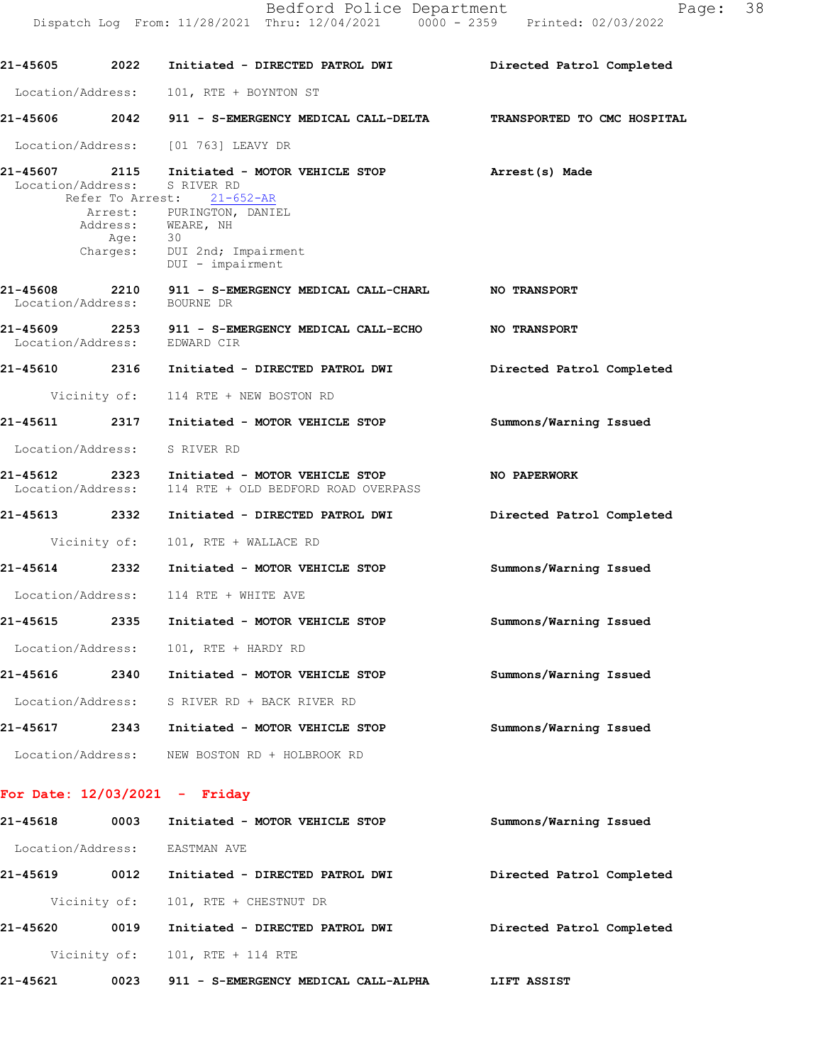21-45605 2022 Initiated - DIRECTED PATROL DWI Directed Patrol Completed

Location/Address: 101, RTE + BOYNTON ST

21-45606 2042 911 - S-EMERGENCY MEDICAL CALL-DELTA TRANSPORTED TO CMC HOSPITAL

Location/Address: [01 763] LEAVY DR

21-45607 2115 Initiated - MOTOR VEHICLE STOP Arrest(s) Made

Location/Address: S RIVER RD
Refer To Arrest: 21-652-AR
Arrest: PURINGTON, DANIEL
Address: WEARE, NH
Age: 30
Charges: DUI 2nd; Impairment
DUI - impairment

21-45608 2210 911 - S-EMERGENCY MEDICAL CALL-CHARL NO TRANSPORT
Location/Address: BOURNE DR

21-45609 2253 911 - S-EMERGENCY MEDICAL CALL-ECHO NO TRANSPORT
Location/Address: EDWARD CIR

21-45610 2316 Initiated - DIRECTED PATROL DWI Directed Patrol Completed

Vicinity of: 114 RTE + NEW BOSTON RD

21-45611 2317 Initiated - MOTOR VEHICLE STOP Summons/Warning Issued

Location/Address: S RIVER RD

21-45612 2323 Initiated - MOTOR VEHICLE STOP NO PAPERWORK
Location/Address: 114 RTE + OLD BEDFORD ROAD OVERPASS

21-45613 2332 Initiated - DIRECTED PATROL DWI Directed Patrol Completed

Vicinity of: 101, RTE + WALLACE RD

21-45614 2332 Initiated - MOTOR VEHICLE STOP Summons/Warning Issued

Location/Address: 114 RTE + WHITE AVE

21-45615 2335 Initiated - MOTOR VEHICLE STOP Summons/Warning Issued

Location/Address: 101, RTE + HARDY RD

21-45616 2340 Initiated - MOTOR VEHICLE STOP Summons/Warning Issued

Location/Address: S RIVER RD + BACK RIVER RD

21-45617 2343 Initiated - MOTOR VEHICLE STOP Summons/Warning Issued

Location/Address: NEW BOSTON RD + HOLBROOK RD

**For Date: 12/03/2021 - Friday**

21-45618 0003 Initiated - MOTOR VEHICLE STOP Summons/Warning Issued

Location/Address: EASTMAN AVE

21-45619 0012 Initiated - DIRECTED PATROL DWI Directed Patrol Completed

Vicinity of: 101, RTE + CHESTNUT DR

21-45620 0019 Initiated - DIRECTED PATROL DWI Directed Patrol Completed

Vicinity of: 101, RTE + 114 RTE

21-45621 0023 911 - S-EMERGENCY MEDICAL CALL-ALPHA LIFT ASSIST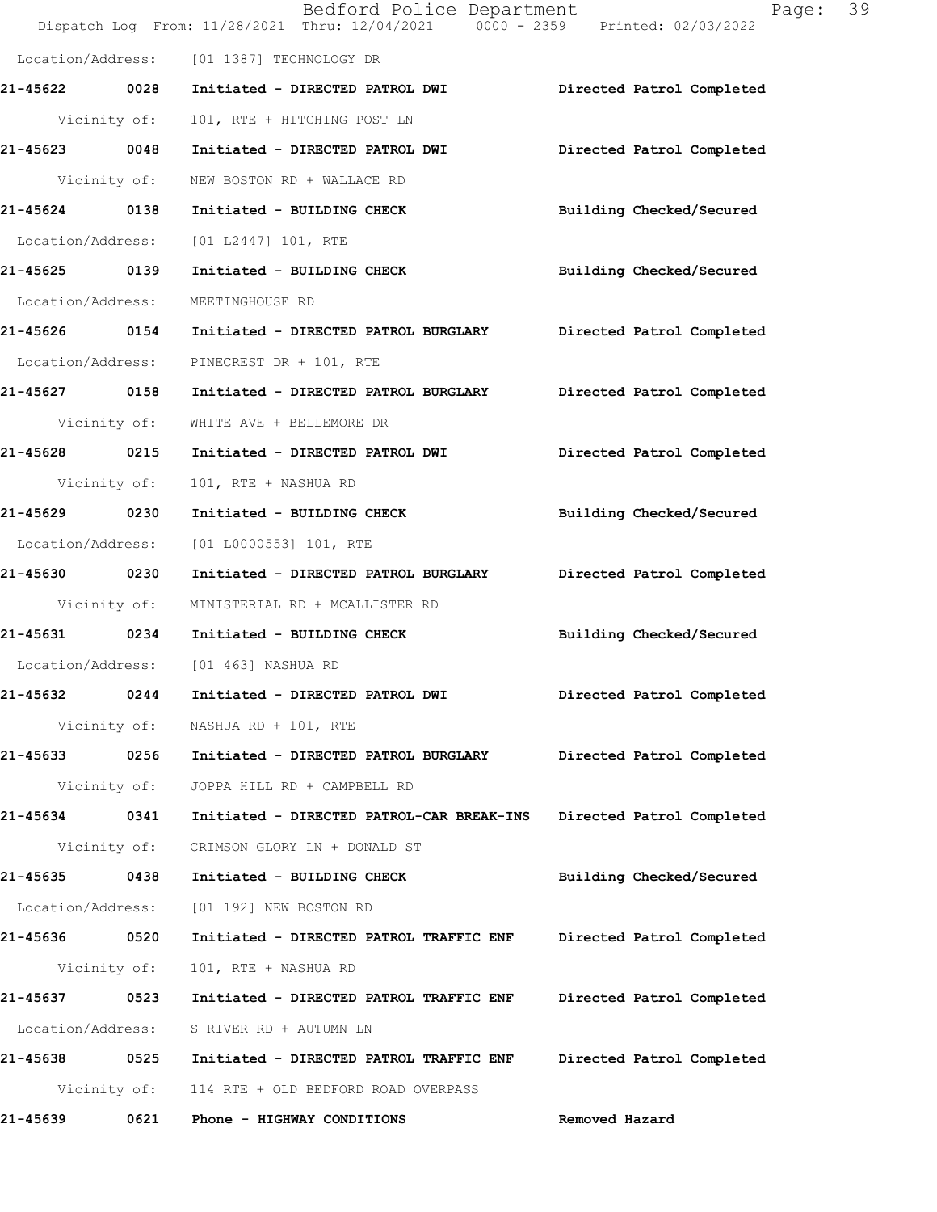Location/Address: [01 1387] TECHNOLOGY DR

**21-45622 0028 Initiated - DIRECTED PATROL DWI Directed Patrol Completed**

Vicinity of: 101, RTE + HITCHING POST LN

**21-45623 0048 Initiated - DIRECTED PATROL DWI Directed Patrol Completed**

Vicinity of: NEW BOSTON RD + WALLACE RD

**21-45624 0138 Initiated - BUILDING CHECK Building Checked/Secured**

Location/Address: [01 L2447] 101, RTE

**21-45625 0139 Initiated - BUILDING CHECK Building Checked/Secured**

Location/Address: MEETINGHOUSE RD

**21-45626 0154 Initiated - DIRECTED PATROL BURGLARY Directed Patrol Completed**

Location/Address: PINECREST DR + 101, RTE

**21-45627 0158 Initiated - DIRECTED PATROL BURGLARY Directed Patrol Completed**

Vicinity of: WHITE AVE + BELLEMORE DR

**21-45628 0215 Initiated - DIRECTED PATROL DWI Directed Patrol Completed**

Vicinity of: 101, RTE + NASHUA RD

**21-45629 0230 Initiated - BUILDING CHECK Building Checked/Secured**

Location/Address: [01 L0000553] 101, RTE

**21-45630 0230 Initiated - DIRECTED PATROL BURGLARY Directed Patrol Completed**

Vicinity of: MINISTERIAL RD + MCALLISTER RD

**21-45631 0234 Initiated - BUILDING CHECK Building Checked/Secured**

Location/Address: [01 463] NASHUA RD

**21-45632 0244 Initiated - DIRECTED PATROL DWI Directed Patrol Completed**

Vicinity of: NASHUA RD + 101, RTE

**21-45633 0256 Initiated - DIRECTED PATROL BURGLARY Directed Patrol Completed**

Vicinity of: JOPPA HILL RD + CAMPBELL RD

**21-45634 0341 Initiated - DIRECTED PATROL-CAR BREAK-INS Directed Patrol Completed**

Vicinity of: CRIMSON GLORY LN + DONALD ST

**21-45635 0438 Initiated - BUILDING CHECK Building Checked/Secured**

Location/Address: [01 192] NEW BOSTON RD

**21-45636 0520 Initiated - DIRECTED PATROL TRAFFIC ENF Directed Patrol Completed**

Vicinity of: 101, RTE + NASHUA RD

**21-45637 0523 Initiated - DIRECTED PATROL TRAFFIC ENF Directed Patrol Completed**

Location/Address: S RIVER RD + AUTUMN LN

**21-45638 0525 Initiated - DIRECTED PATROL TRAFFIC ENF Directed Patrol Completed**

Vicinity of: 114 RTE + OLD BEDFORD ROAD OVERPASS

**21-45639 0621 Phone - HIGHWAY CONDITIONS Removed Hazard**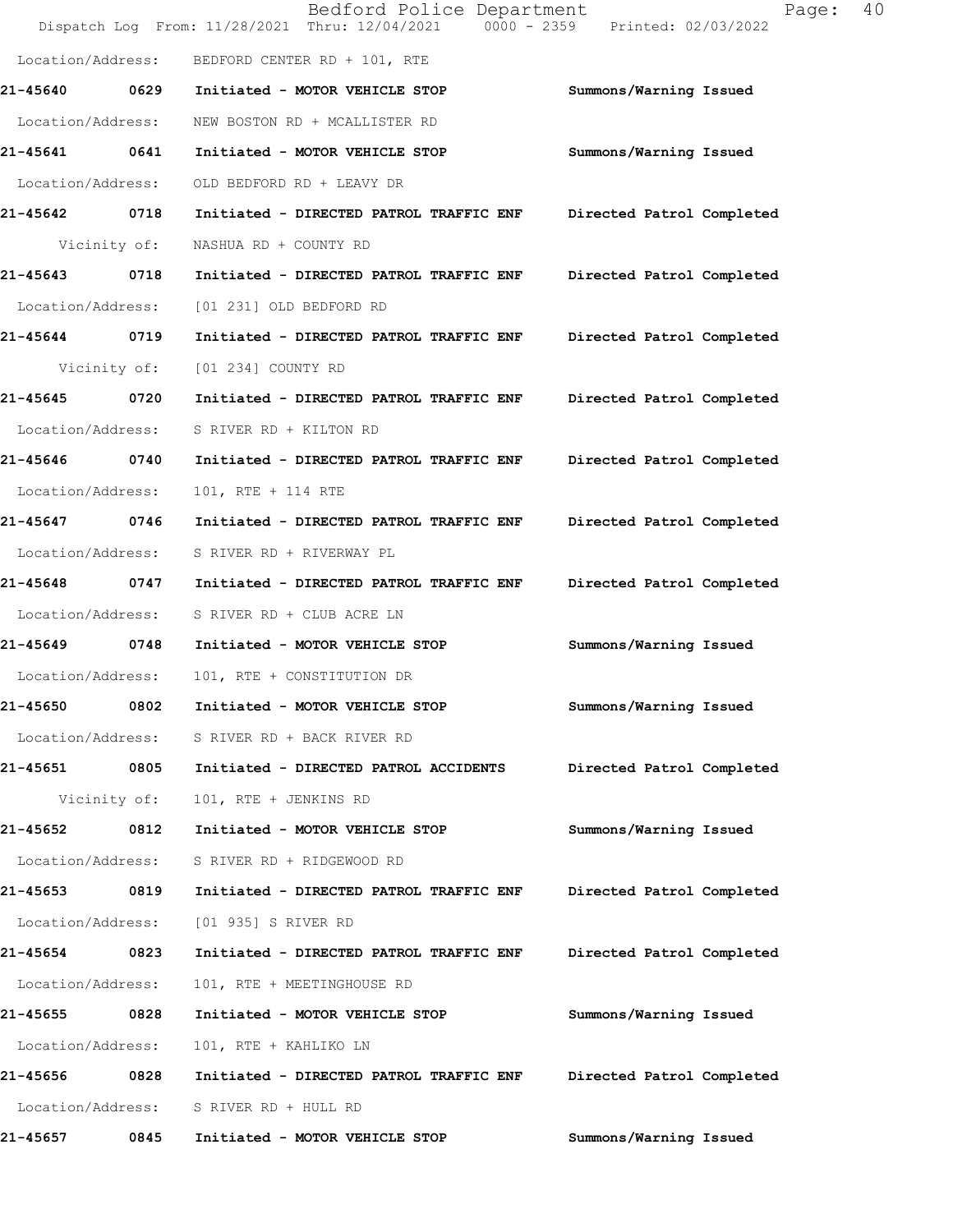Location/Address: BEDFORD CENTER RD + 101, RTE

**21-45640 0629 Initiated - MOTOR VEHICLE STOP Summons/Warning Issued**

Location/Address: NEW BOSTON RD + MCALLISTER RD

**21-45641 0641 Initiated - MOTOR VEHICLE STOP Summons/Warning Issued**

Location/Address: OLD BEDFORD RD + LEAVY DR

**21-45642 0718 Initiated - DIRECTED PATROL TRAFFIC ENF Directed Patrol Completed**

Vicinity of: NASHUA RD + COUNTY RD

**21-45643 0718 Initiated - DIRECTED PATROL TRAFFIC ENF Directed Patrol Completed**

Location/Address: [01 231] OLD BEDFORD RD

**21-45644 0719 Initiated - DIRECTED PATROL TRAFFIC ENF Directed Patrol Completed**

Vicinity of: [01 234] COUNTY RD

**21-45645 0720 Initiated - DIRECTED PATROL TRAFFIC ENF Directed Patrol Completed**

Location/Address: S RIVER RD + KILTON RD

**21-45646 0740 Initiated - DIRECTED PATROL TRAFFIC ENF Directed Patrol Completed**

Location/Address: 101, RTE + 114 RTE

**21-45647 0746 Initiated - DIRECTED PATROL TRAFFIC ENF Directed Patrol Completed**

Location/Address: S RIVER RD + RIVERWAY PL

**21-45648 0747 Initiated - DIRECTED PATROL TRAFFIC ENF Directed Patrol Completed**

Location/Address: S RIVER RD + CLUB ACRE LN

**21-45649 0748 Initiated - MOTOR VEHICLE STOP Summons/Warning Issued**

Location/Address: 101, RTE + CONSTITUTION DR

**21-45650 0802 Initiated - MOTOR VEHICLE STOP Summons/Warning Issued**

Location/Address: S RIVER RD + BACK RIVER RD

**21-45651 0805 Initiated - DIRECTED PATROL ACCIDENTS Directed Patrol Completed**

Vicinity of: 101, RTE + JENKINS RD

**21-45652 0812 Initiated - MOTOR VEHICLE STOP Summons/Warning Issued**

Location/Address: S RIVER RD + RIDGEWOOD RD

**21-45653 0819 Initiated - DIRECTED PATROL TRAFFIC ENF Directed Patrol Completed**

Location/Address: [01 935] S RIVER RD

**21-45654 0823 Initiated - DIRECTED PATROL TRAFFIC ENF Directed Patrol Completed**

Location/Address: 101, RTE + MEETINGHOUSE RD

**21-45655 0828 Initiated - MOTOR VEHICLE STOP Summons/Warning Issued**

Location/Address: 101, RTE + KAHLIKO LN

**21-45656 0828 Initiated - DIRECTED PATROL TRAFFIC ENF Directed Patrol Completed**

Location/Address: S RIVER RD + HULL RD

**21-45657 0845 Initiated - MOTOR VEHICLE STOP Summons/Warning Issued**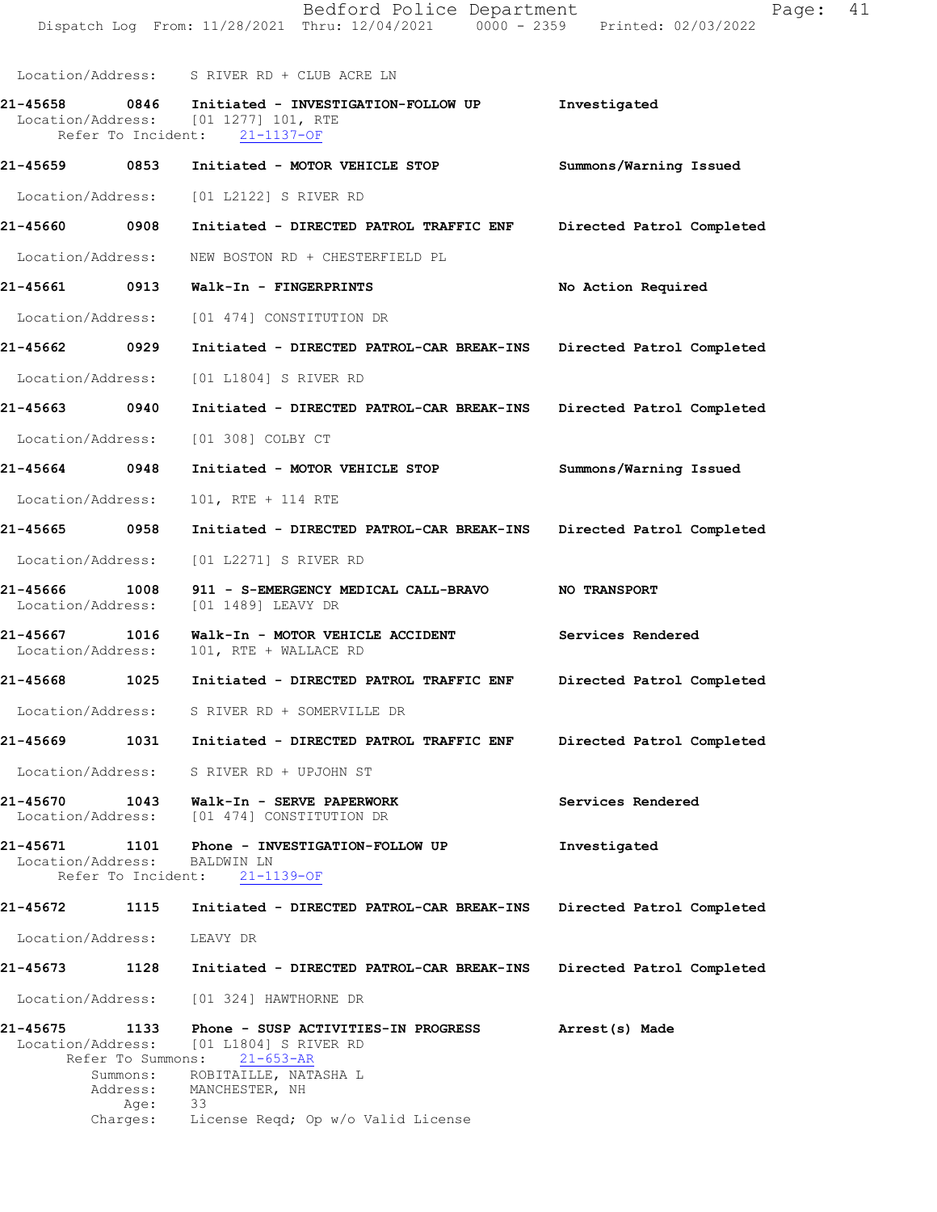Location/Address: S RIVER RD + CLUB ACRE LN

**21-45658** 0846 **Initiated - INVESTIGATION-FOLLOW UP** **Investigated**
Location/Address: [01 1277] 101, RTE
Refer To Incident: 21-1137-OF

**21-45659** 0853 **Initiated - MOTOR VEHICLE STOP** **Summons/Warning Issued**
Location/Address: [01 L2122] S RIVER RD

**21-45660** 0908 **Initiated - DIRECTED PATROL TRAFFIC ENF** **Directed Patrol Completed**
Location/Address: NEW BOSTON RD + CHESTERFIELD PL

**21-45661** 0913 **Walk-In - FINGERPRINTS** **No Action Required**
Location/Address: [01 474] CONSTITUTION DR

**21-45662** 0929 **Initiated - DIRECTED PATROL-CAR BREAK-INS** **Directed Patrol Completed**
Location/Address: [01 L1804] S RIVER RD

**21-45663** 0940 **Initiated - DIRECTED PATROL-CAR BREAK-INS** **Directed Patrol Completed**
Location/Address: [01 308] COLBY CT

**21-45664** 0948 **Initiated - MOTOR VEHICLE STOP** **Summons/Warning Issued**
Location/Address: 101, RTE + 114 RTE

**21-45665** 0958 **Initiated - DIRECTED PATROL-CAR BREAK-INS** **Directed Patrol Completed**
Location/Address: [01 L2271] S RIVER RD

**21-45666** 1008 **911 - S-EMERGENCY MEDICAL CALL-BRAVO** **NO TRANSPORT**
Location/Address: [01 1489] LEAVY DR

**21-45667** 1016 **Walk-In - MOTOR VEHICLE ACCIDENT** **Services Rendered**
Location/Address: 101, RTE + WALLACE RD

**21-45668** 1025 **Initiated - DIRECTED PATROL TRAFFIC ENF** **Directed Patrol Completed**
Location/Address: S RIVER RD + SOMERVILLE DR

**21-45669** 1031 **Initiated - DIRECTED PATROL TRAFFIC ENF** **Directed Patrol Completed**
Location/Address: S RIVER RD + UPJOHN ST

**21-45670** 1043 **Walk-In - SERVE PAPERWORK** **Services Rendered**
Location/Address: [01 474] CONSTITUTION DR

**21-45671** 1101 **Phone - INVESTIGATION-FOLLOW UP** **Investigated**
Location/Address: BALDWIN LN
Refer To Incident: 21-1139-OF

**21-45672** 1115 **Initiated - DIRECTED PATROL-CAR BREAK-INS** **Directed Patrol Completed**
Location/Address: LEAVY DR

**21-45673** 1128 **Initiated - DIRECTED PATROL-CAR BREAK-INS** **Directed Patrol Completed**
Location/Address: [01 324] HAWTHORNE DR

**21-45675** 1133 **Phone - SUSP ACTIVITIES-IN PROGRESS** **Arrest(s) Made**
Location/Address: [01 L1804] S RIVER RD
Refer To Summons: 21-653-AR
Summons: ROBITAILLE, NATASHA L
Address: MANCHESTER, NH
Age: 33
Charges: License Reqd; Op w/o Valid License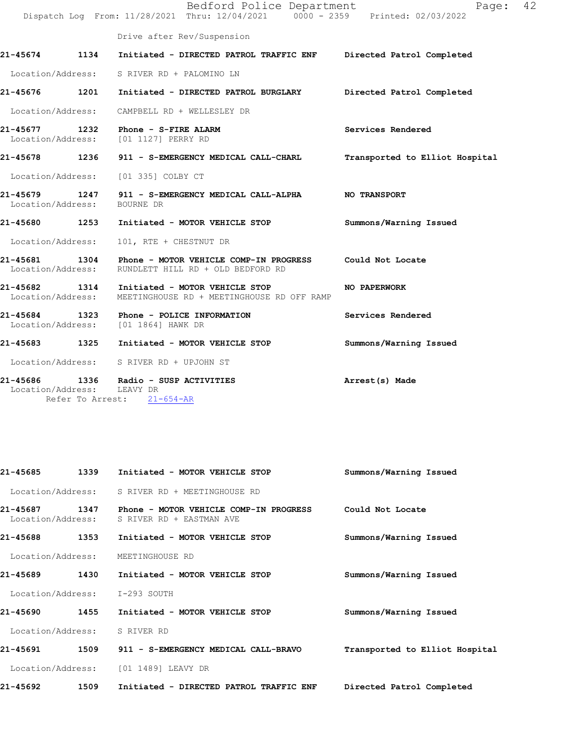Drive after Rev/Suspension

**21-45674 1134 Initiated - DIRECTED PATROL TRAFFIC ENF Directed Patrol Completed**

Location/Address: S RIVER RD + PALOMINO LN

**21-45676 1201 Initiated - DIRECTED PATROL BURGLARY Directed Patrol Completed**

Location/Address: CAMPBELL RD + WELLESLEY DR

**21-45677 1232 Phone - S-FIRE ALARM Services Rendered**
Location/Address: [01 1127] PERRY RD

**21-45678 1236 911 - S-EMERGENCY MEDICAL CALL-CHARL Transported to Elliot Hospital**

Location/Address: [01 335] COLBY CT

**21-45679 1247 911 - S-EMERGENCY MEDICAL CALL-ALPHA NO TRANSPORT**
Location/Address: BOURNE DR

**21-45680 1253 Initiated - MOTOR VEHICLE STOP Summons/Warning Issued**

Location/Address: 101, RTE + CHESTNUT DR

**21-45681 1304 Phone - MOTOR VEHICLE COMP-IN PROGRESS Could Not Locate**
Location/Address: RUNDLETT HILL RD + OLD BEDFORD RD

**21-45682 1314 Initiated - MOTOR VEHICLE STOP NO PAPERWORK**
Location/Address: MEETINGHOUSE RD + MEETINGHOUSE RD OFF RAMP

**21-45684 1323 Phone - POLICE INFORMATION Services Rendered**
Location/Address: [01 1864] HAWK DR

**21-45683 1325 Initiated - MOTOR VEHICLE STOP Summons/Warning Issued**

Location/Address: S RIVER RD + UPJOHN ST

**21-45686 1336 Radio - SUSP ACTIVITIES Arrest(s) Made**
Location/Address: LEAVY DR
Refer To Arrest: 21-654-AR

**21-45685 1339 Initiated - MOTOR VEHICLE STOP Summons/Warning Issued**

Location/Address: S RIVER RD + MEETINGHOUSE RD

**21-45687 1347 Phone - MOTOR VEHICLE COMP-IN PROGRESS Could Not Locate**
Location/Address: S RIVER RD + EASTMAN AVE

**21-45688 1353 Initiated - MOTOR VEHICLE STOP Summons/Warning Issued**

Location/Address: MEETINGHOUSE RD

**21-45689 1430 Initiated - MOTOR VEHICLE STOP Summons/Warning Issued**

Location/Address: I-293 SOUTH

**21-45690 1455 Initiated - MOTOR VEHICLE STOP Summons/Warning Issued**

Location/Address: S RIVER RD

**21-45691 1509 911 - S-EMERGENCY MEDICAL CALL-BRAVO Transported to Elliot Hospital**

Location/Address: [01 1489] LEAVY DR

**21-45692 1509 Initiated - DIRECTED PATROL TRAFFIC ENF Directed Patrol Completed**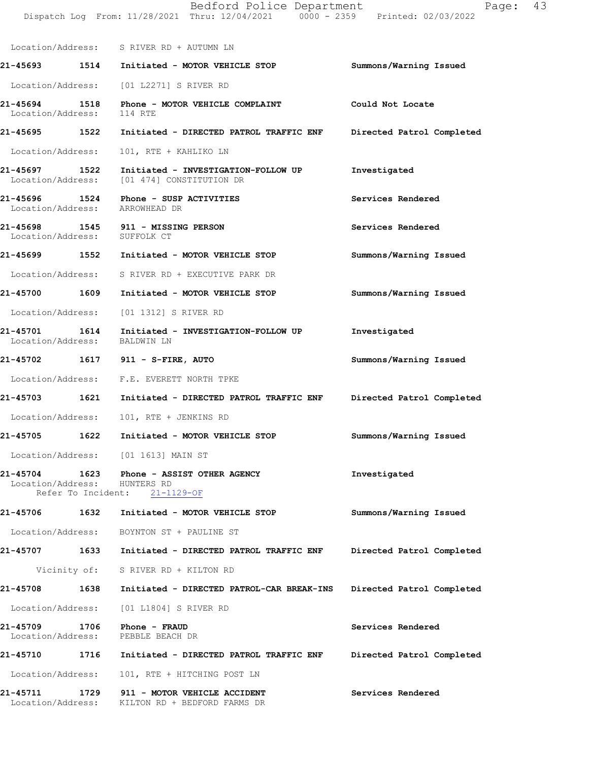Location/Address: S RIVER RD + AUTUMN LN

**21-45693 1514 Initiated - MOTOR VEHICLE STOP** Summons/Warning Issued

Location/Address: [01 L2271] S RIVER RD

**21-45694 1518 Phone - MOTOR VEHICLE COMPLAINT** Could Not Locate
Location/Address: 114 RTE

**21-45695 1522 Initiated - DIRECTED PATROL TRAFFIC ENF** Directed Patrol Completed

Location/Address: 101, RTE + KAHLIKO LN

**21-45697 1522 Initiated - INVESTIGATION-FOLLOW UP** Investigated
Location/Address: [01 474] CONSTITUTION DR

**21-45696 1524 Phone - SUSP ACTIVITIES** Services Rendered
Location/Address: ARROWHEAD DR

**21-45698 1545 911 - MISSING PERSON** Services Rendered
Location/Address: SUFFOLK CT

**21-45699 1552 Initiated - MOTOR VEHICLE STOP** Summons/Warning Issued

Location/Address: S RIVER RD + EXECUTIVE PARK DR

**21-45700 1609 Initiated - MOTOR VEHICLE STOP** Summons/Warning Issued

Location/Address: [01 1312] S RIVER RD

**21-45701 1614 Initiated - INVESTIGATION-FOLLOW UP** Investigated
Location/Address: BALDWIN LN

**21-45702 1617 911 - S-FIRE, AUTO** Summons/Warning Issued

Location/Address: F.E. EVERETT NORTH TPKE

**21-45703 1621 Initiated - DIRECTED PATROL TRAFFIC ENF** Directed Patrol Completed

Location/Address: 101, RTE + JENKINS RD

**21-45705 1622 Initiated - MOTOR VEHICLE STOP** Summons/Warning Issued

Location/Address: [01 1613] MAIN ST

**21-45704 1623 Phone - ASSIST OTHER AGENCY** Investigated
Location/Address: HUNTERS RD
Refer To Incident: 21-1129-OF

**21-45706 1632 Initiated - MOTOR VEHICLE STOP** Summons/Warning Issued

Location/Address: BOYNTON ST + PAULINE ST

**21-45707 1633 Initiated - DIRECTED PATROL TRAFFIC ENF** Directed Patrol Completed

Vicinity of: S RIVER RD + KILTON RD

**21-45708 1638 Initiated - DIRECTED PATROL-CAR BREAK-INS** Directed Patrol Completed

Location/Address: [01 L1804] S RIVER RD

**21-45709 1706 Phone - FRAUD** Services Rendered
Location/Address: PEBBLE BEACH DR

**21-45710 1716 Initiated - DIRECTED PATROL TRAFFIC ENF** Directed Patrol Completed

Location/Address: 101, RTE + HITCHING POST LN

**21-45711 1729 911 - MOTOR VEHICLE ACCIDENT** Services Rendered
Location/Address: KILTON RD + BEDFORD FARMS DR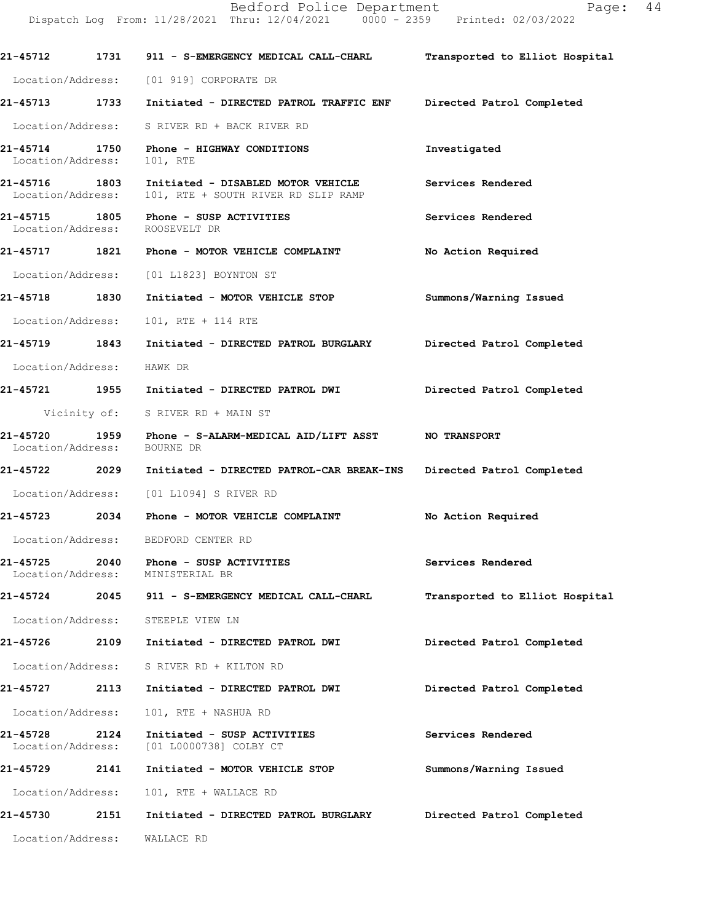| Call Number | Time | Call Reason | Action |
|---|---|---|---|
| 21-45712 | 1731 | 911 - S-EMERGENCY MEDICAL CALL-CHARL | Transported to Elliot Hospital |
| | | Location/Address: [01 919] CORPORATE DR | |
| 21-45713 | 1733 | Initiated - DIRECTED PATROL TRAFFIC ENF | Directed Patrol Completed |
| | | Location/Address: S RIVER RD + BACK RIVER RD | |
| 21-45714 | 1750 | Phone - HIGHWAY CONDITIONS | Investigated |
| | | Location/Address: 101, RTE | |
| 21-45716 | 1803 | Initiated - DISABLED MOTOR VEHICLE | Services Rendered |
| | | Location/Address: 101, RTE + SOUTH RIVER RD SLIP RAMP | |
| 21-45715 | 1805 | Phone - SUSP ACTIVITIES | Services Rendered |
| | | Location/Address: ROOSEVELT DR | |
| 21-45717 | 1821 | Phone - MOTOR VEHICLE COMPLAINT | No Action Required |
| | | Location/Address: [01 L1823] BOYNTON ST | |
| 21-45718 | 1830 | Initiated - MOTOR VEHICLE STOP | Summons/Warning Issued |
| | | Location/Address: 101, RTE + 114 RTE | |
| 21-45719 | 1843 | Initiated - DIRECTED PATROL BURGLARY | Directed Patrol Completed |
| | | Location/Address: HAWK DR | |
| 21-45721 | 1955 | Initiated - DIRECTED PATROL DWI | Directed Patrol Completed |
| | | Vicinity of: S RIVER RD + MAIN ST | |
| 21-45720 | 1959 | Phone - S-ALARM-MEDICAL AID/LIFT ASST | NO TRANSPORT |
| | | Location/Address: BOURNE DR | |
| 21-45722 | 2029 | Initiated - DIRECTED PATROL-CAR BREAK-INS | Directed Patrol Completed |
| | | Location/Address: [01 L1094] S RIVER RD | |
| 21-45723 | 2034 | Phone - MOTOR VEHICLE COMPLAINT | No Action Required |
| | | Location/Address: BEDFORD CENTER RD | |
| 21-45725 | 2040 | Phone - SUSP ACTIVITIES | Services Rendered |
| | | Location/Address: MINISTERIAL BR | |
| 21-45724 | 2045 | 911 - S-EMERGENCY MEDICAL CALL-CHARL | Transported to Elliot Hospital |
| | | Location/Address: STEEPLE VIEW LN | |
| 21-45726 | 2109 | Initiated - DIRECTED PATROL DWI | Directed Patrol Completed |
| | | Location/Address: S RIVER RD + KILTON RD | |
| 21-45727 | 2113 | Initiated - DIRECTED PATROL DWI | Directed Patrol Completed |
| | | Location/Address: 101, RTE + NASHUA RD | |
| 21-45728 | 2124 | Initiated - SUSP ACTIVITIES | Services Rendered |
| | | Location/Address: [01 L0000738] COLBY CT | |
| 21-45729 | 2141 | Initiated - MOTOR VEHICLE STOP | Summons/Warning Issued |
| | | Location/Address: 101, RTE + WALLACE RD | |
| 21-45730 | 2151 | Initiated - DIRECTED PATROL BURGLARY | Directed Patrol Completed |
| | | Location/Address: WALLACE RD | |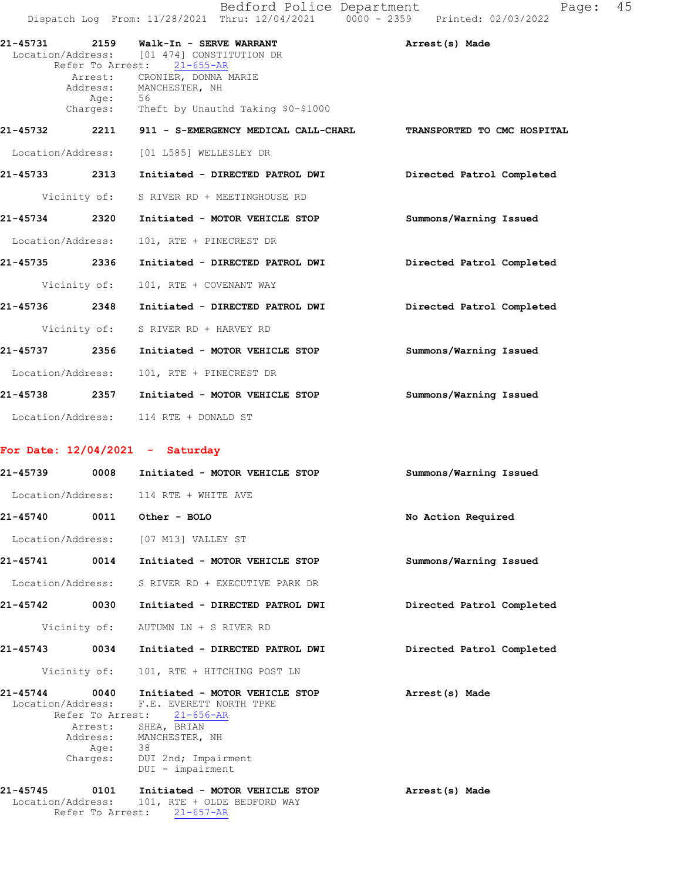21-45731 2159 Walk-In - SERVE WARRANT Arrest(s) Made
Location/Address: [01 474] CONSTITUTION DR
Refer To Arrest: 21-655-AR
Arrest: CRONIER, DONNA MARIE
Address: MANCHESTER, NH
Age: 56
Charges: Theft by Unauthd Taking $0-$1000

21-45732 2211 911 - S-EMERGENCY MEDICAL CALL-CHARL TRANSPORTED TO CMC HOSPITAL
Location/Address: [01 L585] WELLESLEY DR

21-45733 2313 Initiated - DIRECTED PATROL DWI Directed Patrol Completed
Vicinity of: S RIVER RD + MEETINGHOUSE RD

21-45734 2320 Initiated - MOTOR VEHICLE STOP Summons/Warning Issued
Location/Address: 101, RTE + PINECREST DR

21-45735 2336 Initiated - DIRECTED PATROL DWI Directed Patrol Completed
Vicinity of: 101, RTE + COVENANT WAY

21-45736 2348 Initiated - DIRECTED PATROL DWI Directed Patrol Completed
Vicinity of: S RIVER RD + HARVEY RD

21-45737 2356 Initiated - MOTOR VEHICLE STOP Summons/Warning Issued
Location/Address: 101, RTE + PINECREST DR

21-45738 2357 Initiated - MOTOR VEHICLE STOP Summons/Warning Issued
Location/Address: 114 RTE + DONALD ST

**For Date: 12/04/2021 - Saturday**

21-45739 0008 Initiated - MOTOR VEHICLE STOP Summons/Warning Issued
Location/Address: 114 RTE + WHITE AVE

21-45740 0011 Other - BOLO No Action Required
Location/Address: [07 M13] VALLEY ST

21-45741 0014 Initiated - MOTOR VEHICLE STOP Summons/Warning Issued
Location/Address: S RIVER RD + EXECUTIVE PARK DR

21-45742 0030 Initiated - DIRECTED PATROL DWI Directed Patrol Completed
Vicinity of: AUTUMN LN + S RIVER RD

21-45743 0034 Initiated - DIRECTED PATROL DWI Directed Patrol Completed
Vicinity of: 101, RTE + HITCHING POST LN

21-45744 0040 Initiated - MOTOR VEHICLE STOP Arrest(s) Made
Location/Address: F.E. EVERETT NORTH TPKE
Refer To Arrest: 21-656-AR
Arrest: SHEA, BRIAN
Address: MANCHESTER, NH
Age: 38
Charges: DUI 2nd; Impairment
DUI - impairment

21-45745 0101 Initiated - MOTOR VEHICLE STOP Arrest(s) Made
Location/Address: 101, RTE + OLDE BEDFORD WAY
Refer To Arrest: 21-657-AR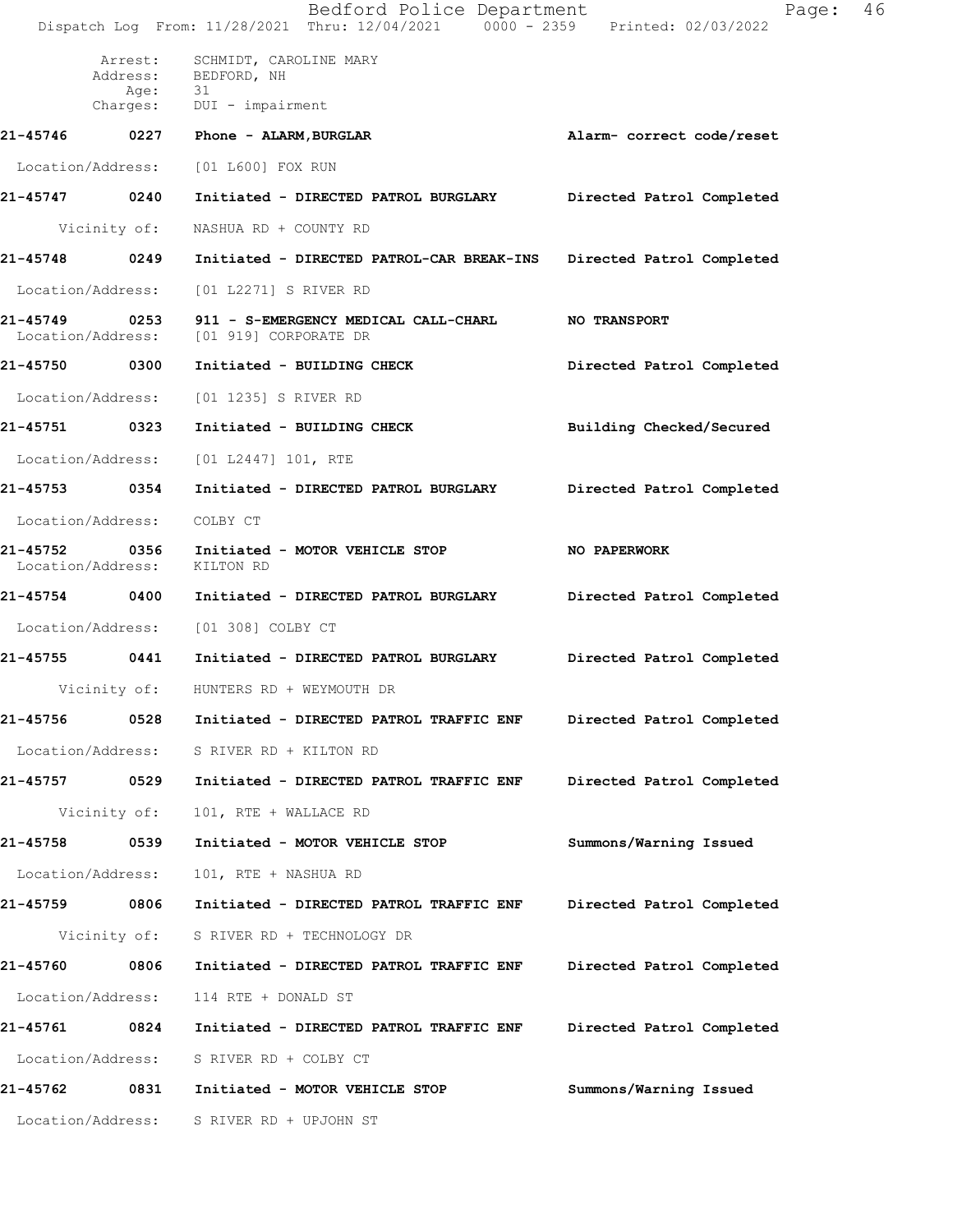Arrest: SCHMIDT, CAROLINE MARY
Address: BEDFORD, NH
Age: 31
Charges: DUI - impairment

**21-45746 0227 Phone - ALARM,BURGLAR** — **Alarm- correct code/reset**

Location/Address: [01 L600] FOX RUN

**21-45747 0240 Initiated - DIRECTED PATROL BURGLARY** — **Directed Patrol Completed**

Vicinity of: NASHUA RD + COUNTY RD

**21-45748 0249 Initiated - DIRECTED PATROL-CAR BREAK-INS** — **Directed Patrol Completed**

Location/Address: [01 L2271] S RIVER RD

**21-45749 0253 911 - S-EMERGENCY MEDICAL CALL-CHARL** — **NO TRANSPORT**

Location/Address: [01 919] CORPORATE DR

**21-45750 0300 Initiated - BUILDING CHECK** — **Directed Patrol Completed**

Location/Address: [01 1235] S RIVER RD

**21-45751 0323 Initiated - BUILDING CHECK** — **Building Checked/Secured**

Location/Address: [01 L2447] 101, RTE

**21-45753 0354 Initiated - DIRECTED PATROL BURGLARY** — **Directed Patrol Completed**

Location/Address: COLBY CT

**21-45752 0356 Initiated - MOTOR VEHICLE STOP** — **NO PAPERWORK**

Location/Address: KILTON RD

**21-45754 0400 Initiated - DIRECTED PATROL BURGLARY** — **Directed Patrol Completed**

Location/Address: [01 308] COLBY CT

**21-45755 0441 Initiated - DIRECTED PATROL BURGLARY** — **Directed Patrol Completed**

Vicinity of: HUNTERS RD + WEYMOUTH DR

**21-45756 0528 Initiated - DIRECTED PATROL TRAFFIC ENF** — **Directed Patrol Completed**

Location/Address: S RIVER RD + KILTON RD

**21-45757 0529 Initiated - DIRECTED PATROL TRAFFIC ENF** — **Directed Patrol Completed**

Vicinity of: 101, RTE + WALLACE RD

**21-45758 0539 Initiated - MOTOR VEHICLE STOP** — **Summons/Warning Issued**

Location/Address: 101, RTE + NASHUA RD

**21-45759 0806 Initiated - DIRECTED PATROL TRAFFIC ENF** — **Directed Patrol Completed**

Vicinity of: S RIVER RD + TECHNOLOGY DR

**21-45760 0806 Initiated - DIRECTED PATROL TRAFFIC ENF** — **Directed Patrol Completed**

Location/Address: 114 RTE + DONALD ST

**21-45761 0824 Initiated - DIRECTED PATROL TRAFFIC ENF** — **Directed Patrol Completed**

Location/Address: S RIVER RD + COLBY CT

**21-45762 0831 Initiated - MOTOR VEHICLE STOP** — **Summons/Warning Issued**

Location/Address: S RIVER RD + UPJOHN ST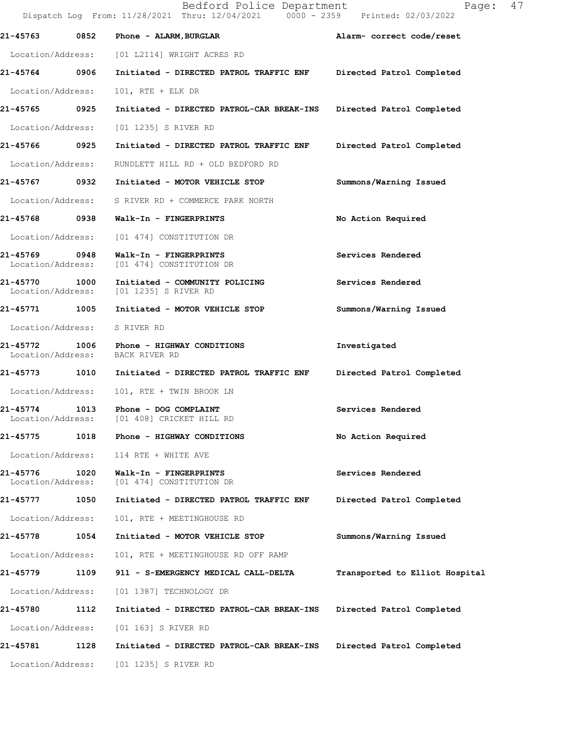| Call Number | Time | Call Reason | Action |
|---|---|---|---|
| **21-45763** | **0852** | **Phone - ALARM,BURGLAR** | **Alarm- correct code/reset** |
| Location/Address: | | [01 L2114] WRIGHT ACRES RD | |
| **21-45764** | **0906** | **Initiated - DIRECTED PATROL TRAFFIC ENF** | **Directed Patrol Completed** |
| Location/Address: | | 101, RTE + ELK DR | |
| **21-45765** | **0925** | **Initiated - DIRECTED PATROL-CAR BREAK-INS** | **Directed Patrol Completed** |
| Location/Address: | | [01 1235] S RIVER RD | |
| **21-45766** | **0925** | **Initiated - DIRECTED PATROL TRAFFIC ENF** | **Directed Patrol Completed** |
| Location/Address: | | RUNDLETT HILL RD + OLD BEDFORD RD | |
| **21-45767** | **0932** | **Initiated - MOTOR VEHICLE STOP** | **Summons/Warning Issued** |
| Location/Address: | | S RIVER RD + COMMERCE PARK NORTH | |
| **21-45768** | **0938** | **Walk-In - FINGERPRINTS** | **No Action Required** |
| Location/Address: | | [01 474] CONSTITUTION DR | |
| **21-45769** | **0948** | **Walk-In - FINGERPRINTS** | **Services Rendered** |
| Location/Address: | | [01 474] CONSTITUTION DR | |
| **21-45770** | **1000** | **Initiated - COMMUNITY POLICING** | **Services Rendered** |
| Location/Address: | | [01 1235] S RIVER RD | |
| **21-45771** | **1005** | **Initiated - MOTOR VEHICLE STOP** | **Summons/Warning Issued** |
| Location/Address: | | S RIVER RD | |
| **21-45772** | **1006** | **Phone - HIGHWAY CONDITIONS** | **Investigated** |
| Location/Address: | | BACK RIVER RD | |
| **21-45773** | **1010** | **Initiated - DIRECTED PATROL TRAFFIC ENF** | **Directed Patrol Completed** |
| Location/Address: | | 101, RTE + TWIN BROOK LN | |
| **21-45774** | **1013** | **Phone - DOG COMPLAINT** | **Services Rendered** |
| Location/Address: | | [01 408] CRICKET HILL RD | |
| **21-45775** | **1018** | **Phone - HIGHWAY CONDITIONS** | **No Action Required** |
| Location/Address: | | 114 RTE + WHITE AVE | |
| **21-45776** | **1020** | **Walk-In - FINGERPRINTS** | **Services Rendered** |
| Location/Address: | | [01 474] CONSTITUTION DR | |
| **21-45777** | **1050** | **Initiated - DIRECTED PATROL TRAFFIC ENF** | **Directed Patrol Completed** |
| Location/Address: | | 101, RTE + MEETINGHOUSE RD | |
| **21-45778** | **1054** | **Initiated - MOTOR VEHICLE STOP** | **Summons/Warning Issued** |
| Location/Address: | | 101, RTE + MEETINGHOUSE RD OFF RAMP | |
| **21-45779** | **1109** | **911 - S-EMERGENCY MEDICAL CALL-DELTA** | **Transported to Elliot Hospital** |
| Location/Address: | | [01 1387] TECHNOLOGY DR | |
| **21-45780** | **1112** | **Initiated - DIRECTED PATROL-CAR BREAK-INS** | **Directed Patrol Completed** |
| Location/Address: | | [01 163] S RIVER RD | |
| **21-45781** | **1128** | **Initiated - DIRECTED PATROL-CAR BREAK-INS** | **Directed Patrol Completed** |
| Location/Address: | | [01 1235] S RIVER RD | |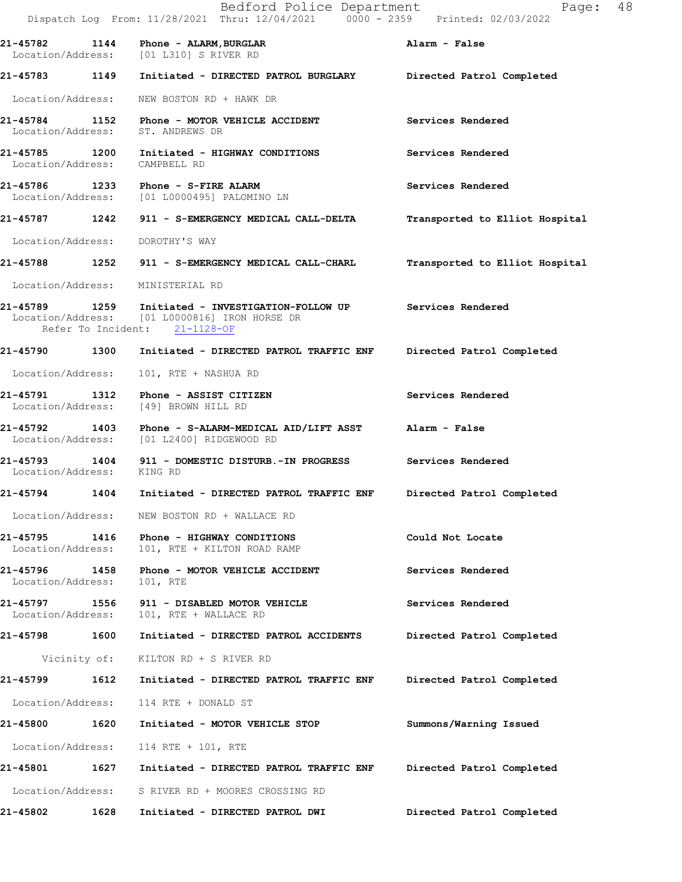**21-45782 1144 Phone - ALARM,BURGLAR** — Alarm - False
Location/Address: [01 L310] S RIVER RD

**21-45783 1149 Initiated - DIRECTED PATROL BURGLARY** — Directed Patrol Completed
Location/Address: NEW BOSTON RD + HAWK DR

**21-45784 1152 Phone - MOTOR VEHICLE ACCIDENT** — Services Rendered
Location/Address: ST. ANDREWS DR

**21-45785 1200 Initiated - HIGHWAY CONDITIONS** — Services Rendered
Location/Address: CAMPBELL RD

**21-45786 1233 Phone - S-FIRE ALARM** — Services Rendered
Location/Address: [01 L0000495] PALOMINO LN

**21-45787 1242 911 - S-EMERGENCY MEDICAL CALL-DELTA** — Transported to Elliot Hospital
Location/Address: DOROTHY'S WAY

**21-45788 1252 911 - S-EMERGENCY MEDICAL CALL-CHARL** — Transported to Elliot Hospital
Location/Address: MINISTERIAL RD

**21-45789 1259 Initiated - INVESTIGATION-FOLLOW UP** — Services Rendered
Location/Address: [01 L0000816] IRON HORSE DR
Refer To Incident: 21-1128-OF

**21-45790 1300 Initiated - DIRECTED PATROL TRAFFIC ENF** — Directed Patrol Completed
Location/Address: 101, RTE + NASHUA RD

**21-45791 1312 Phone - ASSIST CITIZEN** — Services Rendered
Location/Address: [49] BROWN HILL RD

**21-45792 1403 Phone - S-ALARM-MEDICAL AID/LIFT ASST** — Alarm - False
Location/Address: [01 L2400] RIDGEWOOD RD

**21-45793 1404 911 - DOMESTIC DISTURB.-IN PROGRESS** — Services Rendered
Location/Address: KING RD

**21-45794 1404 Initiated - DIRECTED PATROL TRAFFIC ENF** — Directed Patrol Completed
Location/Address: NEW BOSTON RD + WALLACE RD

**21-45795 1416 Phone - HIGHWAY CONDITIONS** — Could Not Locate
Location/Address: 101, RTE + KILTON ROAD RAMP

**21-45796 1458 Phone - MOTOR VEHICLE ACCIDENT** — Services Rendered
Location/Address: 101, RTE

**21-45797 1556 911 - DISABLED MOTOR VEHICLE** — Services Rendered
Location/Address: 101, RTE + WALLACE RD

**21-45798 1600 Initiated - DIRECTED PATROL ACCIDENTS** — Directed Patrol Completed
Vicinity of: KILTON RD + S RIVER RD

**21-45799 1612 Initiated - DIRECTED PATROL TRAFFIC ENF** — Directed Patrol Completed
Location/Address: 114 RTE + DONALD ST

**21-45800 1620 Initiated - MOTOR VEHICLE STOP** — Summons/Warning Issued
Location/Address: 114 RTE + 101, RTE

**21-45801 1627 Initiated - DIRECTED PATROL TRAFFIC ENF** — Directed Patrol Completed
Location/Address: S RIVER RD + MOORES CROSSING RD

**21-45802 1628 Initiated - DIRECTED PATROL DWI** — Directed Patrol Completed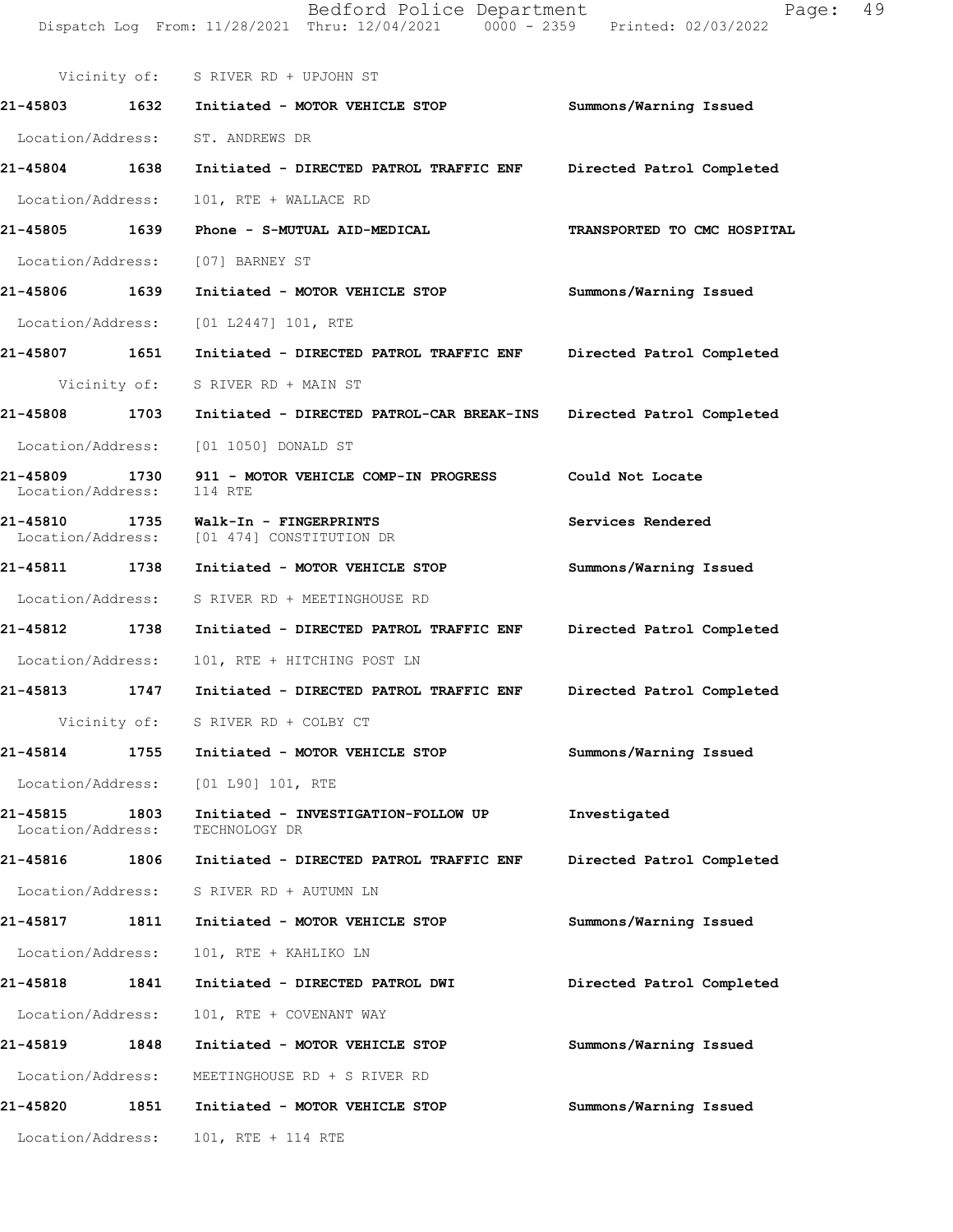Vicinity of: S RIVER RD + UPJOHN ST

**21-45803 1632 Initiated - MOTOR VEHICLE STOP** Summons/Warning Issued

Location/Address: ST. ANDREWS DR

**21-45804 1638 Initiated - DIRECTED PATROL TRAFFIC ENF** Directed Patrol Completed

Location/Address: 101, RTE + WALLACE RD

**21-45805 1639 Phone - S-MUTUAL AID-MEDICAL** TRANSPORTED TO CMC HOSPITAL

Location/Address: [07] BARNEY ST

**21-45806 1639 Initiated - MOTOR VEHICLE STOP** Summons/Warning Issued

Location/Address: [01 L2447] 101, RTE

**21-45807 1651 Initiated - DIRECTED PATROL TRAFFIC ENF** Directed Patrol Completed

Vicinity of: S RIVER RD + MAIN ST

**21-45808 1703 Initiated - DIRECTED PATROL-CAR BREAK-INS** Directed Patrol Completed

Location/Address: [01 1050] DONALD ST

**21-45809 1730 911 - MOTOR VEHICLE COMP-IN PROGRESS** Could Not Locate
Location/Address: 114 RTE

**21-45810 1735 Walk-In - FINGERPRINTS** Services Rendered
Location/Address: [01 474] CONSTITUTION DR

**21-45811 1738 Initiated - MOTOR VEHICLE STOP** Summons/Warning Issued

Location/Address: S RIVER RD + MEETINGHOUSE RD

**21-45812 1738 Initiated - DIRECTED PATROL TRAFFIC ENF** Directed Patrol Completed

Location/Address: 101, RTE + HITCHING POST LN

**21-45813 1747 Initiated - DIRECTED PATROL TRAFFIC ENF** Directed Patrol Completed

Vicinity of: S RIVER RD + COLBY CT

**21-45814 1755 Initiated - MOTOR VEHICLE STOP** Summons/Warning Issued

Location/Address: [01 L90] 101, RTE

**21-45815 1803 Initiated - INVESTIGATION-FOLLOW UP** Investigated
Location/Address: TECHNOLOGY DR

**21-45816 1806 Initiated - DIRECTED PATROL TRAFFIC ENF** Directed Patrol Completed

Location/Address: S RIVER RD + AUTUMN LN

**21-45817 1811 Initiated - MOTOR VEHICLE STOP** Summons/Warning Issued

Location/Address: 101, RTE + KAHLIKO LN

**21-45818 1841 Initiated - DIRECTED PATROL DWI** Directed Patrol Completed

Location/Address: 101, RTE + COVENANT WAY

**21-45819 1848 Initiated - MOTOR VEHICLE STOP** Summons/Warning Issued

Location/Address: MEETINGHOUSE RD + S RIVER RD

**21-45820 1851 Initiated - MOTOR VEHICLE STOP** Summons/Warning Issued

Location/Address: 101, RTE + 114 RTE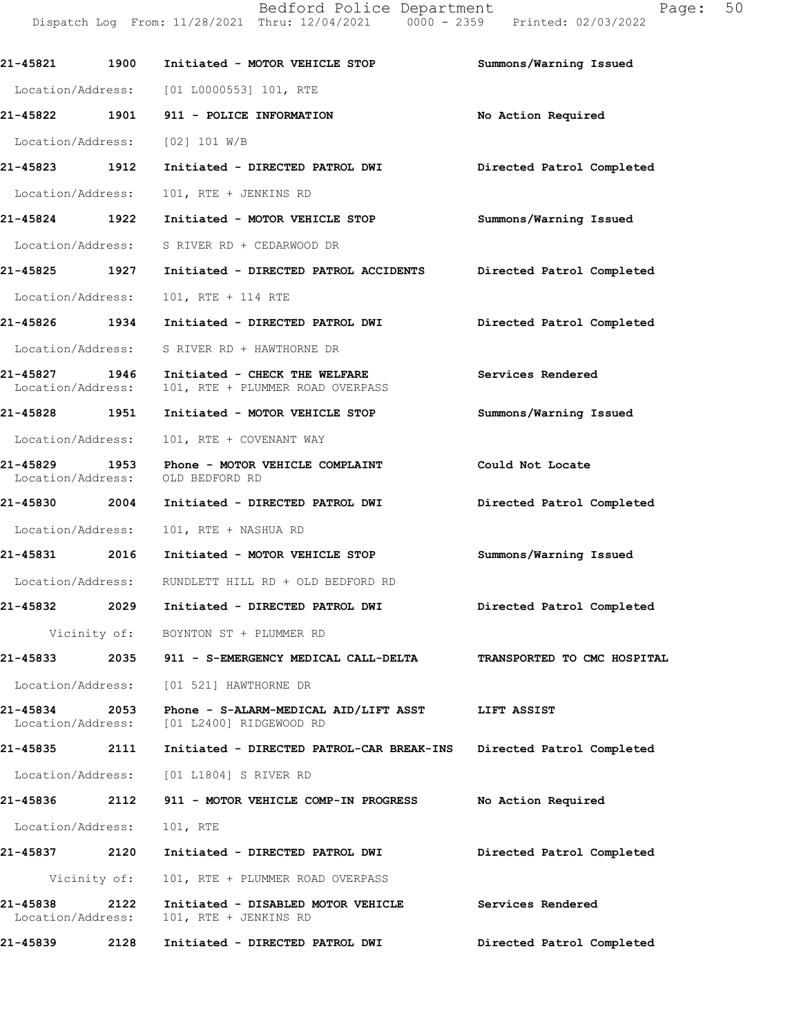21-45821 1900 Initiated - MOTOR VEHICLE STOP Summons/Warning Issued

Location/Address: [01 L0000553] 101, RTE

21-45822 1901 911 - POLICE INFORMATION No Action Required

Location/Address: [02] 101 W/B

21-45823 1912 Initiated - DIRECTED PATROL DWI Directed Patrol Completed

Location/Address: 101, RTE + JENKINS RD

21-45824 1922 Initiated - MOTOR VEHICLE STOP Summons/Warning Issued

Location/Address: S RIVER RD + CEDARWOOD DR

21-45825 1927 Initiated - DIRECTED PATROL ACCIDENTS Directed Patrol Completed

Location/Address: 101, RTE + 114 RTE

21-45826 1934 Initiated - DIRECTED PATROL DWI Directed Patrol Completed

Location/Address: S RIVER RD + HAWTHORNE DR

21-45827 1946 Initiated - CHECK THE WELFARE Services Rendered
Location/Address: 101, RTE + PLUMMER ROAD OVERPASS

21-45828 1951 Initiated - MOTOR VEHICLE STOP Summons/Warning Issued

Location/Address: 101, RTE + COVENANT WAY

21-45829 1953 Phone - MOTOR VEHICLE COMPLAINT Could Not Locate
Location/Address: OLD BEDFORD RD

21-45830 2004 Initiated - DIRECTED PATROL DWI Directed Patrol Completed

Location/Address: 101, RTE + NASHUA RD

21-45831 2016 Initiated - MOTOR VEHICLE STOP Summons/Warning Issued

Location/Address: RUNDLETT HILL RD + OLD BEDFORD RD

21-45832 2029 Initiated - DIRECTED PATROL DWI Directed Patrol Completed

Vicinity of: BOYNTON ST + PLUMMER RD

21-45833 2035 911 - S-EMERGENCY MEDICAL CALL-DELTA TRANSPORTED TO CMC HOSPITAL

Location/Address: [01 521] HAWTHORNE DR

21-45834 2053 Phone - S-ALARM-MEDICAL AID/LIFT ASST LIFT ASSIST
Location/Address: [01 L2400] RIDGEWOOD RD

21-45835 2111 Initiated - DIRECTED PATROL-CAR BREAK-INS Directed Patrol Completed

Location/Address: [01 L1804] S RIVER RD

21-45836 2112 911 - MOTOR VEHICLE COMP-IN PROGRESS No Action Required

Location/Address: 101, RTE

21-45837 2120 Initiated - DIRECTED PATROL DWI Directed Patrol Completed

Vicinity of: 101, RTE + PLUMMER ROAD OVERPASS

21-45838 2122 Initiated - DISABLED MOTOR VEHICLE Services Rendered
Location/Address: 101, RTE + JENKINS RD

21-45839 2128 Initiated - DIRECTED PATROL DWI Directed Patrol Completed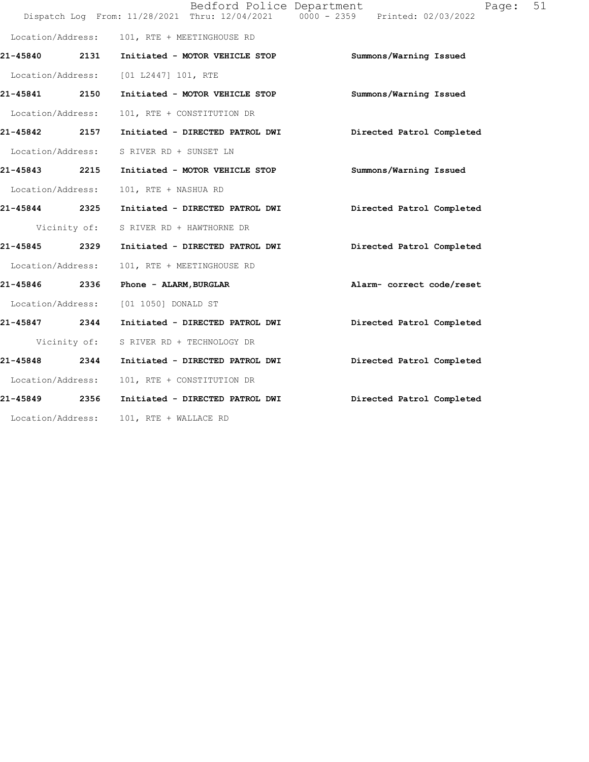Location/Address: 101, RTE + MEETINGHOUSE RD

**21-45840 2131 Initiated - MOTOR VEHICLE STOP** **Summons/Warning Issued**

Location/Address: [01 L2447] 101, RTE

**21-45841 2150 Initiated - MOTOR VEHICLE STOP** **Summons/Warning Issued**

Location/Address: 101, RTE + CONSTITUTION DR

**21-45842 2157 Initiated - DIRECTED PATROL DWI** **Directed Patrol Completed**

Location/Address: S RIVER RD + SUNSET LN

**21-45843 2215 Initiated - MOTOR VEHICLE STOP** **Summons/Warning Issued**

Location/Address: 101, RTE + NASHUA RD

**21-45844 2325 Initiated - DIRECTED PATROL DWI** **Directed Patrol Completed**

Vicinity of: S RIVER RD + HAWTHORNE DR

**21-45845 2329 Initiated - DIRECTED PATROL DWI** **Directed Patrol Completed**

Location/Address: 101, RTE + MEETINGHOUSE RD

**21-45846 2336 Phone - ALARM,BURGLAR** **Alarm- correct code/reset**

Location/Address: [01 1050] DONALD ST

**21-45847 2344 Initiated - DIRECTED PATROL DWI** **Directed Patrol Completed**

Vicinity of: S RIVER RD + TECHNOLOGY DR

**21-45848 2344 Initiated - DIRECTED PATROL DWI** **Directed Patrol Completed**

Location/Address: 101, RTE + CONSTITUTION DR

**21-45849 2356 Initiated - DIRECTED PATROL DWI** **Directed Patrol Completed**

Location/Address: 101, RTE + WALLACE RD